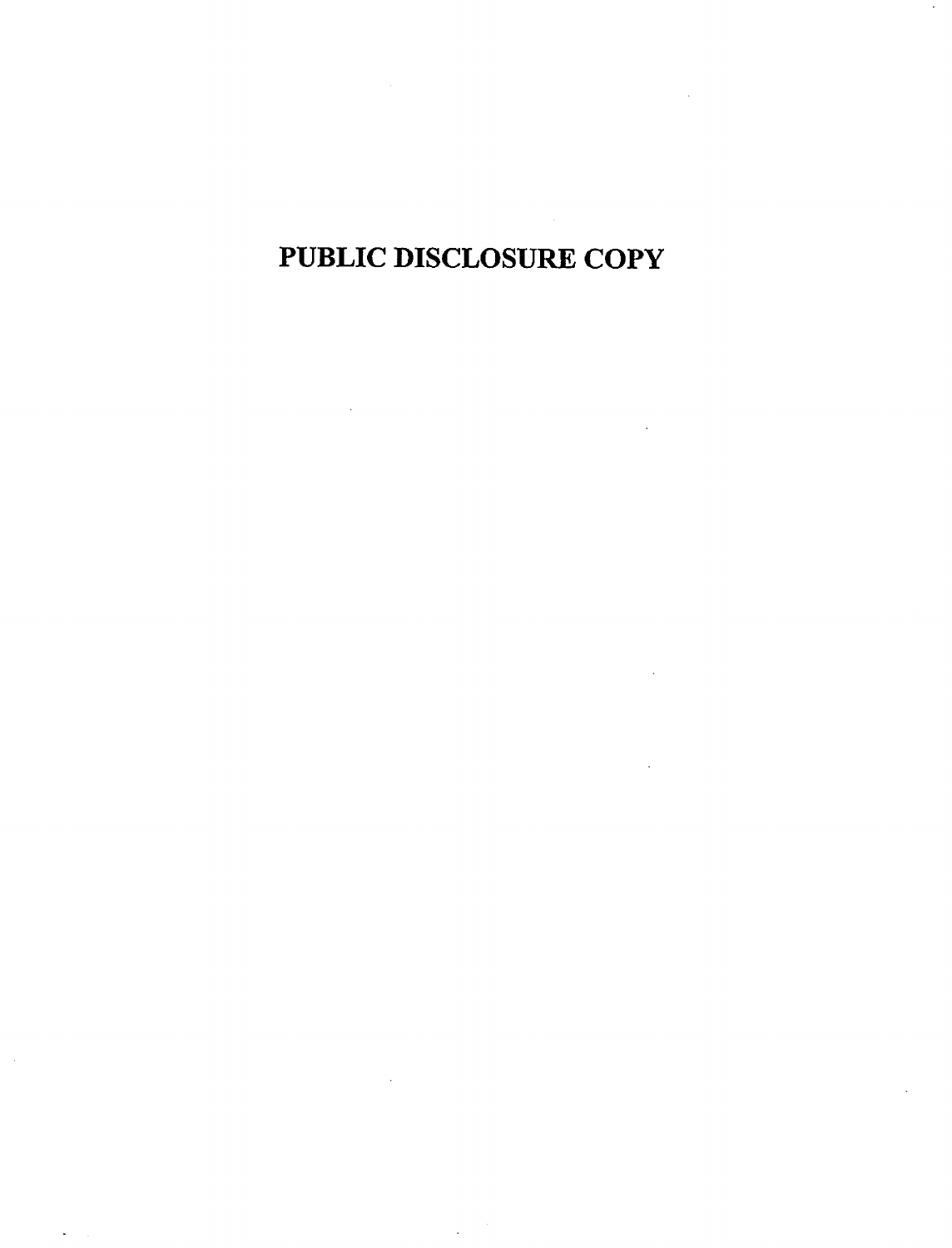# PUBLIC DISCLOSURE COPY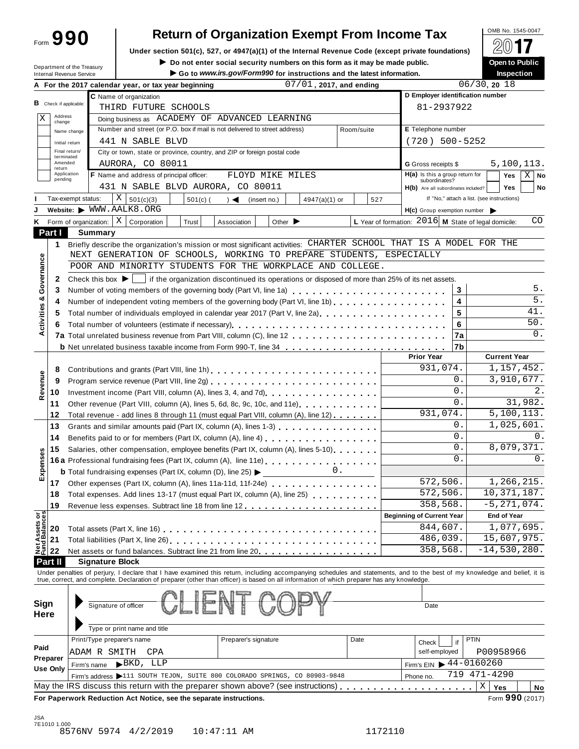Form **990**

# Return of Organization Exempt From Income Tax

**Under section 501(c), 527, or 4947(a)(1) of the Internal Revenue Code (except private foundations)**

▶ **Do not enter social security numbers on this form as it may be made public.**

▶ **Go to www.irs.gov/Form990 for instructions and the latest information.**

OMB No. 1545-0047

**2017**

**Open to Public Inspection**

Department of the Treasury
Internal Revenue Service

**A** For the 2017 calendar year, or tax year beginning 07/01, 2017, and ending 06/30, 20 18

**B** Check if applicable:
- X Address change
- Name change
- Initial return
- Final return/terminated
- Amended return
- Application pending

**C** Name of organization: THIRD FUTURE SCHOOLS

Doing business as: ACADEMY OF ADVANCED LEARNING

Number and street (or P.O. box if mail is not delivered to street address): 441 N SABLE BLVD — Room/suite:

City or town, state or province, country, and ZIP or foreign postal code: AURORA, CO 80011

**D** Employer identification number: 81-2937922

**E** Telephone number: (720) 500-5252

**G** Gross receipts $ 5,100,113.

**F** Name and address of principal officer: FLOYD MIKE MILES, 431 N SABLE BLVD AURORA, CO 80011

**H(a)** Is this a group return for subordinates? Yes [ ] No [X]

**H(b)** Are all subordinates included? Yes [ ] No [ ]
If "No," attach a list. (see instructions)

**I** Tax-exempt status: [X] 501(c)(3) [ ] 501(c) ( ) ◀ (insert no.) [ ] 4947(a)(1) or [ ] 527

**J** Website: ▶ WWW.AALK8.ORG

**H(c)** Group exemption number ▶

**K** Form of organization: [X] Corporation [ ] Trust [ ] Association [ ] Other ▶

**L** Year of formation: 2016 **M** State of legal domicile: CO

## Part I Summary

**Activities & Governance**

1 Briefly describe the organization's mission or most significant activities: CHARTER SCHOOL THAT IS A MODEL FOR THE NEXT GENERATION OF SCHOOLS, WORKING TO PREPARE STUDENTS, ESPECIALLY POOR AND MINORITY STUDENTS FOR THE WORKPLACE AND COLLEGE.

2 Check this box ▶ [ ] if the organization discontinued its operations or disposed of more than 25% of its net assets.

| | | | |
|---|---|---|---|
| 3 | Number of voting members of the governing body (Part VI, line 1a) | 3 | 5. |
| 4 | Number of independent voting members of the governing body (Part VI, line 1b) | 4 | 5. |
| 5 | Total number of individuals employed in calendar year 2017 (Part V, line 2a) | 5 | 41. |
| 6 | Total number of volunteers (estimate if necessary) | 6 | 50. |
| 7a | Total unrelated business revenue from Part VIII, column (C), line 12 | 7a | 0. |
| b | Net unrelated business taxable income from Form 990-T, line 34 | 7b | |

| | | Prior Year | Current Year |
|---|---|---|---|
| **Revenue** | | | |
| 8 | Contributions and grants (Part VIII, line 1h) | 931,074. | 1,157,452. |
| 9 | Program service revenue (Part VIII, line 2g) | 0. | 3,910,677. |
| 10 | Investment income (Part VIII, column (A), lines 3, 4, and 7d) | 0. | 2. |
| 11 | Other revenue (Part VIII, column (A), lines 5, 6d, 8c, 9c, 10c, and 11e) | 0. | 31,982. |
| 12 | Total revenue - add lines 8 through 11 (must equal Part VIII, column (A), line 12) | 931,074. | 5,100,113. |
| **Expenses** | | | |
| 13 | Grants and similar amounts paid (Part IX, column (A), lines 1-3) | 0. | 1,025,601. |
| 14 | Benefits paid to or for members (Part IX, column (A), line 4) | 0. | 0. |
| 15 | Salaries, other compensation, employee benefits (Part IX, column (A), lines 5-10) | 0. | 8,079,371. |
| 16a | Professional fundraising fees (Part IX, column (A), line 11e) | 0. | 0. |
| b | Total fundraising expenses (Part IX, column (D), line 25) ▶ 0. | | |
| 17 | Other expenses (Part IX, column (A), lines 11a-11d, 11f-24e) | 572,506. | 1,266,215. |
| 18 | Total expenses. Add lines 13-17 (must equal Part IX, column (A), line 25) | 572,506. | 10,371,187. |
| 19 | Revenue less expenses. Subtract line 18 from line 12 | 358,568. | -5,271,074. |

| **Net Assets or Fund Balances** | | Beginning of Current Year | End of Year |
|---|---|---|---|
| 20 | Total assets (Part X, line 16) | 844,607. | 1,077,695. |
| 21 | Total liabilities (Part X, line 26) | 486,039. | 15,607,975. |
| 22 | Net assets or fund balances. Subtract line 21 from line 20 | 358,568. | -14,530,280. |

## Part II Signature Block

Under penalties of perjury, I declare that I have examined this return, including accompanying schedules and statements, and to the best of my knowledge and belief, it is true, correct, and complete. Declaration of preparer (other than officer) is based on all information of which preparer has any knowledge.

**Sign Here**

▶ Signature of officer — CLIENT COPY — Date

▶ Type or print name and title

**Paid Preparer Use Only**

| Print/Type preparer's name | Preparer's signature | Date | Check [ ] if self-employed | PTIN |
|---|---|---|---|---|
| ADAM R SMITH CPA | | | | P00958966 |

Firm's name ▶ BKD, LLP — Firm's EIN ▶ 44-0160260

Firm's address ▶ 111 SOUTH TEJON, SUITE 800 COLORADO SPRINGS, CO 80903-9848 — Phone no. 719 471-4290

May the IRS discuss this return with the preparer shown above? (see instructions) [X] Yes [ ] No

**For Paperwork Reduction Act Notice, see the separate instructions.** Form **990** (2017)

JSA
7E1010 1.000
8576NV 5974 4/2/2019 10:47:11 AM 1172110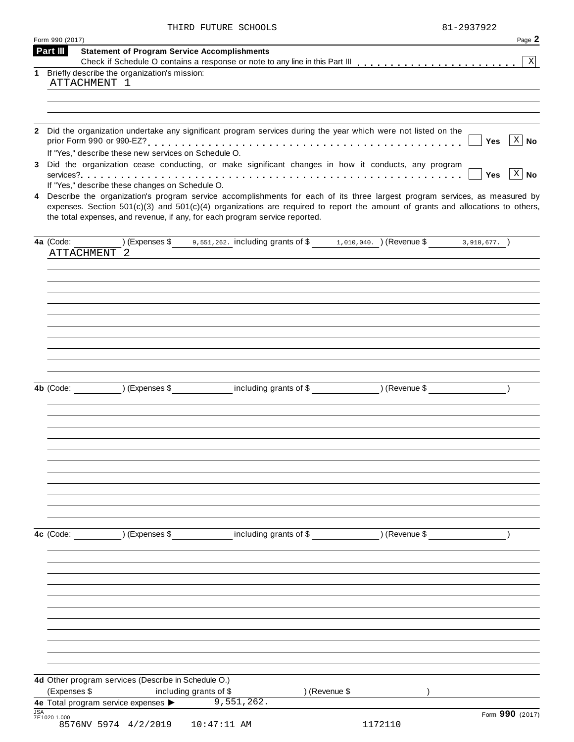THIRD FUTURE SCHOOLS 81-2937922

Form 990 (2017) Page **2**

**Part III** **Statement of Program Service Accomplishments**

Check if Schedule O contains a response or note to any line in this Part III . . . . . . . . . . . . . . . . . . . . . . . [X]

**1** Briefly describe the organization's mission:

ATTACHMENT 1

**2** Did the organization undertake any significant program services during the year which were not listed on the prior Form 990 or 990-EZ? . . . . . . . . . . . . . . . . . . . . . . . . . . . . . . . . . . . . . . . . . . [ ] **Yes** [X] **No**

If "Yes," describe these new services on Schedule O.

**3** Did the organization cease conducting, or make significant changes in how it conducts, any program services? . . . . . . . . . . . . . . . . . . . . . . . . . . . . . . . . . . . . . . . . . . . . . . . . . . . . . . . . [ ] **Yes** [X] **No**

If "Yes," describe these changes on Schedule O.

**4** Describe the organization's program service accomplishments for each of its three largest program services, as measured by expenses. Section 501(c)(3) and 501(c)(4) organizations are required to report the amount of grants and allocations to others, the total expenses, and revenue, if any, for each program service reported.

**4a** (Code: ) (Expenses $ 9,551,262. including grants of $ 1,010,040. ) (Revenue $ 3,910,677. )

ATTACHMENT 2

**4b** (Code: ) (Expenses $ including grants of $ ) (Revenue $ )

**4c** (Code: ) (Expenses $ including grants of $ ) (Revenue $ )

**4d** Other program services (Describe in Schedule O.)

(Expenses $ including grants of $ ) (Revenue $ )

**4e** Total program service expenses ▶ 9,551,262.

JSA
7E1020 1.000

Form **990** (2017)

8576NV 5974 4/2/2019 10:47:11 AM 1172110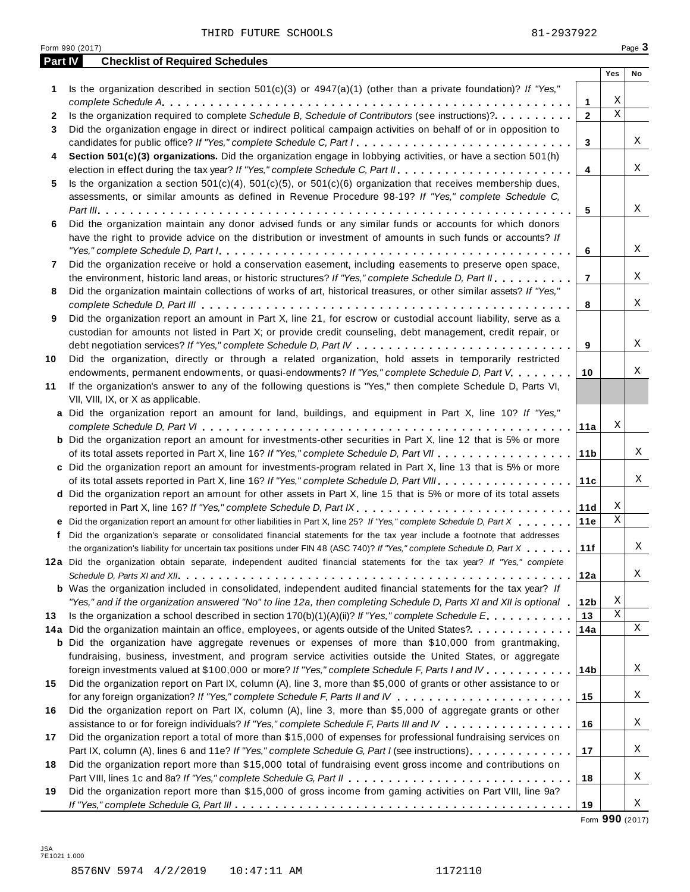THIRD FUTURE SCHOOLS 81-2937922

Form 990 (2017) Page **3**

**Part IV Checklist of Required Schedules**

| | | | Yes | No |
|---|---|---|---|---|
| **1** | Is the organization described in section 501(c)(3) or 4947(a)(1) (other than a private foundation)? *If "Yes," complete Schedule A* | **1** | X | |
| **2** | Is the organization required to complete *Schedule B, Schedule of Contributors* (see instructions)? | **2** | X | |
| **3** | Did the organization engage in direct or indirect political campaign activities on behalf of or in opposition to candidates for public office? *If "Yes," complete Schedule C, Part I* | **3** | | X |
| **4** | **Section 501(c)(3) organizations.** Did the organization engage in lobbying activities, or have a section 501(h) election in effect during the tax year? *If "Yes," complete Schedule C, Part II* | **4** | | X |
| **5** | Is the organization a section 501(c)(4), 501(c)(5), or 501(c)(6) organization that receives membership dues, assessments, or similar amounts as defined in Revenue Procedure 98-19? *If "Yes," complete Schedule C, Part III* | **5** | | X |
| **6** | Did the organization maintain any donor advised funds or any similar funds or accounts for which donors have the right to provide advice on the distribution or investment of amounts in such funds or accounts? *If "Yes," complete Schedule D, Part I* | **6** | | X |
| **7** | Did the organization receive or hold a conservation easement, including easements to preserve open space, the environment, historic land areas, or historic structures? *If "Yes," complete Schedule D, Part II* | **7** | | X |
| **8** | Did the organization maintain collections of works of art, historical treasures, or other similar assets? *If "Yes," complete Schedule D, Part III* | **8** | | X |
| **9** | Did the organization report an amount in Part X, line 21, for escrow or custodial account liability, serve as a custodian for amounts not listed in Part X; or provide credit counseling, debt management, credit repair, or debt negotiation services? *If "Yes," complete Schedule D, Part IV* | **9** | | X |
| **10** | Did the organization, directly or through a related organization, hold assets in temporarily restricted endowments, permanent endowments, or quasi-endowments? *If "Yes," complete Schedule D, Part V* | **10** | | X |
| **11** | If the organization's answer to any of the following questions is "Yes," then complete Schedule D, Parts VI, VII, VIII, IX, or X as applicable. | | | |
| **a** | Did the organization report an amount for land, buildings, and equipment in Part X, line 10? *If "Yes," complete Schedule D, Part VI* | **11a** | X | |
| **b** | Did the organization report an amount for investments-other securities in Part X, line 12 that is 5% or more of its total assets reported in Part X, line 16? *If "Yes," complete Schedule D, Part VII* | **11b** | | X |
| **c** | Did the organization report an amount for investments-program related in Part X, line 13 that is 5% or more of its total assets reported in Part X, line 16? *If "Yes," complete Schedule D, Part VIII* | **11c** | | X |
| **d** | Did the organization report an amount for other assets in Part X, line 15 that is 5% or more of its total assets reported in Part X, line 16? *If "Yes," complete Schedule D, Part IX* | **11d** | X | |
| **e** | Did the organization report an amount for other liabilities in Part X, line 25? *If "Yes," complete Schedule D, Part X* | **11e** | X | |
| **f** | Did the organization's separate or consolidated financial statements for the tax year include a footnote that addresses the organization's liability for uncertain tax positions under FIN 48 (ASC 740)? *If "Yes," complete Schedule D, Part X* | **11f** | | X |
| **12a** | Did the organization obtain separate, independent audited financial statements for the tax year? *If "Yes," complete Schedule D, Parts XI and XII* | **12a** | | X |
| **b** | Was the organization included in consolidated, independent audited financial statements for the tax year? *If "Yes," and if the organization answered "No" to line 12a, then completing Schedule D, Parts XI and XII is optional* | **12b** | X | |
| **13** | Is the organization a school described in section 170(b)(1)(A)(ii)? *If "Yes," complete Schedule E* | **13** | X | |
| **14a** | Did the organization maintain an office, employees, or agents outside of the United States? | **14a** | | X |
| **b** | Did the organization have aggregate revenues or expenses of more than $10,000 from grantmaking, fundraising, business, investment, and program service activities outside the United States, or aggregate foreign investments valued at $100,000 or more? *If "Yes," complete Schedule F, Parts I and IV* | **14b** | | X |
| **15** | Did the organization report on Part IX, column (A), line 3, more than $5,000 of grants or other assistance to or for any foreign organization? *If "Yes," complete Schedule F, Parts II and IV* | **15** | | X |
| **16** | Did the organization report on Part IX, column (A), line 3, more than $5,000 of aggregate grants or other assistance to or for foreign individuals? *If "Yes," complete Schedule F, Parts III and IV* | **16** | | X |
| **17** | Did the organization report a total of more than $15,000 of expenses for professional fundraising services on Part IX, column (A), lines 6 and 11e? *If "Yes," complete Schedule G, Part I* (see instructions) | **17** | | X |
| **18** | Did the organization report more than $15,000 total of fundraising event gross income and contributions on Part VIII, lines 1c and 8a? *If "Yes," complete Schedule G, Part II* | **18** | | X |
| **19** | Did the organization report more than $15,000 of gross income from gaming activities on Part VIII, line 9a? *If "Yes," complete Schedule G, Part III* | **19** | | X |

Form **990** (2017)

JSA
7E1021 1.000

8576NV 5974 4/2/2019 10:47:11 AM 1172110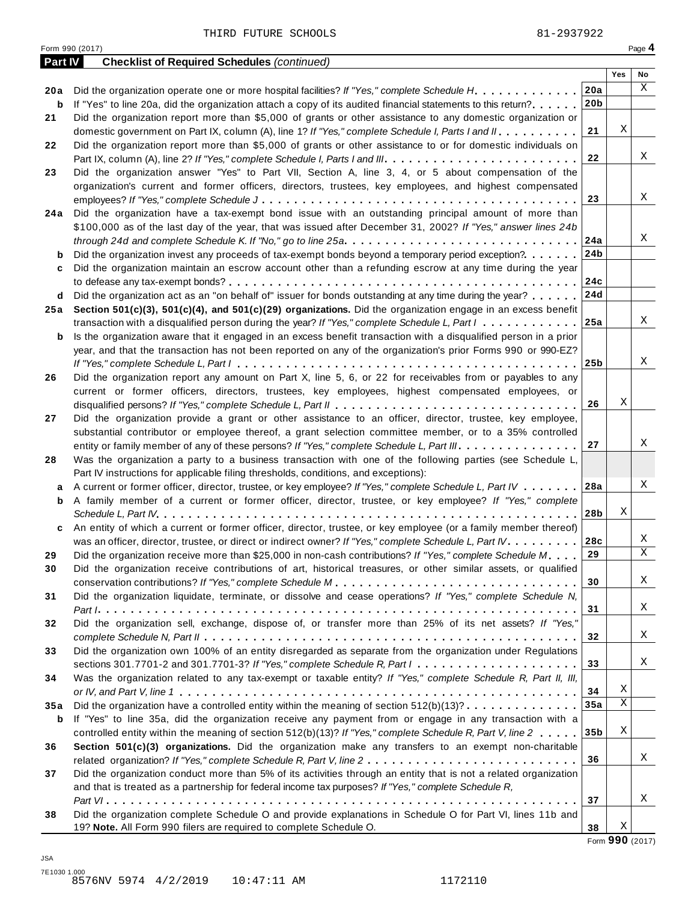THIRD FUTURE SCHOOLS 81-2937922

Form 990 (2017) Page **4**

## Part IV Checklist of Required Schedules *(continued)*

| | | | Yes | No |
|---|---|---|---|---|
| **20a** | Did the organization operate one or more hospital facilities? *If "Yes," complete Schedule H* | **20a** | | X |
| **b** | If "Yes" to line 20a, did the organization attach a copy of its audited financial statements to this return? | **20b** | | |
| **21** | Did the organization report more than $5,000 of grants or other assistance to any domestic organization or domestic government on Part IX, column (A), line 1? *If "Yes," complete Schedule I, Parts I and II* | **21** | X | |
| **22** | Did the organization report more than $5,000 of grants or other assistance to or for domestic individuals on Part IX, column (A), line 2? *If "Yes," complete Schedule I, Parts I and III* | **22** | | X |
| **23** | Did the organization answer "Yes" to Part VII, Section A, line 3, 4, or 5 about compensation of the organization's current and former officers, directors, trustees, key employees, and highest compensated employees? *If "Yes," complete Schedule J* | **23** | | X |
| **24a** | Did the organization have a tax-exempt bond issue with an outstanding principal amount of more than $100,000 as of the last day of the year, that was issued after December 31, 2002? *If "Yes," answer lines 24b through 24d and complete Schedule K. If "No," go to line 25a* | **24a** | | X |
| **b** | Did the organization invest any proceeds of tax-exempt bonds beyond a temporary period exception? | **24b** | | |
| **c** | Did the organization maintain an escrow account other than a refunding escrow at any time during the year to defease any tax-exempt bonds? | **24c** | | |
| **d** | Did the organization act as an "on behalf of" issuer for bonds outstanding at any time during the year? | **24d** | | |
| **25a** | **Section 501(c)(3), 501(c)(4), and 501(c)(29) organizations.** Did the organization engage in an excess benefit transaction with a disqualified person during the year? *If "Yes," complete Schedule L, Part I* | **25a** | | X |
| **b** | Is the organization aware that it engaged in an excess benefit transaction with a disqualified person in a prior year, and that the transaction has not been reported on any of the organization's prior Forms 990 or 990-EZ? *If "Yes," complete Schedule L, Part I* | **25b** | | X |
| **26** | Did the organization report any amount on Part X, line 5, 6, or 22 for receivables from or payables to any current or former officers, directors, trustees, key employees, highest compensated employees, or disqualified persons? *If "Yes," complete Schedule L, Part II* | **26** | X | |
| **27** | Did the organization provide a grant or other assistance to an officer, director, trustee, key employee, substantial contributor or employee thereof, a grant selection committee member, or to a 35% controlled entity or family member of any of these persons? *If "Yes," complete Schedule L, Part III* | **27** | | X |
| **28** | Was the organization a party to a business transaction with one of the following parties (see Schedule L, Part IV instructions for applicable filing thresholds, conditions, and exceptions): | | | |
| **a** | A current or former officer, director, trustee, or key employee? *If "Yes," complete Schedule L, Part IV* | **28a** | | X |
| **b** | A family member of a current or former officer, director, trustee, or key employee? *If "Yes," complete Schedule L, Part IV* | **28b** | X | |
| **c** | An entity of which a current or former officer, director, trustee, or key employee (or a family member thereof) was an officer, director, trustee, or direct or indirect owner? *If "Yes," complete Schedule L, Part IV* | **28c** | | X |
| **29** | Did the organization receive more than $25,000 in non-cash contributions? *If "Yes," complete Schedule M* | **29** | | X |
| **30** | Did the organization receive contributions of art, historical treasures, or other similar assets, or qualified conservation contributions? *If "Yes," complete Schedule M* | **30** | | X |
| **31** | Did the organization liquidate, terminate, or dissolve and cease operations? *If "Yes," complete Schedule N, Part I* | **31** | | X |
| **32** | Did the organization sell, exchange, dispose of, or transfer more than 25% of its net assets? *If "Yes," complete Schedule N, Part II* | **32** | | X |
| **33** | Did the organization own 100% of an entity disregarded as separate from the organization under Regulations sections 301.7701-2 and 301.7701-3? *If "Yes," complete Schedule R, Part I* | **33** | | X |
| **34** | Was the organization related to any tax-exempt or taxable entity? *If "Yes," complete Schedule R, Part II, III, or IV, and Part V, line 1* | **34** | X | |
| **35a** | Did the organization have a controlled entity within the meaning of section 512(b)(13)? | **35a** | X | |
| **b** | If "Yes" to line 35a, did the organization receive any payment from or engage in any transaction with a controlled entity within the meaning of section 512(b)(13)? *If "Yes," complete Schedule R, Part V, line 2* | **35b** | X | |
| **36** | **Section 501(c)(3) organizations.** Did the organization make any transfers to an exempt non-charitable related organization? *If "Yes," complete Schedule R, Part V, line 2* | **36** | | X |
| **37** | Did the organization conduct more than 5% of its activities through an entity that is not a related organization and that is treated as a partnership for federal income tax purposes? *If "Yes," complete Schedule R, Part VI* | **37** | | X |
| **38** | Did the organization complete Schedule O and provide explanations in Schedule O for Part VI, lines 11b and 19? **Note.** All Form 990 filers are required to complete Schedule O. | **38** | X | |

Form **990** (2017)

JSA
7E1030 1.000
8576NV 5974 4/2/2019 10:47:11 AM 1172110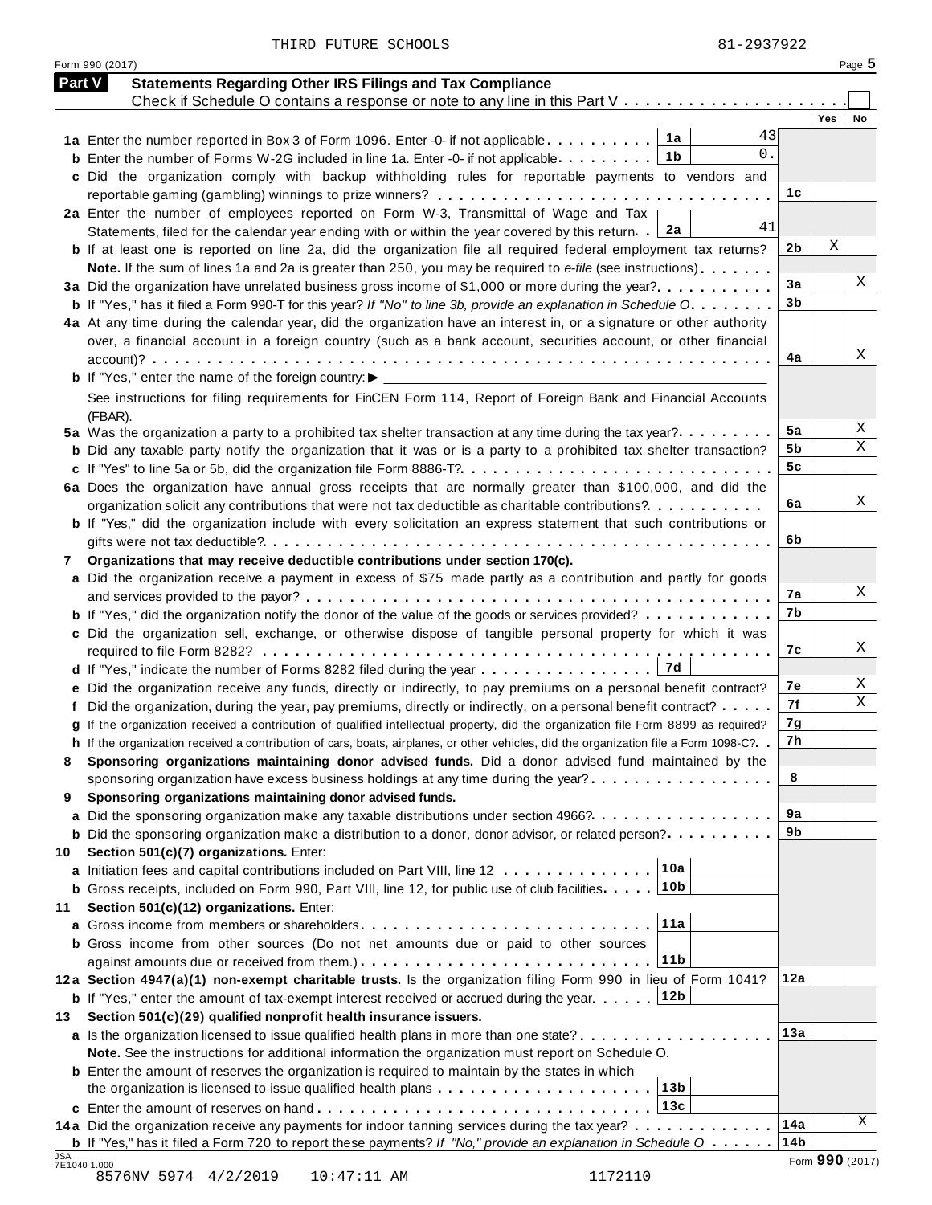THIRD FUTURE SCHOOLS 81-2937922

Form 990 (2017) Page **5**

## Part V Statements Regarding Other IRS Filings and Tax Compliance

Check if Schedule O contains a response or note to any line in this Part V . . . . . . . . . . . . . . . . . . . . . ☐

| | | | | Yes | No |
|---|---|---|---|---|---|
| **1a** | Enter the number reported in Box 3 of Form 1096. Enter -0- if not applicable | 1a | 43 | | |
| **b** | Enter the number of Forms W-2G included in line 1a. Enter -0- if not applicable | 1b | 0. | | |
| **c** | Did the organization comply with backup withholding rules for reportable payments to vendors and reportable gaming (gambling) winnings to prize winners? | | | 1c | | |
| **2a** | Enter the number of employees reported on Form W-3, Transmittal of Wage and Tax Statements, filed for the calendar year ending with or within the year covered by this return | 2a | 41 | | |
| **b** | If at least one is reported on line 2a, did the organization file all required federal employment tax returns? | | | 2b | X | |
| | **Note.** If the sum of lines 1a and 2a is greater than 250, you may be required to *e-file* (see instructions) | | | | | |
| **3a** | Did the organization have unrelated business gross income of $1,000 or more during the year? | | | 3a | | X |
| **b** | If "Yes," has it filed a Form 990-T for this year? *If "No" to line 3b, provide an explanation in Schedule O* | | | 3b | | |
| **4a** | At any time during the calendar year, did the organization have an interest in, or a signature or other authority over, a financial account in a foreign country (such as a bank account, securities account, or other financial account)? | | | 4a | | X |
| **b** | If "Yes," enter the name of the foreign country: ▶ | | | | | |
| | See instructions for filing requirements for FinCEN Form 114, Report of Foreign Bank and Financial Accounts (FBAR). | | | | | |
| **5a** | Was the organization a party to a prohibited tax shelter transaction at any time during the tax year? | | | 5a | | X |
| **b** | Did any taxable party notify the organization that it was or is a party to a prohibited tax shelter transaction? | | | 5b | | X |
| **c** | If "Yes" to line 5a or 5b, did the organization file Form 8886-T? | | | 5c | | |
| **6a** | Does the organization have annual gross receipts that are normally greater than $100,000, and did the organization solicit any contributions that were not tax deductible as charitable contributions? | | | 6a | | X |
| **b** | If "Yes," did the organization include with every solicitation an express statement that such contributions or gifts were not tax deductible? | | | 6b | | |
| **7** | **Organizations that may receive deductible contributions under section 170(c).** | | | | | |
| **a** | Did the organization receive a payment in excess of $75 made partly as a contribution and partly for goods and services provided to the payor? | | | 7a | | X |
| **b** | If "Yes," did the organization notify the donor of the value of the goods or services provided? | | | 7b | | |
| **c** | Did the organization sell, exchange, or otherwise dispose of tangible personal property for which it was required to file Form 8282? | | | 7c | | X |
| **d** | If "Yes," indicate the number of Forms 8282 filed during the year | 7d | | | | |
| **e** | Did the organization receive any funds, directly or indirectly, to pay premiums on a personal benefit contract? | | | 7e | | X |
| **f** | Did the organization, during the year, pay premiums, directly or indirectly, on a personal benefit contract? | | | 7f | | X |
| **g** | If the organization received a contribution of qualified intellectual property, did the organization file Form 8899 as required? | | | 7g | | |
| **h** | If the organization received a contribution of cars, boats, airplanes, or other vehicles, did the organization file a Form 1098-C? | | | 7h | | |
| **8** | **Sponsoring organizations maintaining donor advised funds.** Did a donor advised fund maintained by the sponsoring organization have excess business holdings at any time during the year? | | | 8 | | |
| **9** | **Sponsoring organizations maintaining donor advised funds.** | | | | | |
| **a** | Did the sponsoring organization make any taxable distributions under section 4966? | | | 9a | | |
| **b** | Did the sponsoring organization make a distribution to a donor, donor advisor, or related person? | | | 9b | | |
| **10** | **Section 501(c)(7) organizations.** Enter: | | | | | |
| **a** | Initiation fees and capital contributions included on Part VIII, line 12 | 10a | | | | |
| **b** | Gross receipts, included on Form 990, Part VIII, line 12, for public use of club facilities | 10b | | | | |
| **11** | **Section 501(c)(12) organizations.** Enter: | | | | | |
| **a** | Gross income from members or shareholders | 11a | | | | |
| **b** | Gross income from other sources (Do not net amounts due or paid to other sources against amounts due or received from them.) | 11b | | | | |
| **12a** | **Section 4947(a)(1) non-exempt charitable trusts.** Is the organization filing Form 990 in lieu of Form 1041? | | | 12a | | |
| **b** | If "Yes," enter the amount of tax-exempt interest received or accrued during the year | 12b | | | | |
| **13** | **Section 501(c)(29) qualified nonprofit health insurance issuers.** | | | | | |
| **a** | Is the organization licensed to issue qualified health plans in more than one state? | | | 13a | | |
| | **Note.** See the instructions for additional information the organization must report on Schedule O. | | | | | |
| **b** | Enter the amount of reserves the organization is required to maintain by the states in which the organization is licensed to issue qualified health plans | 13b | | | | |
| **c** | Enter the amount of reserves on hand | 13c | | | | |
| **14a** | Did the organization receive any payments for indoor tanning services during the tax year? | | | 14a | | X |
| **b** | If "Yes," has it filed a Form 720 to report these payments? *If "No," provide an explanation in Schedule O* | | | 14b | | |

Form **990** (2017)

JSA 7E1040 1.000
8576NV 5974 4/2/2019 10:47:11 AM 1172110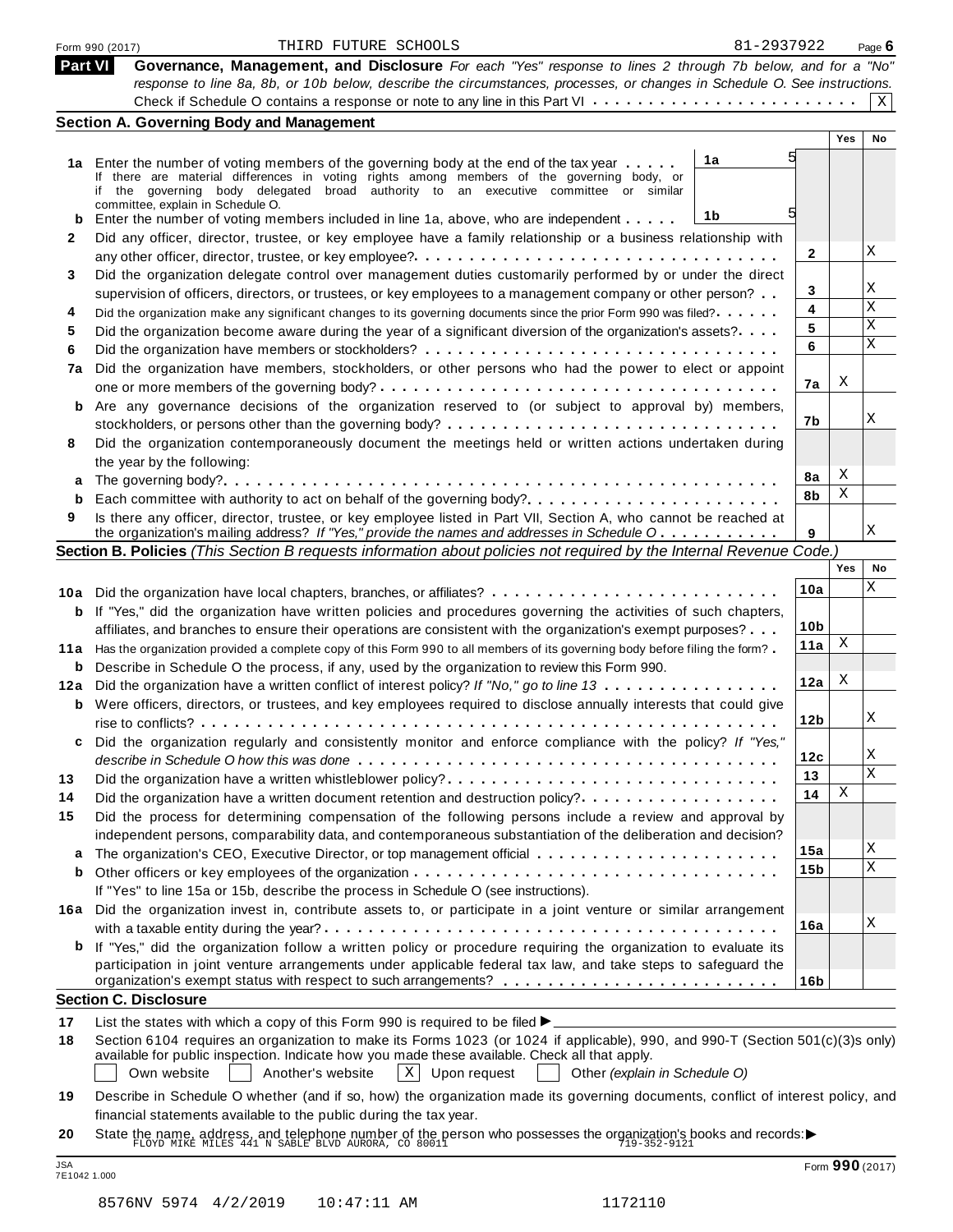Form 990 (2017) THIRD FUTURE SCHOOLS 81-2937922

## Part VI Governance, Management, and Disclosure

*For each "Yes" response to lines 2 through 7b below, and for a "No" response to line 8a, 8b, or 10b below, describe the circumstances, processes, or changes in Schedule O. See instructions.*

Check if Schedule O contains a response or note to any line in this Part VI . . . [X]

### Section A. Governing Body and Management

| | | Line | Value | Yes | No |
|---|---|---|---|---|---|
| 1a | Enter the number of voting members of the governing body at the end of the tax year. If there are material differences in voting rights among members of the governing body, or if the governing body delegated broad authority to an executive committee or similar committee, explain in Schedule O. | 1a | 5 | | |
| b | Enter the number of voting members included in line 1a, above, who are independent | 1b | 5 | | |
| 2 | Did any officer, director, trustee, or key employee have a family relationship or a business relationship with any other officer, director, trustee, or key employee? | 2 | | | X |
| 3 | Did the organization delegate control over management duties customarily performed by or under the direct supervision of officers, directors, or trustees, or key employees to a management company or other person? | 3 | | | X |
| 4 | Did the organization make any significant changes to its governing documents since the prior Form 990 was filed? | 4 | | | X |
| 5 | Did the organization become aware during the year of a significant diversion of the organization's assets? | 5 | | | X |
| 6 | Did the organization have members or stockholders? | 6 | | | X |
| 7a | Did the organization have members, stockholders, or other persons who had the power to elect or appoint one or more members of the governing body? | 7a | | X | |
| b | Are any governance decisions of the organization reserved to (or subject to approval by) members, stockholders, or persons other than the governing body? | 7b | | | X |
| 8 | Did the organization contemporaneously document the meetings held or written actions undertaken during the year by the following: | | | | |
| a | The governing body? | 8a | | X | |
| b | Each committee with authority to act on behalf of the governing body? | 8b | | X | |
| 9 | Is there any officer, director, trustee, or key employee listed in Part VII, Section A, who cannot be reached at the organization's mailing address? *If "Yes," provide the names and addresses in Schedule O* | 9 | | | X |

### Section B. Policies *(This Section B requests information about policies not required by the Internal Revenue Code.)*

| | | Line | Yes | No |
|---|---|---|---|---|
| 10a | Did the organization have local chapters, branches, or affiliates? | 10a | | X |
| b | If "Yes," did the organization have written policies and procedures governing the activities of such chapters, affiliates, and branches to ensure their operations are consistent with the organization's exempt purposes? | 10b | | |
| 11a | Has the organization provided a complete copy of this Form 990 to all members of its governing body before filing the form? | 11a | X | |
| b | Describe in Schedule O the process, if any, used by the organization to review this Form 990. | | | |
| 12a | Did the organization have a written conflict of interest policy? *If "No," go to line 13* | 12a | X | |
| b | Were officers, directors, or trustees, and key employees required to disclose annually interests that could give rise to conflicts? | 12b | | X |
| c | Did the organization regularly and consistently monitor and enforce compliance with the policy? *If "Yes," describe in Schedule O how this was done* | 12c | | X |
| 13 | Did the organization have a written whistleblower policy? | 13 | | X |
| 14 | Did the organization have a written document retention and destruction policy? | 14 | X | |
| 15 | Did the process for determining compensation of the following persons include a review and approval by independent persons, comparability data, and contemporaneous substantiation of the deliberation and decision? | | | |
| a | The organization's CEO, Executive Director, or top management official | 15a | | X |
| b | Other officers or key employees of the organization | 15b | | X |
| | If "Yes" to line 15a or 15b, describe the process in Schedule O (see instructions). | | | |
| 16a | Did the organization invest in, contribute assets to, or participate in a joint venture or similar arrangement with a taxable entity during the year? | 16a | | X |
| b | If "Yes," did the organization follow a written policy or procedure requiring the organization to evaluate its participation in joint venture arrangements under applicable federal tax law, and take steps to safeguard the organization's exempt status with respect to such arrangements? | 16b | | |

### Section C. Disclosure

**17** List the states with which a copy of this Form 990 is required to be filed ►

**18** Section 6104 requires an organization to make its Forms 1023 (or 1024 if applicable), 990, and 990-T (Section 501(c)(3)s only) available for public inspection. Indicate how you made these available. Check all that apply.

[ ] Own website [ ] Another's website [X] Upon request [ ] Other *(explain in Schedule O)*

**19** Describe in Schedule O whether (and if so, how) the organization made its governing documents, conflict of interest policy, and financial statements available to the public during the tax year.

**20** State the name, address, and telephone number of the person who possesses the organization's books and records: ►
FLOYD MIKE MILES 441 N SABLE BLVD AURORA, CO 80011 719-352-9121

Form 990 (2017)

8576NV 5974 4/2/2019 10:47:11 AM 1172110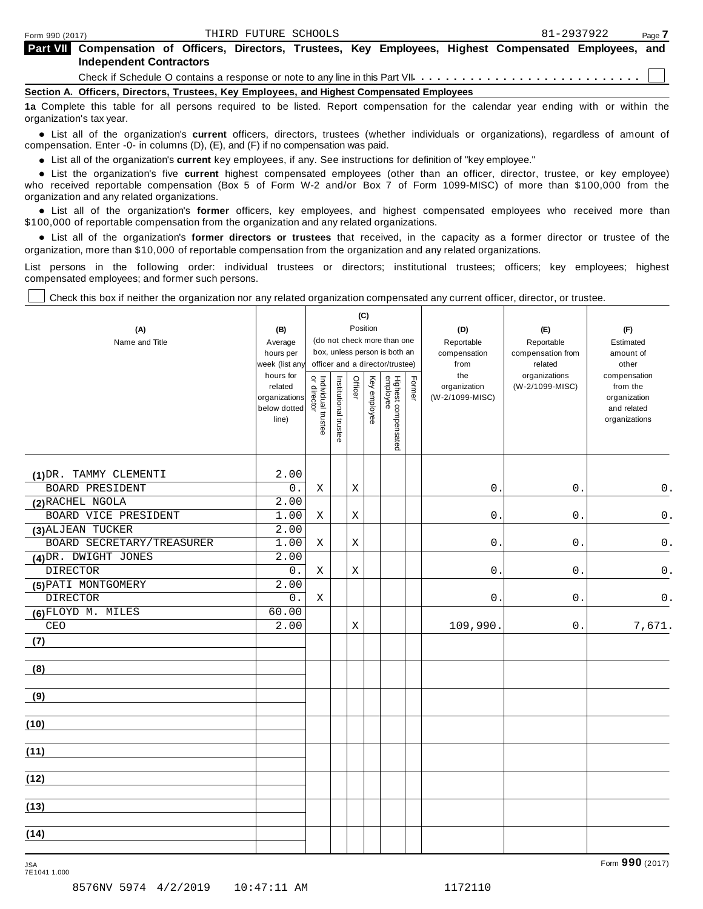Form 990 (2017) THIRD FUTURE SCHOOLS 81-2937922 Page 7

**Part VII Compensation of Officers, Directors, Trustees, Key Employees, Highest Compensated Employees, and Independent Contractors**

Check if Schedule O contains a response or note to any line in this Part VII . . . . . . . . . . . . . . . . . . . . . . . . . . . ☐

**Section A. Officers, Directors, Trustees, Key Employees, and Highest Compensated Employees**

**1a** Complete this table for all persons required to be listed. Report compensation for the calendar year ending with or within the organization's tax year.

- List all of the organization's **current** officers, directors, trustees (whether individuals or organizations), regardless of amount of compensation. Enter -0- in columns (D), (E), and (F) if no compensation was paid.
- List all of the organization's **current** key employees, if any. See instructions for definition of "key employee."
- List the organization's five **current** highest compensated employees (other than an officer, director, trustee, or key employee) who received reportable compensation (Box 5 of Form W-2 and/or Box 7 of Form 1099-MISC) of more than $100,000 from the organization and any related organizations.
- List all of the organization's **former** officers, key employees, and highest compensated employees who received more than $100,000 of reportable compensation from the organization and any related organizations.
- List all of the organization's **former directors or trustees** that received, in the capacity as a former director or trustee of the organization, more than $10,000 of reportable compensation from the organization and any related organizations.

List persons in the following order: individual trustees or directors; institutional trustees; officers; key employees; highest compensated employees; and former such persons.

☐ Check this box if neither the organization nor any related organization compensated any current officer, director, or trustee.

| (A) Name and Title | (B) Average hours per week (list any hours for related organizations below dotted line) | (C) Position (do not check more than one box, unless person is both an officer and a director/trustee): Individual trustee or director | Institutional trustee | Officer | Key employee | Highest compensated employee | Former | (D) Reportable compensation from the organization (W-2/1099-MISC) | (E) Reportable compensation from related organizations (W-2/1099-MISC) | (F) Estimated amount of other compensation from the organization and related organizations |
|---|---|---|---|---|---|---|---|---|---|---|
| (1) DR. TAMMY CLEMENTI<br>BOARD PRESIDENT | 2.00<br>0. | X | | X | | | | 0. | 0. | 0. |
| (2) RACHEL NGOLA<br>BOARD VICE PRESIDENT | 2.00<br>1.00 | X | | X | | | | 0. | 0. | 0. |
| (3) ALJEAN TUCKER<br>BOARD SECRETARY/TREASURER | 2.00<br>1.00 | X | | X | | | | 0. | 0. | 0. |
| (4) DR. DWIGHT JONES<br>DIRECTOR | 2.00<br>0. | X | | X | | | | 0. | 0. | 0. |
| (5) PATI MONTGOMERY<br>DIRECTOR | 2.00<br>0. | X | | | | | | 0. | 0. | 0. |
| (6) FLOYD M. MILES<br>CEO | 60.00<br>2.00 | | | X | | | | 109,990. | 0. | 7,671. |
| (7) | | | | | | | | | | |
| (8) | | | | | | | | | | |
| (9) | | | | | | | | | | |
| (10) | | | | | | | | | | |
| (11) | | | | | | | | | | |
| (12) | | | | | | | | | | |
| (13) | | | | | | | | | | |
| (14) | | | | | | | | | | |

JSA 7E1041 1.000

Form **990** (2017)

8576NV 5974 4/2/2019 10:47:11 AM 1172110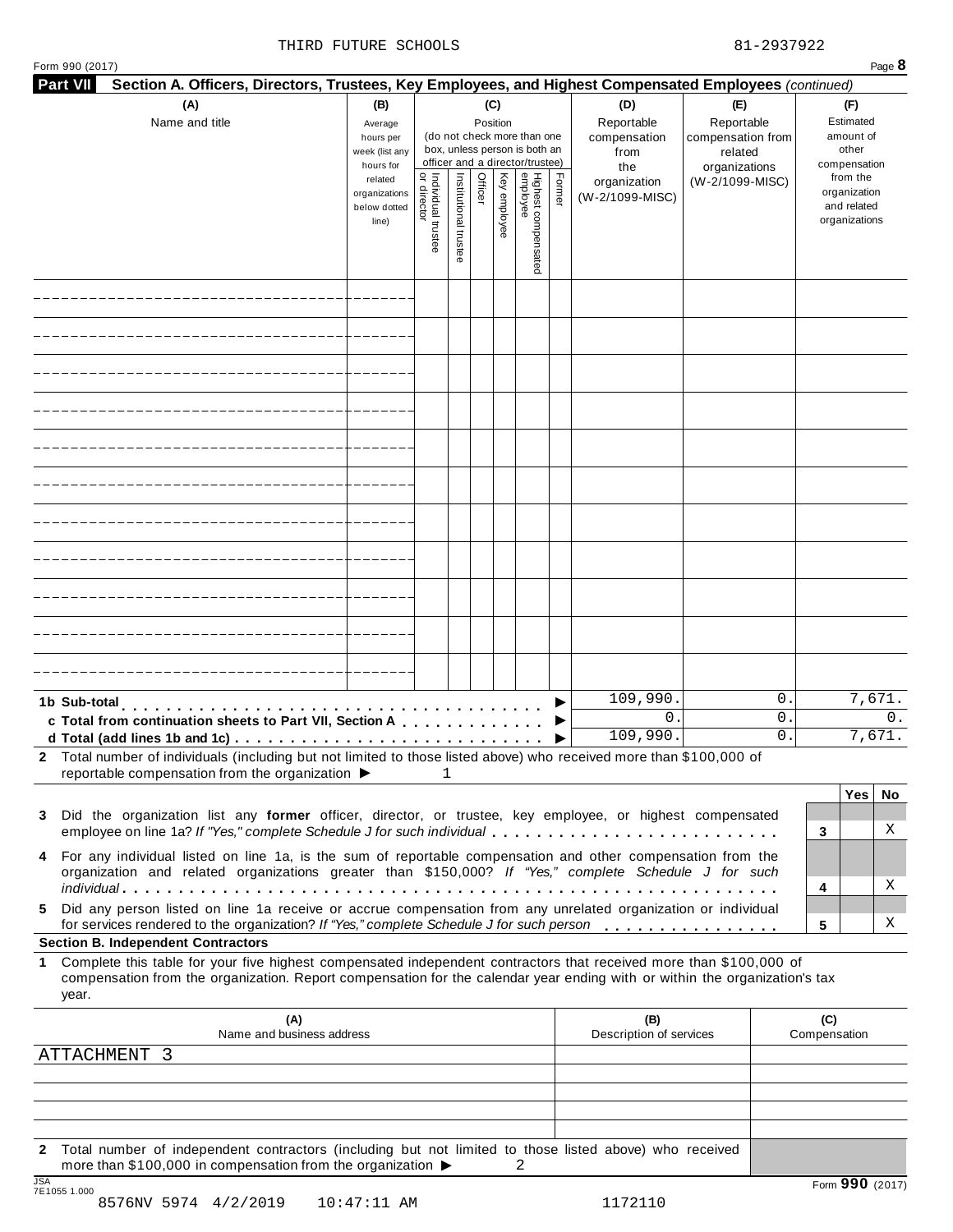THIRD FUTURE SCHOOLS 81-2937922

Form 990 (2017) Page **8**

**Part VII** **Section A. Officers, Directors, Trustees, Key Employees, and Highest Compensated Employees** *(continued)*

| (A) Name and title | (B) Average hours per week (list any hours for related organizations below dotted line) | (C) Position (do not check more than one box, unless person is both an officer and a director/trustee) Individual trustee or director | Institutional trustee | Officer | Key employee | Highest compensated employee | Former | (D) Reportable compensation from the organization (W-2/1099-MISC) | (E) Reportable compensation from related organizations (W-2/1099-MISC) | (F) Estimated amount of other compensation from the organization and related organizations |
|---|---|---|---|---|---|---|---|---|---|---|
| | | | | | | | | | | |
| | | | | | | | | | | |
| | | | | | | | | | | |
| | | | | | | | | | | |
| | | | | | | | | | | |
| | | | | | | | | | | |
| | | | | | | | | | | |
| | | | | | | | | | | |
| | | | | | | | | | | |
| | | | | | | | | | | |
| | | | | | | | | | | |
| **1b Sub-total** ▶ | | | | | | | | 109,990. | 0. | 7,671. |
| **c Total from continuation sheets to Part VII, Section A** ▶ | | | | | | | | 0. | 0. | 0. |
| **d Total (add lines 1b and 1c)** ▶ | | | | | | | | 109,990. | 0. | 7,671. |

**2** Total number of individuals (including but not limited to those listed above) who received more than $100,000 of reportable compensation from the organization ▶ 1

| | | Yes | No |
|---|---|---|---|
| **3** Did the organization list any **former** officer, director, or trustee, key employee, or highest compensated employee on line 1a? *If "Yes," complete Schedule J for such individual* | 3 | | X |
| **4** For any individual listed on line 1a, is the sum of reportable compensation and other compensation from the organization and related organizations greater than $150,000? *If "Yes," complete Schedule J for such individual* | 4 | | X |
| **5** Did any person listed on line 1a receive or accrue compensation from any unrelated organization or individual for services rendered to the organization? *If "Yes," complete Schedule J for such person* | 5 | | X |

**Section B. Independent Contractors**

**1** Complete this table for your five highest compensated independent contractors that received more than $100,000 of compensation from the organization. Report compensation for the calendar year ending with or within the organization's tax year.

| (A) Name and business address | (B) Description of services | (C) Compensation |
|---|---|---|
| ATTACHMENT 3 | | |
| | | |
| | | |
| | | |
| | | |

**2** Total number of independent contractors (including but not limited to those listed above) who received more than $100,000 in compensation from the organization ▶ 2

JSA
7E1055 1.000
8576NV 5974 4/2/2019 10:47:11 AM 1172110

Form **990** (2017)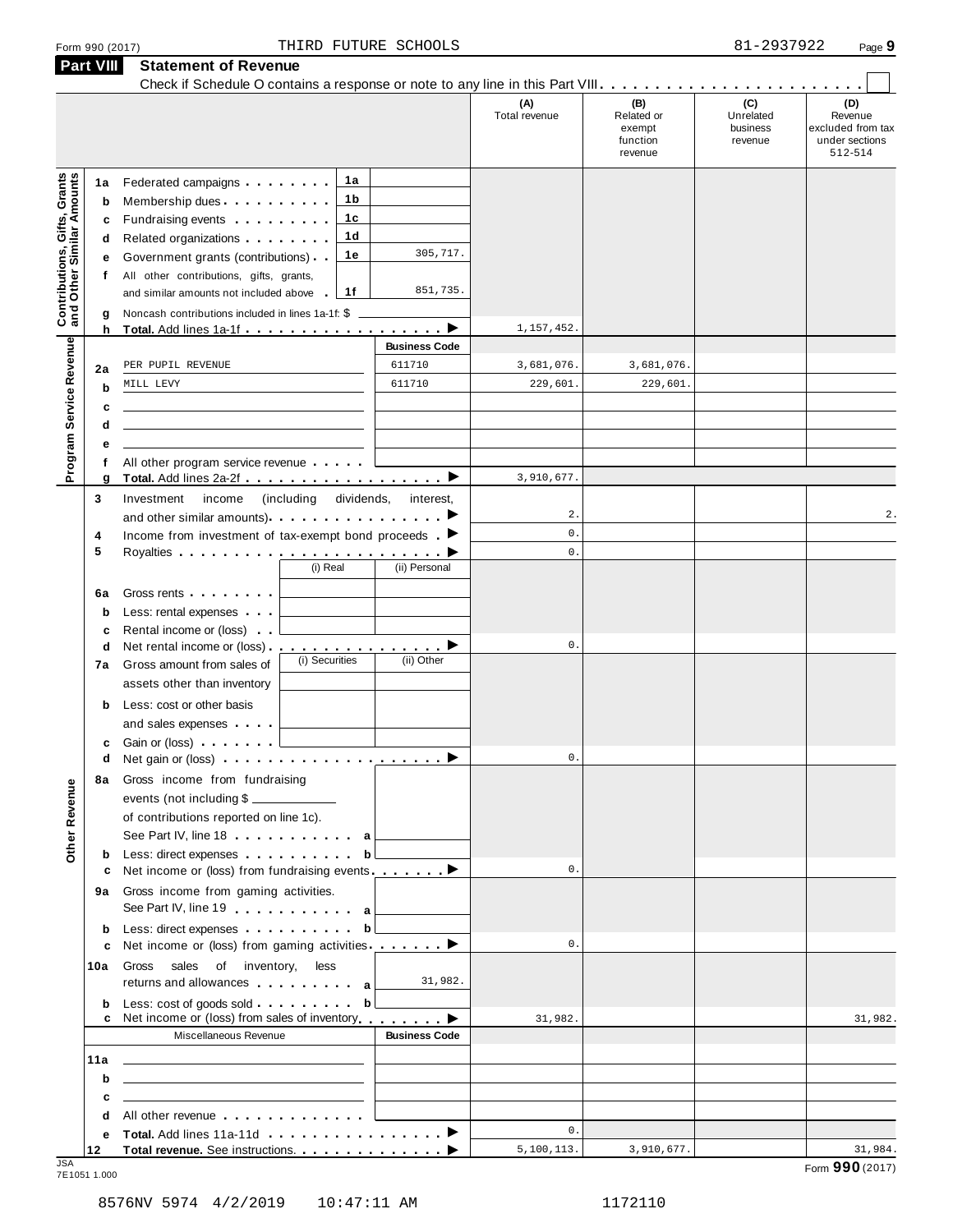Form 990 (2017) THIRD FUTURE SCHOOLS 81-2937922

## Part VIII Statement of Revenue

Check if Schedule O contains a response or note to any line in this Part VIII . . . . . . . . . . . . . . . . . . . . . . . . ☐

| | | | | (A) Total revenue | (B) Related or exempt function revenue | (C) Unrelated business revenue | (D) Revenue excluded from tax under sections 512-514 |
|---|---|---|---|---|---|---|---|
| **Contributions, Gifts, Grants and Other Similar Amounts** | 1a | Federated campaigns . . . . . . . . 1a | | | | | |
| | b | Membership dues . . . . . . . . . . 1b | | | | | |
| | c | Fundraising events . . . . . . . . . 1c | | | | | |
| | d | Related organizations . . . . . . . . 1d | | | | | |
| | e | Government grants (contributions) . . 1e | 305,717. | | | | |
| | f | All other contributions, gifts, grants, and similar amounts not included above . 1f | 851,735. | | | | |
| | g | Noncash contributions included in lines 1a-1f: $ | | | | | |
| | h | **Total.** Add lines 1a-1f . . . . . . . . . . . . . . . . . . ▶ | | 1,157,452. | | | |
| **Program Service Revenue** | | | **Business Code** | | | | |
| | 2a | PER PUPIL REVENUE | 611710 | 3,681,076. | 3,681,076. | | |
| | b | MILL LEVY | 611710 | 229,601. | 229,601. | | |
| | c | | | | | | |
| | d | | | | | | |
| | e | | | | | | |
| | f | All other program service revenue . . . . . | | | | | |
| | g | **Total.** Add lines 2a-2f . . . . . . . . . . . . . . . . . . ▶ | | 3,910,677. | | | |
| **Other Revenue** | 3 | Investment income (including dividends, interest, and other similar amounts) . . . . . . . . . . . . . . . ▶ | | 2. | | | 2. |
| | 4 | Income from investment of tax-exempt bond proceeds . ▶ | | 0. | | | |
| | 5 | Royalties . . . . . . . . . . . . . . . . . . . . . . . . ▶ | | 0. | | | |
| | | (i) Real | (ii) Personal | | | | |
| | 6a | Gross rents . . . . . . . . | | | | | |
| | b | Less: rental expenses . . . | | | | | |
| | c | Rental income or (loss) . . | | | | | |
| | d | Net rental income or (loss) . . . . . . . . . . . . . . . . ▶ | | 0. | | | |
| | | (i) Securities | (ii) Other | | | | |
| | 7a | Gross amount from sales of assets other than inventory | | | | | |
| | b | Less: cost or other basis and sales expenses . . . . | | | | | |
| | c | Gain or (loss) . . . . . . . | | | | | |
| | d | Net gain or (loss) . . . . . . . . . . . . . . . . . . . . ▶ | | 0. | | | |
| | 8a | Gross income from fundraising events (not including $ ____ of contributions reported on line 1c). See Part IV, line 18 . . . . . . . . . . . a | | | | | |
| | b | Less: direct expenses . . . . . . . . . . b | | | | | |
| | c | Net income or (loss) from fundraising events . . . . . . . ▶ | | 0. | | | |
| | 9a | Gross income from gaming activities. See Part IV, line 19 . . . . . . . . . . . a | | | | | |
| | b | Less: direct expenses . . . . . . . . . . b | | | | | |
| | c | Net income or (loss) from gaming activities . . . . . . . ▶ | | 0. | | | |
| | 10a | Gross sales of inventory, less returns and allowances . . . . . . . . . a | 31,982. | | | | |
| | b | Less: cost of goods sold . . . . . . . . . b | | | | | |
| | c | Net income or (loss) from sales of inventory . . . . . . . ▶ | | 31,982. | | | 31,982. |
| | | Miscellaneous Revenue | **Business Code** | | | | |
| | 11a | | | | | | |
| | b | | | | | | |
| | c | | | | | | |
| | d | All other revenue . . . . . . . . . . . . . | | | | | |
| | e | **Total.** Add lines 11a-11d . . . . . . . . . . . . . . . ▶ | | 0. | | | |
| | 12 | **Total revenue.** See instructions. . . . . . . . . . . . . ▶ | | 5,100,113. | 3,910,677. | | 31,984. |

Form **990** (2017)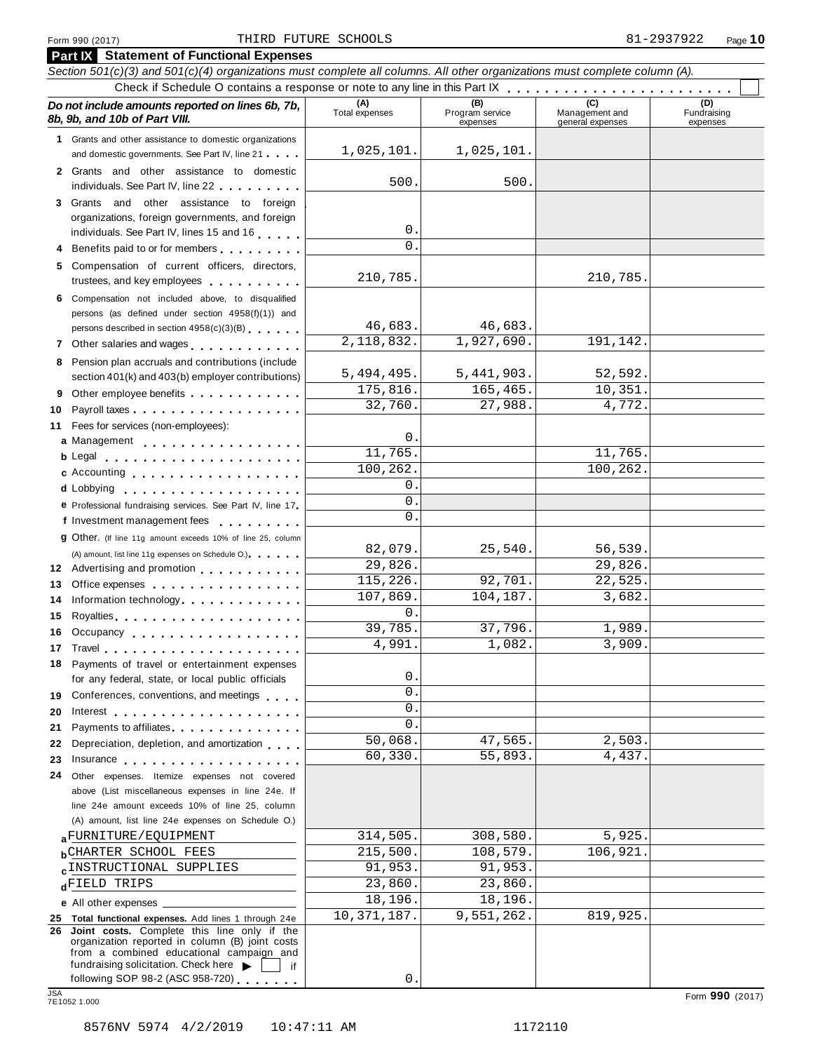Form 990 (2017) THIRD FUTURE SCHOOLS 81-2937922 Page 10

## Part IX Statement of Functional Expenses

*Section 501(c)(3) and 501(c)(4) organizations must complete all columns. All other organizations must complete column (A).*

Check if Schedule O contains a response or note to any line in this Part IX . . . . . . . . . . . . . . . . . . . . . . . . ☐

| *Do not include amounts reported on lines 6b, 7b, 8b, 9b, and 10b of Part VIII.* | (A) Total expenses | (B) Program service expenses | (C) Management and general expenses | (D) Fundraising expenses |
|---|---|---|---|---|
| **1** Grants and other assistance to domestic organizations and domestic governments. See Part IV, line 21 | 1,025,101. | 1,025,101. | | |
| **2** Grants and other assistance to domestic individuals. See Part IV, line 22 | 500. | 500. | | |
| **3** Grants and other assistance to foreign organizations, foreign governments, and foreign individuals. See Part IV, lines 15 and 16 | 0. | | | |
| **4** Benefits paid to or for members | 0. | | | |
| **5** Compensation of current officers, directors, trustees, and key employees | 210,785. | | 210,785. | |
| **6** Compensation not included above, to disqualified persons (as defined under section 4958(f)(1)) and persons described in section 4958(c)(3)(B) | 46,683. | 46,683. | | |
| **7** Other salaries and wages | 2,118,832. | 1,927,690. | 191,142. | |
| **8** Pension plan accruals and contributions (include section 401(k) and 403(b) employer contributions) | 5,494,495. | 5,441,903. | 52,592. | |
| **9** Other employee benefits | 175,816. | 165,465. | 10,351. | |
| **10** Payroll taxes | 32,760. | 27,988. | 4,772. | |
| **11** Fees for services (non-employees): | | | | |
| **a** Management | 0. | | | |
| **b** Legal | 11,765. | | 11,765. | |
| **c** Accounting | 100,262. | | 100,262. | |
| **d** Lobbying | 0. | | | |
| **e** Professional fundraising services. See Part IV, line 17 | 0. | | | |
| **f** Investment management fees | 0. | | | |
| **g** Other. (If line 11g amount exceeds 10% of line 25, column (A) amount, list line 11g expenses on Schedule O.) | 82,079. | 25,540. | 56,539. | |
| **12** Advertising and promotion | 29,826. | | 29,826. | |
| **13** Office expenses | 115,226. | 92,701. | 22,525. | |
| **14** Information technology | 107,869. | 104,187. | 3,682. | |
| **15** Royalties | 0. | | | |
| **16** Occupancy | 39,785. | 37,796. | 1,989. | |
| **17** Travel | 4,991. | 1,082. | 3,909. | |
| **18** Payments of travel or entertainment expenses for any federal, state, or local public officials | 0. | | | |
| **19** Conferences, conventions, and meetings | 0. | | | |
| **20** Interest | 0. | | | |
| **21** Payments to affiliates | 0. | | | |
| **22** Depreciation, depletion, and amortization | 50,068. | 47,565. | 2,503. | |
| **23** Insurance | 60,330. | 55,893. | 4,437. | |
| **24** Other expenses. Itemize expenses not covered above (List miscellaneous expenses in line 24e. If line 24e amount exceeds 10% of line 25, column (A) amount, list line 24e expenses on Schedule O.) | | | | |
| **a** FURNITURE/EQUIPMENT | 314,505. | 308,580. | 5,925. | |
| **b** CHARTER SCHOOL FEES | 215,500. | 108,579. | 106,921. | |
| **c** INSTRUCTIONAL SUPPLIES | 91,953. | 91,953. | | |
| **d** FIELD TRIPS | 23,860. | 23,860. | | |
| **e** All other expenses | 18,196. | 18,196. | | |
| **25 Total functional expenses.** Add lines 1 through 24e | 10,371,187. | 9,551,262. | 819,925. | |
| **26 Joint costs.** Complete this line only if the organization reported in column (B) joint costs from a combined educational campaign and fundraising solicitation. Check here ▶ ☐ if following SOP 98-2 (ASC 958-720) | 0. | | | |

JSA 7E1052 1.000

Form **990** (2017)

8576NV 5974 4/2/2019 10:47:11 AM 1172110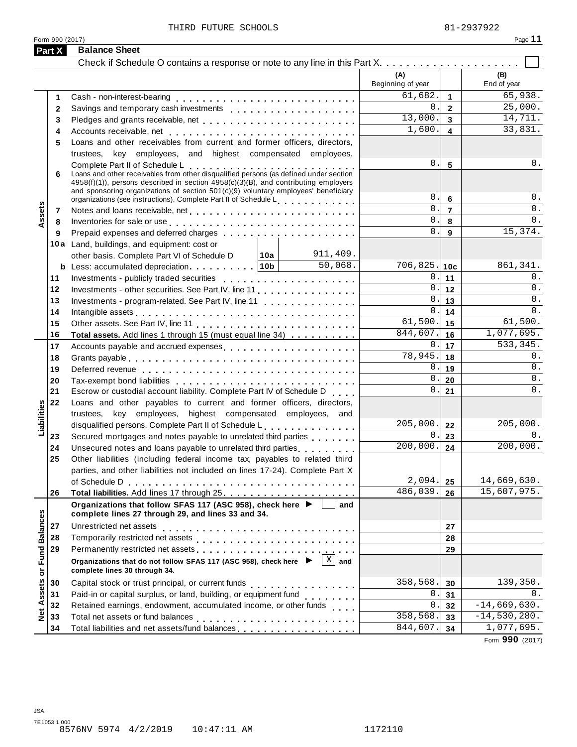THIRD FUTURE SCHOOLS 81-2937922

Form 990 (2017)

## Part X Balance Sheet

Check if Schedule O contains a response or note to any line in this Part X . . . . . . . . . . . . . . . . . . . . ☐

| | | | | (A) Beginning of year | | (B) End of year |
|---|---|---|---|---|---|---|
| **Assets** | 1 | Cash - non-interest-bearing | | 61,682. | 1 | 65,938. |
| | 2 | Savings and temporary cash investments | | 0. | 2 | 25,000. |
| | 3 | Pledges and grants receivable, net | | 13,000. | 3 | 14,711. |
| | 4 | Accounts receivable, net | | 1,600. | 4 | 33,831. |
| | 5 | Loans and other receivables from current and former officers, directors, trustees, key employees, and highest compensated employees. Complete Part II of Schedule L | | 0. | 5 | 0. |
| | 6 | Loans and other receivables from other disqualified persons (as defined under section 4958(f)(1)), persons described in section 4958(c)(3)(B), and contributing employers and sponsoring organizations of section 501(c)(9) voluntary employees' beneficiary organizations (see instructions). Complete Part II of Schedule L | | 0. | 6 | 0. |
| | 7 | Notes and loans receivable, net | | 0. | 7 | 0. |
| | 8 | Inventories for sale or use | | 0. | 8 | 0. |
| | 9 | Prepaid expenses and deferred charges | | 0. | 9 | 15,374. |
| | 10a | Land, buildings, and equipment: cost or other basis. Complete Part VI of Schedule D | 10a 911,409. | | | |
| | b | Less: accumulated depreciation | 10b 50,068. | 706,825. | 10c | 861,341. |
| | 11 | Investments - publicly traded securities | | 0. | 11 | 0. |
| | 12 | Investments - other securities. See Part IV, line 11 | | 0. | 12 | 0. |
| | 13 | Investments - program-related. See Part IV, line 11 | | 0. | 13 | 0. |
| | 14 | Intangible assets | | 0. | 14 | 0. |
| | 15 | Other assets. See Part IV, line 11 | | 61,500. | 15 | 61,500. |
| | 16 | **Total assets.** Add lines 1 through 15 (must equal line 34) | | 844,607. | 16 | 1,077,695. |
| **Liabilities** | 17 | Accounts payable and accrued expenses | | 0. | 17 | 533,345. |
| | 18 | Grants payable | | 78,945. | 18 | 0. |
| | 19 | Deferred revenue | | 0. | 19 | 0. |
| | 20 | Tax-exempt bond liabilities | | 0. | 20 | 0. |
| | 21 | Escrow or custodial account liability. Complete Part IV of Schedule D | | 0. | 21 | 0. |
| | 22 | Loans and other payables to current and former officers, directors, trustees, key employees, highest compensated employees, and disqualified persons. Complete Part II of Schedule L | | 205,000. | 22 | 205,000. |
| | 23 | Secured mortgages and notes payable to unrelated third parties | | 0. | 23 | 0. |
| | 24 | Unsecured notes and loans payable to unrelated third parties | | 200,000. | 24 | 200,000. |
| | 25 | Other liabilities (including federal income tax, payables to related third parties, and other liabilities not included on lines 17-24). Complete Part X of Schedule D | | 2,094. | 25 | 14,669,630. |
| | 26 | **Total liabilities.** Add lines 17 through 25 | | 486,039. | 26 | 15,607,975. |
| **Net Assets or Fund Balances** | | **Organizations that follow SFAS 117 (ASC 958), check here ▶ ☐ and complete lines 27 through 29, and lines 33 and 34.** | | | | |
| | 27 | Unrestricted net assets | | | 27 | |
| | 28 | Temporarily restricted net assets | | | 28 | |
| | 29 | Permanently restricted net assets | | | 29 | |
| | | **Organizations that do not follow SFAS 117 (ASC 958), check here ▶ ☒ and complete lines 30 through 34.** | | | | |
| | 30 | Capital stock or trust principal, or current funds | | 358,568. | 30 | 139,350. |
| | 31 | Paid-in or capital surplus, or land, building, or equipment fund | | 0. | 31 | 0. |
| | 32 | Retained earnings, endowment, accumulated income, or other funds | | 0. | 32 | -14,669,630. |
| | 33 | Total net assets or fund balances | | 358,568. | 33 | -14,530,280. |
| | 34 | Total liabilities and net assets/fund balances | | 844,607. | 34 | 1,077,695. |

Form **990** (2017)

JSA
7E1053 1.000
8576NV 5974 4/2/2019 10:47:11 AM 1172110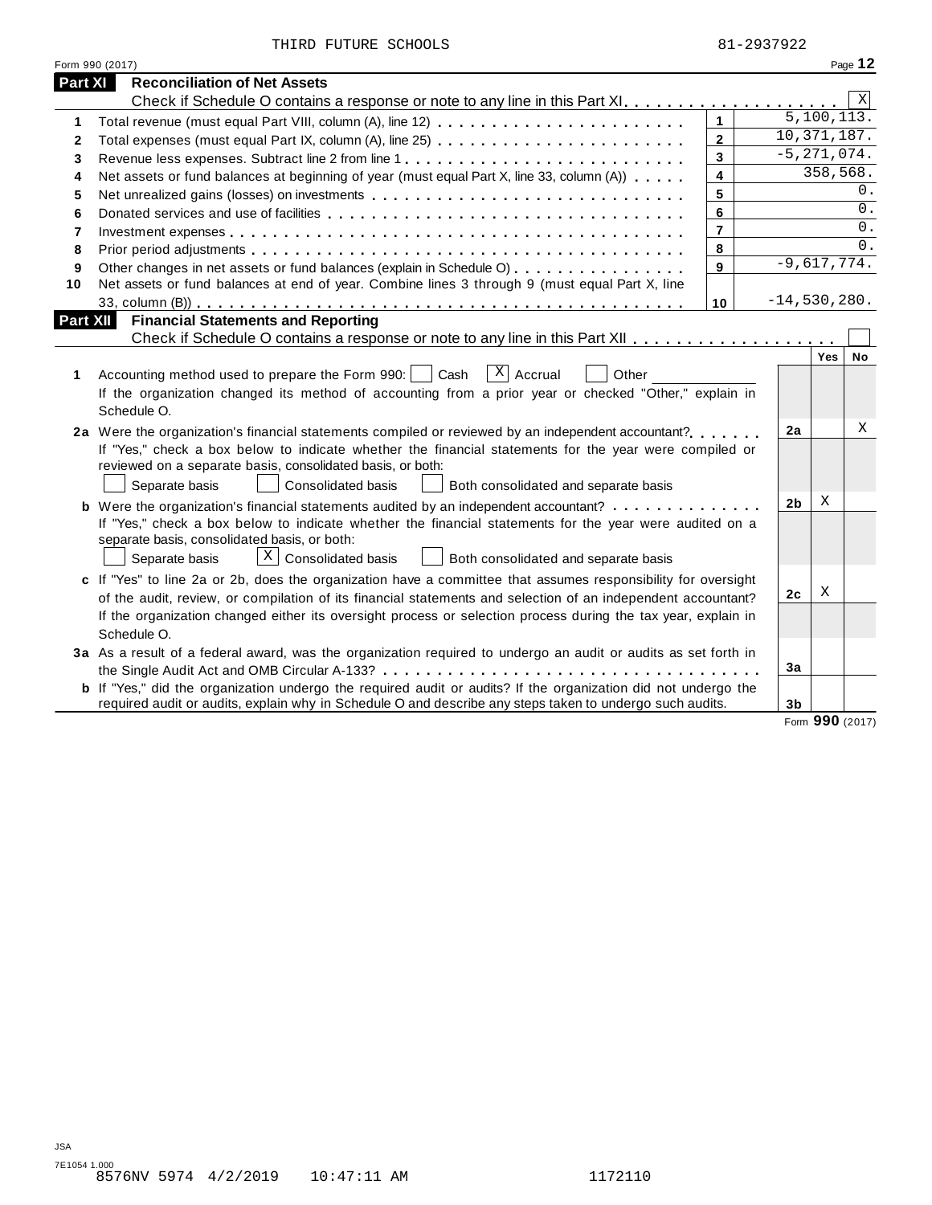THIRD FUTURE SCHOOLS 81-2937922

Form 990 (2017) Page **12**

## Part XI Reconciliation of Net Assets

Check if Schedule O contains a response or note to any line in this Part XI . . . . . . . . . . . . . . . . . . . . [X]

| | | | |
|---|---|---|---|
| 1 | Total revenue (must equal Part VIII, column (A), line 12) | 1 | 5,100,113. |
| 2 | Total expenses (must equal Part IX, column (A), line 25) | 2 | 10,371,187. |
| 3 | Revenue less expenses. Subtract line 2 from line 1 | 3 | -5,271,074. |
| 4 | Net assets or fund balances at beginning of year (must equal Part X, line 33, column (A)) | 4 | 358,568. |
| 5 | Net unrealized gains (losses) on investments | 5 | 0. |
| 6 | Donated services and use of facilities | 6 | 0. |
| 7 | Investment expenses | 7 | 0. |
| 8 | Prior period adjustments | 8 | 0. |
| 9 | Other changes in net assets or fund balances (explain in Schedule O) | 9 | -9,617,774. |
| 10 | Net assets or fund balances at end of year. Combine lines 3 through 9 (must equal Part X, line 33, column (B)) | 10 | -14,530,280. |

## Part XII Financial Statements and Reporting

Check if Schedule O contains a response or note to any line in this Part XII . . . . . . . . . . . . . . . . . . [ ]

| | | | Yes | No |
|---|---|---|---|---|
| 1 | Accounting method used to prepare the Form 990: [ ] Cash [X] Accrual [ ] Other ____________<br>If the organization changed its method of accounting from a prior year or checked "Other," explain in Schedule O. | | | |
| 2a | Were the organization's financial statements compiled or reviewed by an independent accountant?<br>If "Yes," check a box below to indicate whether the financial statements for the year were compiled or reviewed on a separate basis, consolidated basis, or both:<br>[ ] Separate basis [ ] Consolidated basis [ ] Both consolidated and separate basis | 2a | | X |
| b | Were the organization's financial statements audited by an independent accountant?<br>If "Yes," check a box below to indicate whether the financial statements for the year were audited on a separate basis, consolidated basis, or both:<br>[ ] Separate basis [X] Consolidated basis [ ] Both consolidated and separate basis | 2b | X | |
| c | If "Yes" to line 2a or 2b, does the organization have a committee that assumes responsibility for oversight of the audit, review, or compilation of its financial statements and selection of an independent accountant?<br>If the organization changed either its oversight process or selection process during the tax year, explain in Schedule O. | 2c | X | |
| 3a | As a result of a federal award, was the organization required to undergo an audit or audits as set forth in the Single Audit Act and OMB Circular A-133? | 3a | | |
| b | If "Yes," did the organization undergo the required audit or audits? If the organization did not undergo the required audit or audits, explain why in Schedule O and describe any steps taken to undergo such audits. | 3b | | |

Form **990** (2017)

JSA
7E1054 1.000
8576NV 5974 4/2/2019 10:47:11 AM 1172110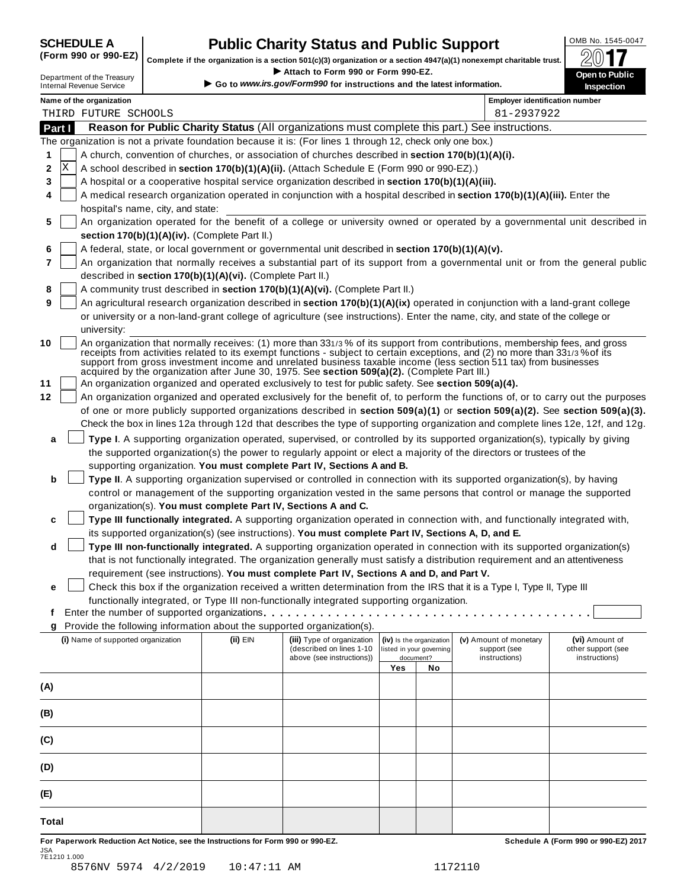**SCHEDULE A (Form 990 or 990-EZ)**

Department of the Treasury
Internal Revenue Service

# Public Charity Status and Public Support

**Complete if the organization is a section 501(c)(3) organization or a section 4947(a)(1) nonexempt charitable trust.**

▶ **Attach to Form 990 or Form 990-EZ.**

▶ **Go to** ***www.irs.gov/Form990*** **for instructions and the latest information.**

OMB No. 1545-0047

**2017**

**Open to Public Inspection**

**Name of the organization**
THIRD FUTURE SCHOOLS

**Employer identification number**
81-2937922

## Part I Reason for Public Charity Status (All organizations must complete this part.) See instructions.

The organization is not a private foundation because it is: (For lines 1 through 12, check only one box.)

1 [ ] A church, convention of churches, or association of churches described in **section 170(b)(1)(A)(i).**

2 [X] A school described in **section 170(b)(1)(A)(ii).** (Attach Schedule E (Form 990 or 990-EZ).)

3 [ ] A hospital or a cooperative hospital service organization described in **section 170(b)(1)(A)(iii).**

4 [ ] A medical research organization operated in conjunction with a hospital described in **section 170(b)(1)(A)(iii).** Enter the hospital's name, city, and state:

5 [ ] An organization operated for the benefit of a college or university owned or operated by a governmental unit described in **section 170(b)(1)(A)(iv).** (Complete Part II.)

6 [ ] A federal, state, or local government or governmental unit described in **section 170(b)(1)(A)(v).**

7 [ ] An organization that normally receives a substantial part of its support from a governmental unit or from the general public described in **section 170(b)(1)(A)(vi).** (Complete Part II.)

8 [ ] A community trust described in **section 170(b)(1)(A)(vi).** (Complete Part II.)

9 [ ] An agricultural research organization described in **section 170(b)(1)(A)(ix)** operated in conjunction with a land-grant college or university or a non-land-grant college of agriculture (see instructions). Enter the name, city, and state of the college or university:

10 [ ] An organization that normally receives: (1) more than 33 1/3 % of its support from contributions, membership fees, and gross receipts from activities related to its exempt functions - subject to certain exceptions, and (2) no more than 33 1/3 % of its support from gross investment income and unrelated business taxable income (less section 511 tax) from businesses acquired by the organization after June 30, 1975. See **section 509(a)(2).** (Complete Part III.)

11 [ ] An organization organized and operated exclusively to test for public safety. See **section 509(a)(4).**

12 [ ] An organization organized and operated exclusively for the benefit of, to perform the functions of, or to carry out the purposes of one or more publicly supported organizations described in **section 509(a)(1)** or **section 509(a)(2).** See **section 509(a)(3).** Check the box in lines 12a through 12d that describes the type of supporting organization and complete lines 12e, 12f, and 12g.

**a** [ ] **Type I.** A supporting organization operated, supervised, or controlled by its supported organization(s), typically by giving the supported organization(s) the power to regularly appoint or elect a majority of the directors or trustees of the supporting organization. **You must complete Part IV, Sections A and B.**

**b** [ ] **Type II.** A supporting organization supervised or controlled in connection with its supported organization(s), by having control or management of the supporting organization vested in the same persons that control or manage the supported organization(s). **You must complete Part IV, Sections A and C.**

**c** [ ] **Type III functionally integrated.** A supporting organization operated in connection with, and functionally integrated with, its supported organization(s) (see instructions). **You must complete Part IV, Sections A, D, and E.**

**d** [ ] **Type III non-functionally integrated.** A supporting organization operated in connection with its supported organization(s) that is not functionally integrated. The organization generally must satisfy a distribution requirement and an attentiveness requirement (see instructions). **You must complete Part IV, Sections A and D, and Part V.**

**e** [ ] Check this box if the organization received a written determination from the IRS that it is a Type I, Type II, Type III functionally integrated, or Type III non-functionally integrated supporting organization.

**f** Enter the number of supported organizations . . . . . . . . . . . . . . . . . . . . . . . . . . . . . . . . . . . . .

**g** Provide the following information about the supported organization(s).

| (i) Name of supported organization | (ii) EIN | (iii) Type of organization (described on lines 1-10 above (see instructions)) | (iv) Is the organization listed in your governing document? Yes | No | (v) Amount of monetary support (see instructions) | (vi) Amount of other support (see instructions) |
|---|---|---|---|---|---|---|
| (A) | | | | | | |
| (B) | | | | | | |
| (C) | | | | | | |
| (D) | | | | | | |
| (E) | | | | | | |
| Total | | | | | | |

**For Paperwork Reduction Act Notice, see the Instructions for Form 990 or 990-EZ.** **Schedule A (Form 990 or 990-EZ) 2017**

JSA
7E1210 1.000
8576NV 5974 4/2/2019 10:47:11 AM 1172110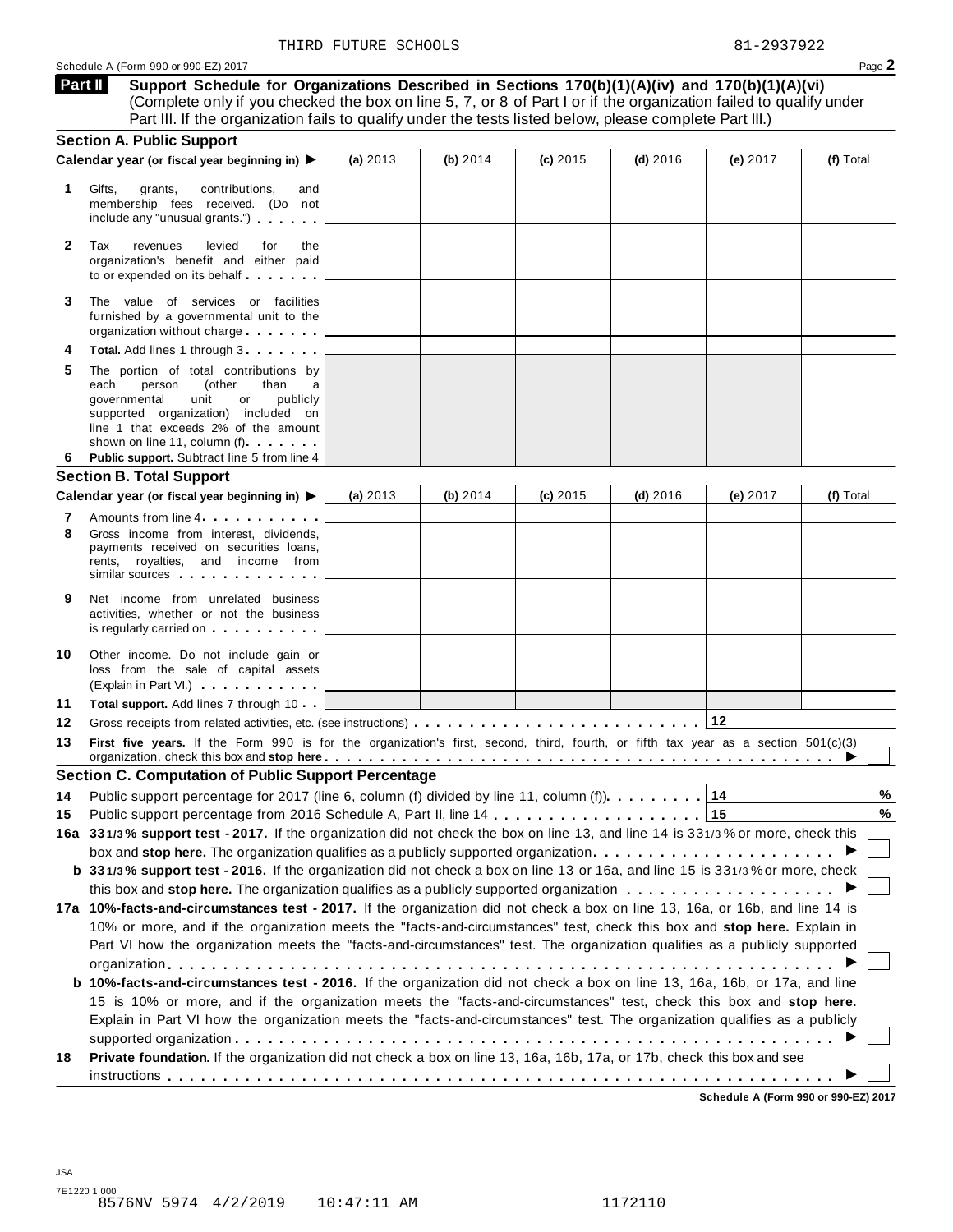THIRD FUTURE SCHOOLS 81-2937922

## Part II Support Schedule for Organizations Described in Sections 170(b)(1)(A)(iv) and 170(b)(1)(A)(vi)

(Complete only if you checked the box on line 5, 7, or 8 of Part I or if the organization failed to qualify under Part III. If the organization fails to qualify under the tests listed below, please complete Part III.)

### Section A. Public Support

| Calendar year (or fiscal year beginning in) ▶ | (a) 2013 | (b) 2014 | (c) 2015 | (d) 2016 | (e) 2017 | (f) Total |
|---|---|---|---|---|---|---|
| **1** Gifts, grants, contributions, and membership fees received. (Do not include any "unusual grants.") | | | | | | |
| **2** Tax revenues levied for the organization's benefit and either paid to or expended on its behalf | | | | | | |
| **3** The value of services or facilities furnished by a governmental unit to the organization without charge | | | | | | |
| **4** **Total.** Add lines 1 through 3 | | | | | | |
| **5** The portion of total contributions by each person (other than a governmental unit or publicly supported organization) included on line 1 that exceeds 2% of the amount shown on line 11, column (f) | | | | | | |
| **6** **Public support.** Subtract line 5 from line 4 | | | | | | |

### Section B. Total Support

| Calendar year (or fiscal year beginning in) ▶ | (a) 2013 | (b) 2014 | (c) 2015 | (d) 2016 | (e) 2017 | (f) Total |
|---|---|---|---|---|---|---|
| **7** Amounts from line 4 | | | | | | |
| **8** Gross income from interest, dividends, payments received on securities loans, rents, royalties, and income from similar sources | | | | | | |
| **9** Net income from unrelated business activities, whether or not the business is regularly carried on | | | | | | |
| **10** Other income. Do not include gain or loss from the sale of capital assets (Explain in Part VI.) | | | | | | |
| **11** **Total support.** Add lines 7 through 10 | | | | | | |

**12** Gross receipts from related activities, etc. (see instructions) . . . **12** 

**13** **First five years.** If the Form 990 is for the organization's first, second, third, fourth, or fifth tax year as a section 501(c)(3) organization, check this box and **stop here** ▶ ☐

### Section C. Computation of Public Support Percentage

**14** Public support percentage for 2017 (line 6, column (f) divided by line 11, column (f)) . . . **14** %

**15** Public support percentage from 2016 Schedule A, Part II, line 14 . . . **15** %

**16a** **33 1/3% support test - 2017.** If the organization did not check the box on line 13, and line 14 is 33 1/3% or more, check this box and **stop here.** The organization qualifies as a publicly supported organization ▶ ☐

**b** **33 1/3% support test - 2016.** If the organization did not check a box on line 13 or 16a, and line 15 is 33 1/3% or more, check this box and **stop here.** The organization qualifies as a publicly supported organization ▶ ☐

**17a** **10%-facts-and-circumstances test - 2017.** If the organization did not check a box on line 13, 16a, or 16b, and line 14 is 10% or more, and if the organization meets the "facts-and-circumstances" test, check this box and **stop here.** Explain in Part VI how the organization meets the "facts-and-circumstances" test. The organization qualifies as a publicly supported organization ▶ ☐

**b** **10%-facts-and-circumstances test - 2016.** If the organization did not check a box on line 13, 16a, 16b, or 17a, and line 15 is 10% or more, and if the organization meets the "facts-and-circumstances" test, check this box and **stop here.** Explain in Part VI how the organization meets the "facts-and-circumstances" test. The organization qualifies as a publicly supported organization ▶ ☐

**18** **Private foundation.** If the organization did not check a box on line 13, 16a, 16b, 17a, or 17b, check this box and see instructions ▶ ☐

**Schedule A (Form 990 or 990-EZ) 2017**

JSA
7E1220 1.000
8576NV 5974 4/2/2019 10:47:11 AM 1172110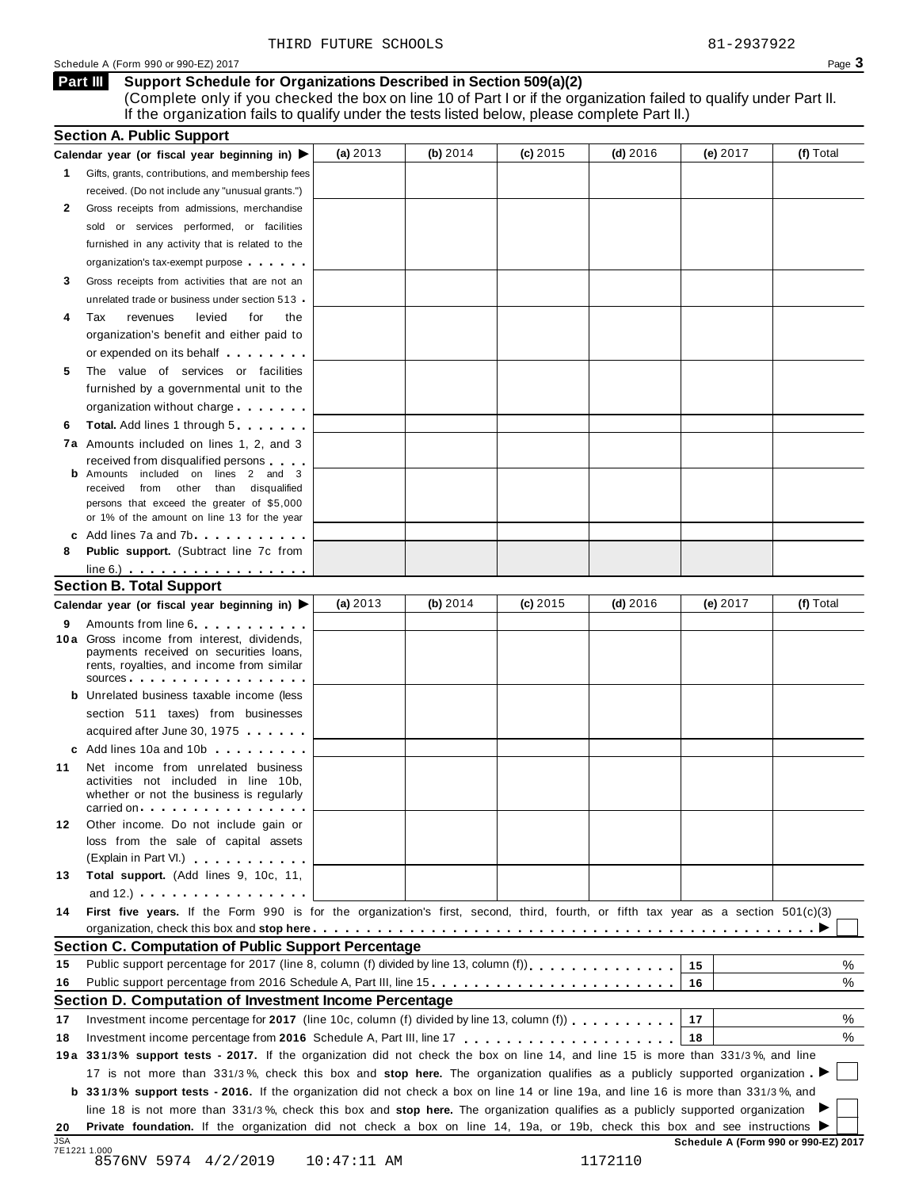THIRD FUTURE SCHOOLS 81-2937922

Schedule A (Form 990 or 990-EZ) 2017

## Part III Support Schedule for Organizations Described in Section 509(a)(2)

(Complete only if you checked the box on line 10 of Part I or if the organization failed to qualify under Part II. If the organization fails to qualify under the tests listed below, please complete Part II.)

### Section A. Public Support

| Calendar year (or fiscal year beginning in) ▶ | (a) 2013 | (b) 2014 | (c) 2015 | (d) 2016 | (e) 2017 | (f) Total |
|---|---|---|---|---|---|---|
| **1** Gifts, grants, contributions, and membership fees received. (Do not include any "unusual grants.") | | | | | | |
| **2** Gross receipts from admissions, merchandise sold or services performed, or facilities furnished in any activity that is related to the organization's tax-exempt purpose | | | | | | |
| **3** Gross receipts from activities that are not an unrelated trade or business under section 513 | | | | | | |
| **4** Tax revenues levied for the organization's benefit and either paid to or expended on its behalf | | | | | | |
| **5** The value of services or facilities furnished by a governmental unit to the organization without charge | | | | | | |
| **6** **Total.** Add lines 1 through 5 | | | | | | |
| **7a** Amounts included on lines 1, 2, and 3 received from disqualified persons | | | | | | |
| **b** Amounts included on lines 2 and 3 received from other than disqualified persons that exceed the greater of $5,000 or 1% of the amount on line 13 for the year | | | | | | |
| **c** Add lines 7a and 7b | | | | | | |
| **8** **Public support.** (Subtract line 7c from line 6.) | | | | | | |

### Section B. Total Support

| Calendar year (or fiscal year beginning in) ▶ | (a) 2013 | (b) 2014 | (c) 2015 | (d) 2016 | (e) 2017 | (f) Total |
|---|---|---|---|---|---|---|
| **9** Amounts from line 6 | | | | | | |
| **10a** Gross income from interest, dividends, payments received on securities loans, rents, royalties, and income from similar sources | | | | | | |
| **b** Unrelated business taxable income (less section 511 taxes) from businesses acquired after June 30, 1975 | | | | | | |
| **c** Add lines 10a and 10b | | | | | | |
| **11** Net income from unrelated business activities not included in line 10b, whether or not the business is regularly carried on | | | | | | |
| **12** Other income. Do not include gain or loss from the sale of capital assets (Explain in Part VI.) | | | | | | |
| **13** **Total support.** (Add lines 9, 10c, 11, and 12.) | | | | | | |

**14** **First five years.** If the Form 990 is for the organization's first, second, third, fourth, or fifth tax year as a section 501(c)(3) organization, check this box and **stop here** ▶ ☐

### Section C. Computation of Public Support Percentage

| | | | |
|---|---|---|---|
| **15** | Public support percentage for 2017 (line 8, column (f) divided by line 13, column (f)) | 15 | % |
| **16** | Public support percentage from 2016 Schedule A, Part III, line 15 | 16 | % |

### Section D. Computation of Investment Income Percentage

| | | | |
|---|---|---|---|
| **17** | Investment income percentage for **2017** (line 10c, column (f) divided by line 13, column (f)) | 17 | % |
| **18** | Investment income percentage from **2016** Schedule A, Part III, line 17 | 18 | % |

**19a** **33 1/3% support tests - 2017.** If the organization did not check the box on line 14, and line 15 is more than 33 1/3%, and line 17 is not more than 33 1/3%, check this box and **stop here.** The organization qualifies as a publicly supported organization ▶ ☐

**b** **33 1/3% support tests - 2016.** If the organization did not check a box on line 14 or line 19a, and line 16 is more than 33 1/3%, and line 18 is not more than 33 1/3%, check this box and **stop here.** The organization qualifies as a publicly supported organization ▶ ☐

**20** **Private foundation.** If the organization did not check a box on line 14, 19a, or 19b, check this box and see instructions ▶ ☐

Schedule A (Form 990 or 990-EZ) 2017

JSA 7E1221 1.000

8576NV 5974 4/2/2019 10:47:11 AM 1172110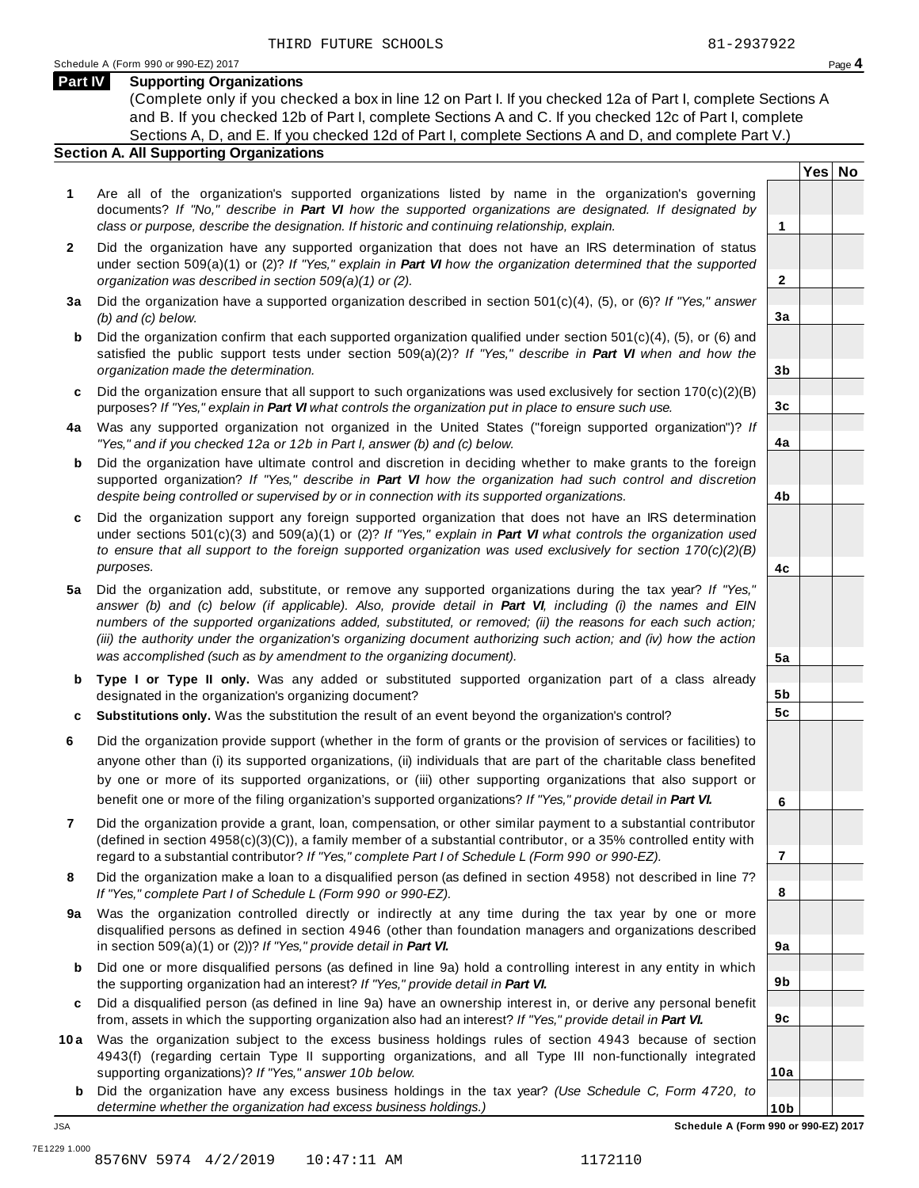THIRD FUTURE SCHOOLS 81-2937922

Schedule A (Form 990 or 990-EZ) 2017

## Part IV Supporting Organizations

(Complete only if you checked a box in line 12 on Part I. If you checked 12a of Part I, complete Sections A and B. If you checked 12b of Part I, complete Sections A and C. If you checked 12c of Part I, complete Sections A, D, and E. If you checked 12d of Part I, complete Sections A and D, and complete Part V.)

### Section A. All Supporting Organizations

| | | Line | Yes | No |
|---|---|---|---|---|
| **1** | Are all of the organization's supported organizations listed by name in the organization's governing documents? *If "No," describe in **Part VI** how the supported organizations are designated. If designated by class or purpose, describe the designation. If historic and continuing relationship, explain.* | 1 | | |
| **2** | Did the organization have any supported organization that does not have an IRS determination of status under section 509(a)(1) or (2)? *If "Yes," explain in **Part VI** how the organization determined that the supported organization was described in section 509(a)(1) or (2).* | 2 | | |
| **3a** | Did the organization have a supported organization described in section 501(c)(4), (5), or (6)? *If "Yes," answer (b) and (c) below.* | 3a | | |
| **b** | Did the organization confirm that each supported organization qualified under section 501(c)(4), (5), or (6) and satisfied the public support tests under section 509(a)(2)? *If "Yes," describe in **Part VI** when and how the organization made the determination.* | 3b | | |
| **c** | Did the organization ensure that all support to such organizations was used exclusively for section 170(c)(2)(B) purposes? *If "Yes," explain in **Part VI** what controls the organization put in place to ensure such use.* | 3c | | |
| **4a** | Was any supported organization not organized in the United States ("foreign supported organization")? *If "Yes," and if you checked 12a or 12b in Part I, answer (b) and (c) below.* | 4a | | |
| **b** | Did the organization have ultimate control and discretion in deciding whether to make grants to the foreign supported organization? *If "Yes," describe in **Part VI** how the organization had such control and discretion despite being controlled or supervised by or in connection with its supported organizations.* | 4b | | |
| **c** | Did the organization support any foreign supported organization that does not have an IRS determination under sections 501(c)(3) and 509(a)(1) or (2)? *If "Yes," explain in **Part VI** what controls the organization used to ensure that all support to the foreign supported organization was used exclusively for section 170(c)(2)(B) purposes.* | 4c | | |
| **5a** | Did the organization add, substitute, or remove any supported organizations during the tax year? *If "Yes," answer (b) and (c) below (if applicable). Also, provide detail in **Part VI**, including (i) the names and EIN numbers of the supported organizations added, substituted, or removed; (ii) the reasons for each such action; (iii) the authority under the organization's organizing document authorizing such action; and (iv) how the action was accomplished (such as by amendment to the organizing document).* | 5a | | |
| **b** | **Type I or Type II only.** Was any added or substituted supported organization part of a class already designated in the organization's organizing document? | 5b | | |
| **c** | **Substitutions only.** Was the substitution the result of an event beyond the organization's control? | 5c | | |
| **6** | Did the organization provide support (whether in the form of grants or the provision of services or facilities) to anyone other than (i) its supported organizations, (ii) individuals that are part of the charitable class benefited by one or more of its supported organizations, or (iii) other supporting organizations that also support or benefit one or more of the filing organization's supported organizations? *If "Yes," provide detail in **Part VI.*** | 6 | | |
| **7** | Did the organization provide a grant, loan, compensation, or other similar payment to a substantial contributor (defined in section 4958(c)(3)(C)), a family member of a substantial contributor, or a 35% controlled entity with regard to a substantial contributor? *If "Yes," complete Part I of Schedule L (Form 990 or 990-EZ).* | 7 | | |
| **8** | Did the organization make a loan to a disqualified person (as defined in section 4958) not described in line 7? *If "Yes," complete Part I of Schedule L (Form 990 or 990-EZ).* | 8 | | |
| **9a** | Was the organization controlled directly or indirectly at any time during the tax year by one or more disqualified persons as defined in section 4946 (other than foundation managers and organizations described in section 509(a)(1) or (2))? *If "Yes," provide detail in **Part VI.*** | 9a | | |
| **b** | Did one or more disqualified persons (as defined in line 9a) hold a controlling interest in any entity in which the supporting organization had an interest? *If "Yes," provide detail in **Part VI.*** | 9b | | |
| **c** | Did a disqualified person (as defined in line 9a) have an ownership interest in, or derive any personal benefit from, assets in which the supporting organization also had an interest? *If "Yes," provide detail in **Part VI.*** | 9c | | |
| **10a** | Was the organization subject to the excess business holdings rules of section 4943 because of section 4943(f) (regarding certain Type II supporting organizations, and all Type III non-functionally integrated supporting organizations)? *If "Yes," answer 10b below.* | 10a | | |
| **b** | Did the organization have any excess business holdings in the tax year? *(Use Schedule C, Form 4720, to determine whether the organization had excess business holdings.)* | 10b | | |

JSA **Schedule A (Form 990 or 990-EZ) 2017**

7E1229 1.000
8576NV 5974 4/2/2019 10:47:11 AM 1172110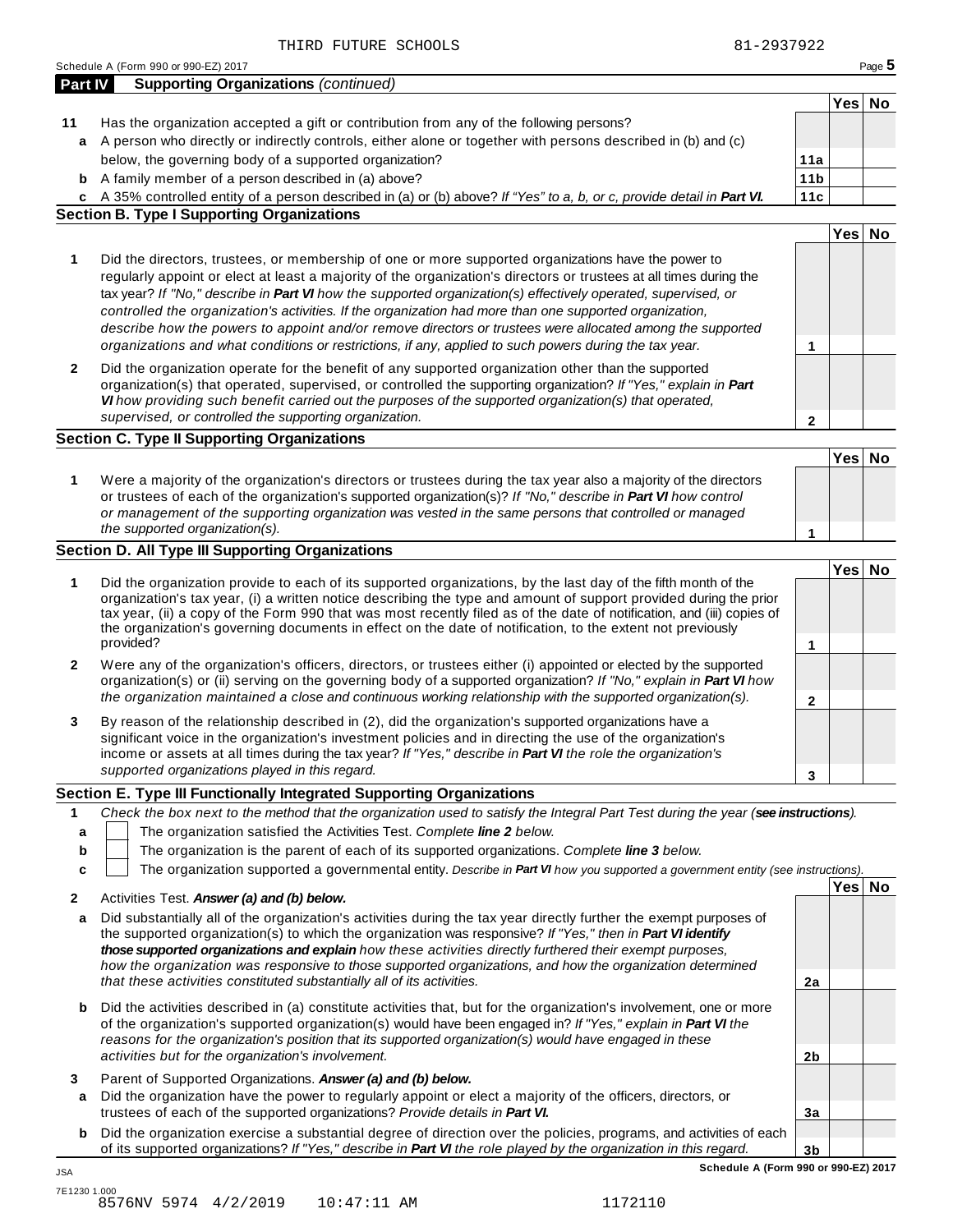THIRD FUTURE SCHOOLS 81-2937922

Schedule A (Form 990 or 990-EZ) 2017

**Part IV Supporting Organizations** *(continued)*

| | | | Yes | No |
|---|---|---|---|---|
| **11** | Has the organization accepted a gift or contribution from any of the following persons? | | | |
| **a** | A person who directly or indirectly controls, either alone or together with persons described in (b) and (c) below, the governing body of a supported organization? | **11a** | | |
| **b** | A family member of a person described in (a) above? | **11b** | | |
| **c** | A 35% controlled entity of a person described in (a) or (b) above? *If "Yes" to a, b, or c, provide detail in **Part VI**.* | **11c** | | |

**Section B. Type I Supporting Organizations**

| | | | Yes | No |
|---|---|---|---|---|
| **1** | Did the directors, trustees, or membership of one or more supported organizations have the power to regularly appoint or elect at least a majority of the organization's directors or trustees at all times during the tax year? *If "No," describe in **Part VI** how the supported organization(s) effectively operated, supervised, or controlled the organization's activities. If the organization had more than one supported organization, describe how the powers to appoint and/or remove directors or trustees were allocated among the supported organizations and what conditions or restrictions, if any, applied to such powers during the tax year.* | **1** | | |
| **2** | Did the organization operate for the benefit of any supported organization other than the supported organization(s) that operated, supervised, or controlled the supporting organization? *If "Yes," explain in **Part VI** how providing such benefit carried out the purposes of the supported organization(s) that operated, supervised, or controlled the supporting organization.* | **2** | | |

**Section C. Type II Supporting Organizations**

| | | | Yes | No |
|---|---|---|---|---|
| **1** | Were a majority of the organization's directors or trustees during the tax year also a majority of the directors or trustees of each of the organization's supported organization(s)? *If "No," describe in **Part VI** how control or management of the supporting organization was vested in the same persons that controlled or managed the supported organization(s).* | **1** | | |

**Section D. All Type III Supporting Organizations**

| | | | Yes | No |
|---|---|---|---|---|
| **1** | Did the organization provide to each of its supported organizations, by the last day of the fifth month of the organization's tax year, (i) a written notice describing the type and amount of support provided during the prior tax year, (ii) a copy of the Form 990 that was most recently filed as of the date of notification, and (iii) copies of the organization's governing documents in effect on the date of notification, to the extent not previously provided? | **1** | | |
| **2** | Were any of the organization's officers, directors, or trustees either (i) appointed or elected by the supported organization(s) or (ii) serving on the governing body of a supported organization? *If "No," explain in **Part VI** how the organization maintained a close and continuous working relationship with the supported organization(s).* | **2** | | |
| **3** | By reason of the relationship described in (2), did the organization's supported organizations have a significant voice in the organization's investment policies and in directing the use of the organization's income or assets at all times during the tax year? *If "Yes," describe in **Part VI** the role the organization's supported organizations played in this regard.* | **3** | | |

**Section E. Type III Functionally Integrated Supporting Organizations**

**1** *Check the box next to the method that the organization used to satisfy the Integral Part Test during the year (**see instructions**).*

- **a** ☐ The organization satisfied the Activities Test. *Complete **line 2** below.*
- **b** ☐ The organization is the parent of each of its supported organizations. *Complete **line 3** below.*
- **c** ☐ The organization supported a governmental entity. *Describe in **Part VI** how you supported a government entity (see instructions).*

| | | | Yes | No |
|---|---|---|---|---|
| **2** | Activities Test. ***Answer (a) and (b) below.*** | | | |
| **a** | Did substantially all of the organization's activities during the tax year directly further the exempt purposes of the supported organization(s) to which the organization was responsive? *If "Yes," then in **Part VI identify those supported organizations and explain** how these activities directly furthered their exempt purposes, how the organization was responsive to those supported organizations, and how the organization determined that these activities constituted substantially all of its activities.* | **2a** | | |
| **b** | Did the activities described in (a) constitute activities that, but for the organization's involvement, one or more of the organization's supported organization(s) would have been engaged in? *If "Yes," explain in **Part VI** the reasons for the organization's position that its supported organization(s) would have engaged in these activities but for the organization's involvement.* | **2b** | | |
| **3** | Parent of Supported Organizations. ***Answer (a) and (b) below.*** | | | |
| **a** | Did the organization have the power to regularly appoint or elect a majority of the officers, directors, or trustees of each of the supported organizations? *Provide details in **Part VI**.* | **3a** | | |
| **b** | Did the organization exercise a substantial degree of direction over the policies, programs, and activities of each of its supported organizations? *If "Yes," describe in **Part VI** the role played by the organization in this regard.* | **3b** | | |

**Schedule A (Form 990 or 990-EZ) 2017**

JSA
7E1230 1.000
8576NV 5974 4/2/2019 10:47:11 AM 1172110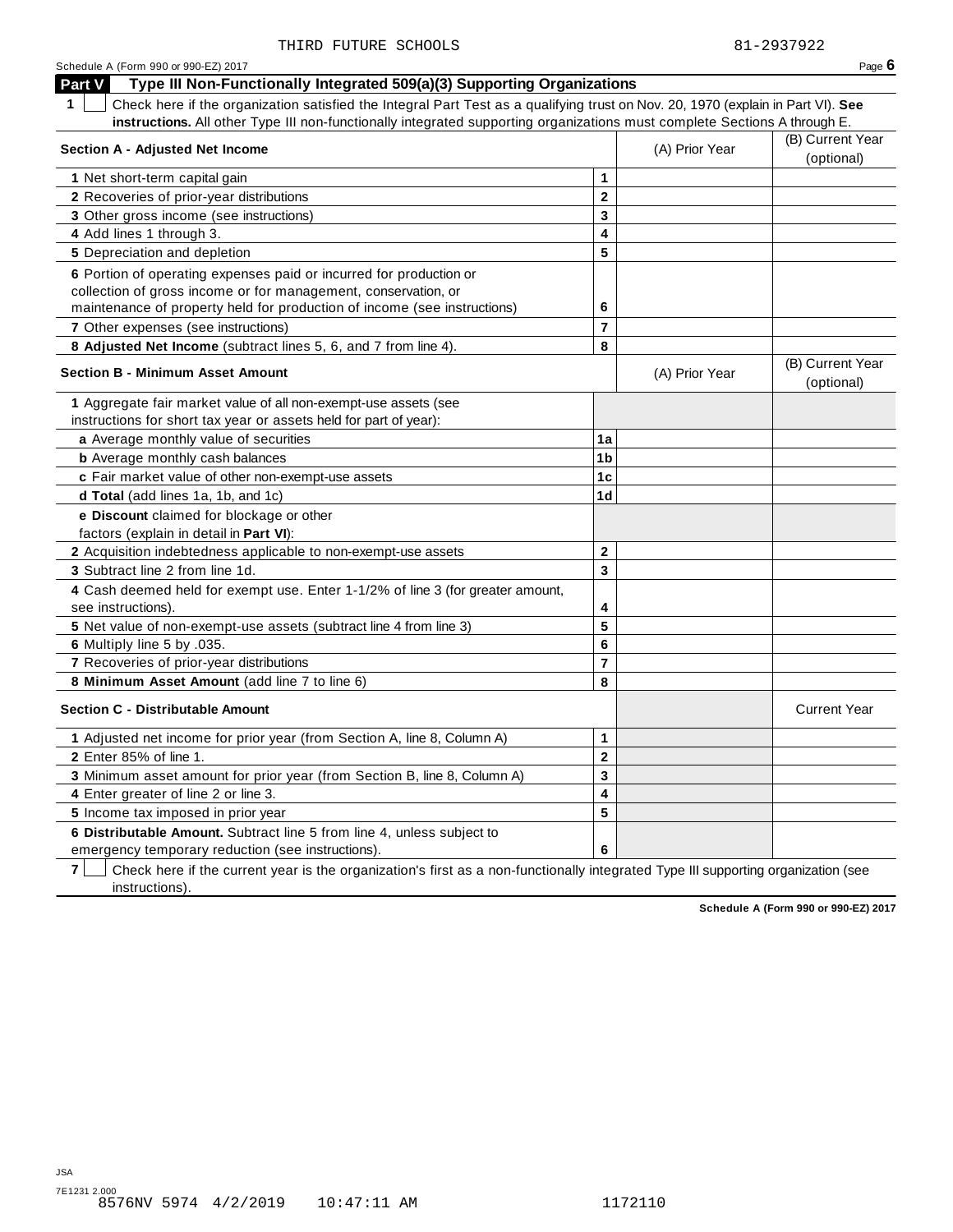THIRD FUTURE SCHOOLS 81-2937922

Schedule A (Form 990 or 990-EZ) 2017

## Part V Type III Non-Functionally Integrated 509(a)(3) Supporting Organizations

**1** ☐ Check here if the organization satisfied the Integral Part Test as a qualifying trust on Nov. 20, 1970 (explain in Part VI). **See instructions.** All other Type III non-functionally integrated supporting organizations must complete Sections A through E.

| Section A - Adjusted Net Income | | (A) Prior Year | (B) Current Year (optional) |
|---|---|---|---|
| 1 Net short-term capital gain | 1 | | |
| 2 Recoveries of prior-year distributions | 2 | | |
| 3 Other gross income (see instructions) | 3 | | |
| 4 Add lines 1 through 3. | 4 | | |
| 5 Depreciation and depletion | 5 | | |
| 6 Portion of operating expenses paid or incurred for production or collection of gross income or for management, conservation, or maintenance of property held for production of income (see instructions) | 6 | | |
| 7 Other expenses (see instructions) | 7 | | |
| 8 **Adjusted Net Income** (subtract lines 5, 6, and 7 from line 4). | 8 | | |

| Section B - Minimum Asset Amount | | (A) Prior Year | (B) Current Year (optional) |
|---|---|---|---|
| 1 Aggregate fair market value of all non-exempt-use assets (see instructions for short tax year or assets held for part of year): | | | |
| **a** Average monthly value of securities | 1a | | |
| **b** Average monthly cash balances | 1b | | |
| **c** Fair market value of other non-exempt-use assets | 1c | | |
| **d Total** (add lines 1a, 1b, and 1c) | 1d | | |
| **e Discount** claimed for blockage or other factors (explain in detail in **Part VI**): | | | |
| 2 Acquisition indebtedness applicable to non-exempt-use assets | 2 | | |
| 3 Subtract line 2 from line 1d. | 3 | | |
| 4 Cash deemed held for exempt use. Enter 1-1/2% of line 3 (for greater amount, see instructions). | 4 | | |
| 5 Net value of non-exempt-use assets (subtract line 4 from line 3) | 5 | | |
| 6 Multiply line 5 by .035. | 6 | | |
| 7 Recoveries of prior-year distributions | 7 | | |
| 8 **Minimum Asset Amount** (add line 7 to line 6) | 8 | | |

| Section C - Distributable Amount | | | Current Year |
|---|---|---|---|
| 1 Adjusted net income for prior year (from Section A, line 8, Column A) | 1 | | |
| 2 Enter 85% of line 1. | 2 | | |
| 3 Minimum asset amount for prior year (from Section B, line 8, Column A) | 3 | | |
| 4 Enter greater of line 2 or line 3. | 4 | | |
| 5 Income tax imposed in prior year | 5 | | |
| 6 **Distributable Amount.** Subtract line 5 from line 4, unless subject to emergency temporary reduction (see instructions). | 6 | | |

**7** ☐ Check here if the current year is the organization's first as a non-functionally integrated Type III supporting organization (see instructions).

**Schedule A (Form 990 or 990-EZ) 2017**

JSA
7E1231 2.000
8576NV 5974 4/2/2019 10:47:11 AM 1172110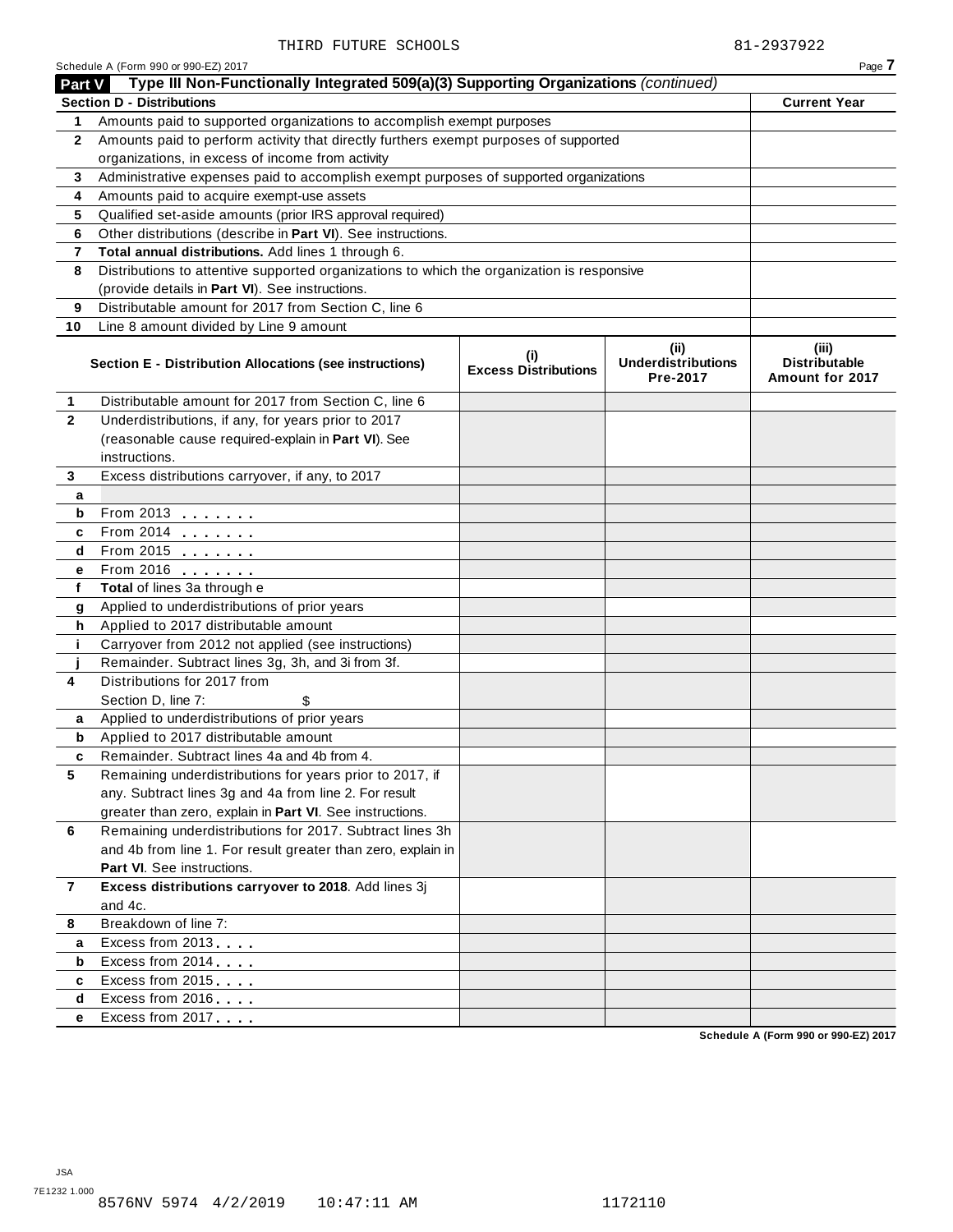THIRD FUTURE SCHOOLS 81-2937922

Schedule A (Form 990 or 990-EZ) 2017

## Part V Type III Non-Functionally Integrated 509(a)(3) Supporting Organizations *(continued)*

| Section D - Distributions | | Current Year |
|---|---|---|
| 1 | Amounts paid to supported organizations to accomplish exempt purposes | |
| 2 | Amounts paid to perform activity that directly furthers exempt purposes of supported organizations, in excess of income from activity | |
| 3 | Administrative expenses paid to accomplish exempt purposes of supported organizations | |
| 4 | Amounts paid to acquire exempt-use assets | |
| 5 | Qualified set-aside amounts (prior IRS approval required) | |
| 6 | Other distributions (describe in **Part VI**). See instructions. | |
| 7 | **Total annual distributions.** Add lines 1 through 6. | |
| 8 | Distributions to attentive supported organizations to which the organization is responsive (provide details in **Part VI**). See instructions. | |
| 9 | Distributable amount for 2017 from Section C, line 6 | |
| 10 | Line 8 amount divided by Line 9 amount | |

| | Section E - Distribution Allocations (see instructions) | (i) Excess Distributions | (ii) Underdistributions Pre-2017 | (iii) Distributable Amount for 2017 |
|---|---|---|---|---|
| 1 | Distributable amount for 2017 from Section C, line 6 | | | |
| 2 | Underdistributions, if any, for years prior to 2017 (reasonable cause required-explain in **Part VI**). See instructions. | | | |
| 3 | Excess distributions carryover, if any, to 2017 | | | |
| a | | | | |
| b | From 2013 . . . . . . . | | | |
| c | From 2014 . . . . . . . | | | |
| d | From 2015 . . . . . . . | | | |
| e | From 2016 . . . . . . . | | | |
| f | **Total** of lines 3a through e | | | |
| g | Applied to underdistributions of prior years | | | |
| h | Applied to 2017 distributable amount | | | |
| i | Carryover from 2012 not applied (see instructions) | | | |
| j | Remainder. Subtract lines 3g, 3h, and 3i from 3f. | | | |
| 4 | Distributions for 2017 from Section D, line 7: $ | | | |
| a | Applied to underdistributions of prior years | | | |
| b | Applied to 2017 distributable amount | | | |
| c | Remainder. Subtract lines 4a and 4b from 4. | | | |
| 5 | Remaining underdistributions for years prior to 2017, if any. Subtract lines 3g and 4a from line 2. For result greater than zero, explain in **Part VI**. See instructions. | | | |
| 6 | Remaining underdistributions for 2017. Subtract lines 3h and 4b from line 1. For result greater than zero, explain in **Part VI**. See instructions. | | | |
| 7 | **Excess distributions carryover to 2018**. Add lines 3j and 4c. | | | |
| 8 | Breakdown of line 7: | | | |
| a | Excess from 2013 . . . . | | | |
| b | Excess from 2014 . . . . | | | |
| c | Excess from 2015 . . . . | | | |
| d | Excess from 2016 . . . . | | | |
| e | Excess from 2017 . . . . | | | |

Schedule A (Form 990 or 990-EZ) 2017

JSA
7E1232 1.000
8576NV 5974 4/2/2019 10:47:11 AM 1172110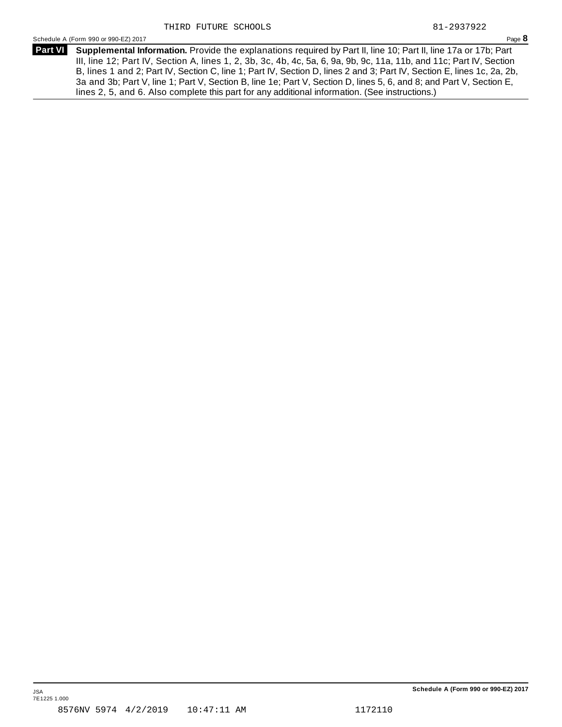THIRD FUTURE SCHOOLS 81-2937922

Schedule A (Form 990 or 990-EZ) 2017 Page **8**

**Part VI** **Supplemental Information.** Provide the explanations required by Part II, line 10; Part II, line 17a or 17b; Part III, line 12; Part IV, Section A, lines 1, 2, 3b, 3c, 4b, 4c, 5a, 6, 9a, 9b, 9c, 11a, 11b, and 11c; Part IV, Section B, lines 1 and 2; Part IV, Section C, line 1; Part IV, Section D, lines 2 and 3; Part IV, Section E, lines 1c, 2a, 2b, 3a and 3b; Part V, line 1; Part V, Section B, line 1e; Part V, Section D, lines 5, 6, and 8; and Part V, Section E, lines 2, 5, and 6. Also complete this part for any additional information. (See instructions.)

JSA
7E1225 1.000

8576NV 5974 4/2/2019 10:47:11 AM 1172110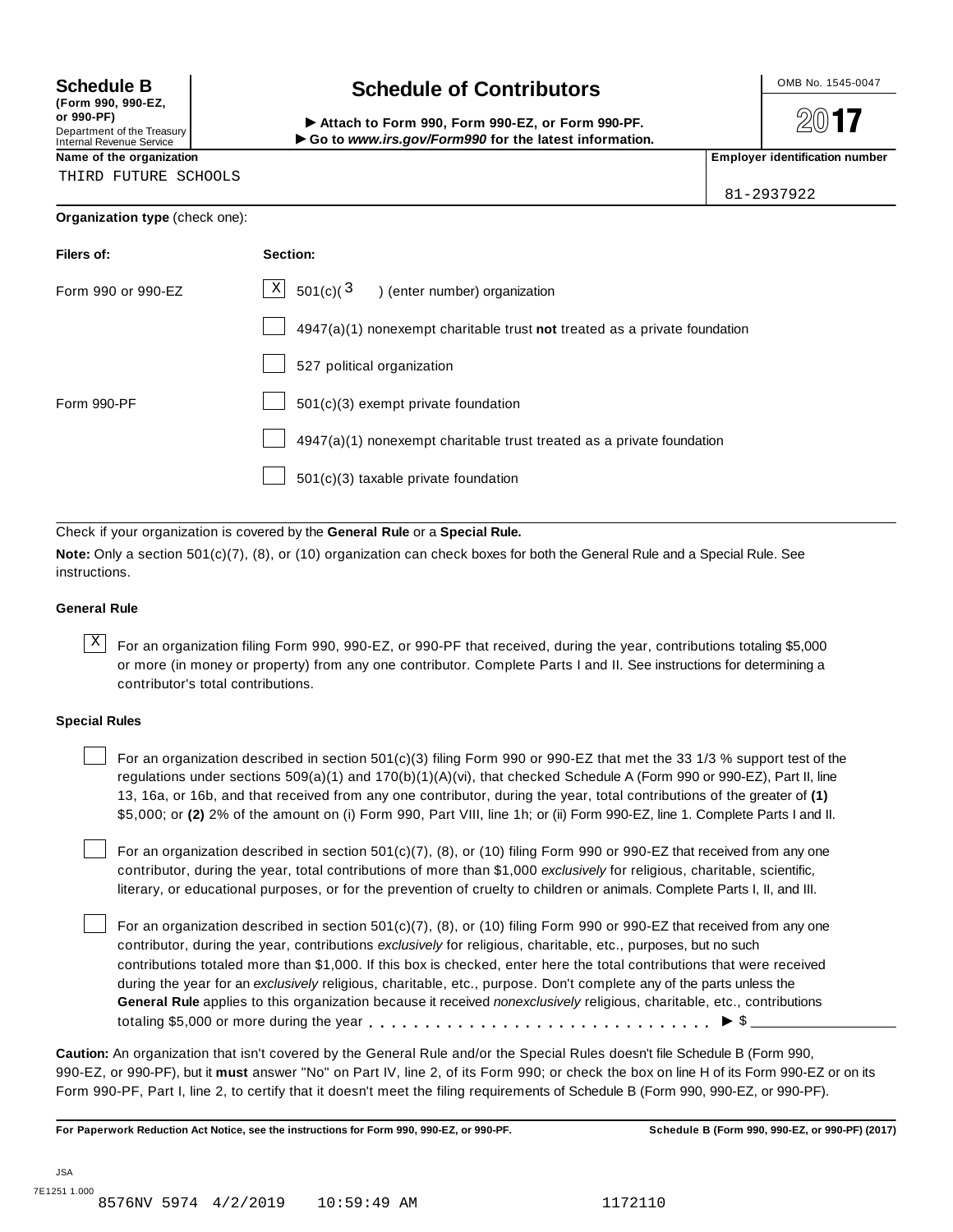**Schedule B** **(Form 990, 990-EZ, or 990-PF)** Department of the Treasury Internal Revenue Service

# Schedule of Contributors

► Attach to Form 990, Form 990-EZ, or Form 990-PF.
► Go to *www.irs.gov/Form990* for the latest information.

OMB No. 1545-0047

**2017**

**Name of the organization**
THIRD FUTURE SCHOOLS

**Employer identification number**
81-2937922

**Organization type** (check one):

| **Filers of:** | **Section:** |
|---|---|
| Form 990 or 990-EZ | [X] 501(c)( 3 ) (enter number) organization |
| | [ ] 4947(a)(1) nonexempt charitable trust **not** treated as a private foundation |
| | [ ] 527 political organization |
| Form 990-PF | [ ] 501(c)(3) exempt private foundation |
| | [ ] 4947(a)(1) nonexempt charitable trust treated as a private foundation |
| | [ ] 501(c)(3) taxable private foundation |

Check if your organization is covered by the **General Rule** or a **Special Rule.**

**Note:** Only a section 501(c)(7), (8), or (10) organization can check boxes for both the General Rule and a Special Rule. See instructions.

### General Rule

[X] For an organization filing Form 990, 990-EZ, or 990-PF that received, during the year, contributions totaling $5,000 or more (in money or property) from any one contributor. Complete Parts I and II. See instructions for determining a contributor's total contributions.

### Special Rules

[ ] For an organization described in section 501(c)(3) filing Form 990 or 990-EZ that met the 33 1/3 % support test of the regulations under sections 509(a)(1) and 170(b)(1)(A)(vi), that checked Schedule A (Form 990 or 990-EZ), Part II, line 13, 16a, or 16b, and that received from any one contributor, during the year, total contributions of the greater of **(1)** $5,000; or **(2)** 2% of the amount on (i) Form 990, Part VIII, line 1h; or (ii) Form 990-EZ, line 1. Complete Parts I and II.

[ ] For an organization described in section 501(c)(7), (8), or (10) filing Form 990 or 990-EZ that received from any one contributor, during the year, total contributions of more than $1,000 *exclusively* for religious, charitable, scientific, literary, or educational purposes, or for the prevention of cruelty to children or animals. Complete Parts I, II, and III.

[ ] For an organization described in section 501(c)(7), (8), or (10) filing Form 990 or 990-EZ that received from any one contributor, during the year, contributions *exclusively* for religious, charitable, etc., purposes, but no such contributions totaled more than $1,000. If this box is checked, enter here the total contributions that were received during the year for an *exclusively* religious, charitable, etc., purpose. Don't complete any of the parts unless the **General Rule** applies to this organization because it received *nonexclusively* religious, charitable, etc., contributions totaling $5,000 or more during the year . . . . . . . . . . . . . . . . . . . . . . . . . . . . . ► $ ____________

**Caution:** An organization that isn't covered by the General Rule and/or the Special Rules doesn't file Schedule B (Form 990, 990-EZ, or 990-PF), but it **must** answer "No" on Part IV, line 2, of its Form 990; or check the box on line H of its Form 990-EZ or on its Form 990-PF, Part I, line 2, to certify that it doesn't meet the filing requirements of Schedule B (Form 990, 990-EZ, or 990-PF).

**For Paperwork Reduction Act Notice, see the instructions for Form 990, 990-EZ, or 990-PF.** **Schedule B (Form 990, 990-EZ, or 990-PF) (2017)**

JSA
7E1251 1.000
8576NV 5974 4/2/2019 10:59:49 AM 1172110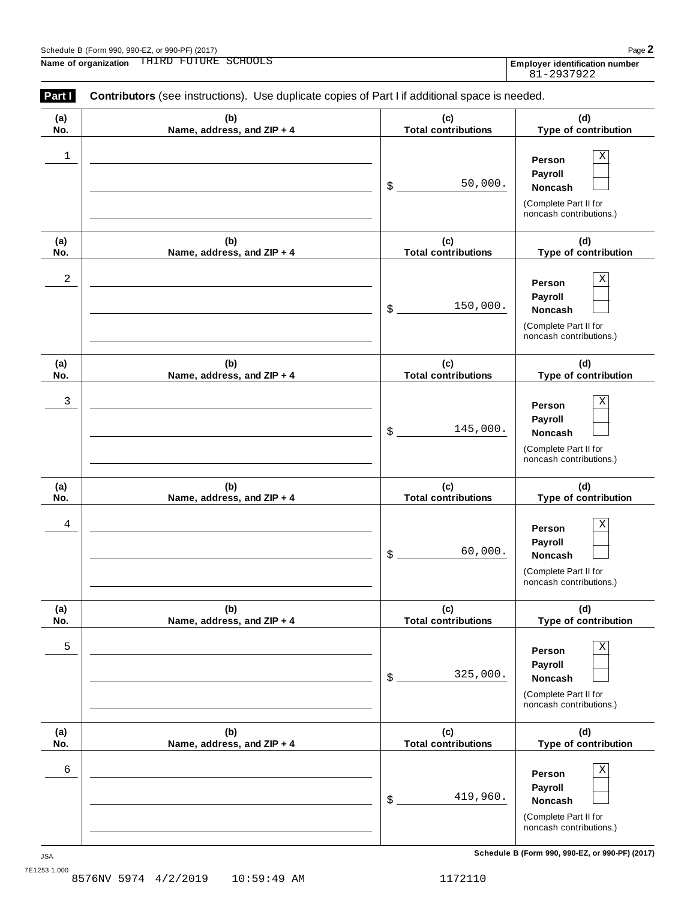Schedule B (Form 990, 990-EZ, or 990-PF) (2017)

**Name of organization** THIRD FUTURE SCHOOLS

**Employer identification number** 81-2937922

**Part I** **Contributors** (see instructions). Use duplicate copies of Part I if additional space is needed.

| (a) No. | (b) Name, address, and ZIP + 4 | (c) Total contributions | (d) Type of contribution |
|---|---|---|---|
| 1 | | $ 50,000. | Person [X] Payroll [ ] Noncash [ ] (Complete Part II for noncash contributions.) |
| 2 | | $ 150,000. | Person [X] Payroll [ ] Noncash [ ] (Complete Part II for noncash contributions.) |
| 3 | | $ 145,000. | Person [X] Payroll [ ] Noncash [ ] (Complete Part II for noncash contributions.) |
| 4 | | $ 60,000. | Person [X] Payroll [ ] Noncash [ ] (Complete Part II for noncash contributions.) |
| 5 | | $ 325,000. | Person [X] Payroll [ ] Noncash [ ] (Complete Part II for noncash contributions.) |
| 6 | | $ 419,960. | Person [X] Payroll [ ] Noncash [ ] (Complete Part II for noncash contributions.) |

JSA
7E1253 1.000
8576NV 5974 4/2/2019 10:59:49 AM 1172110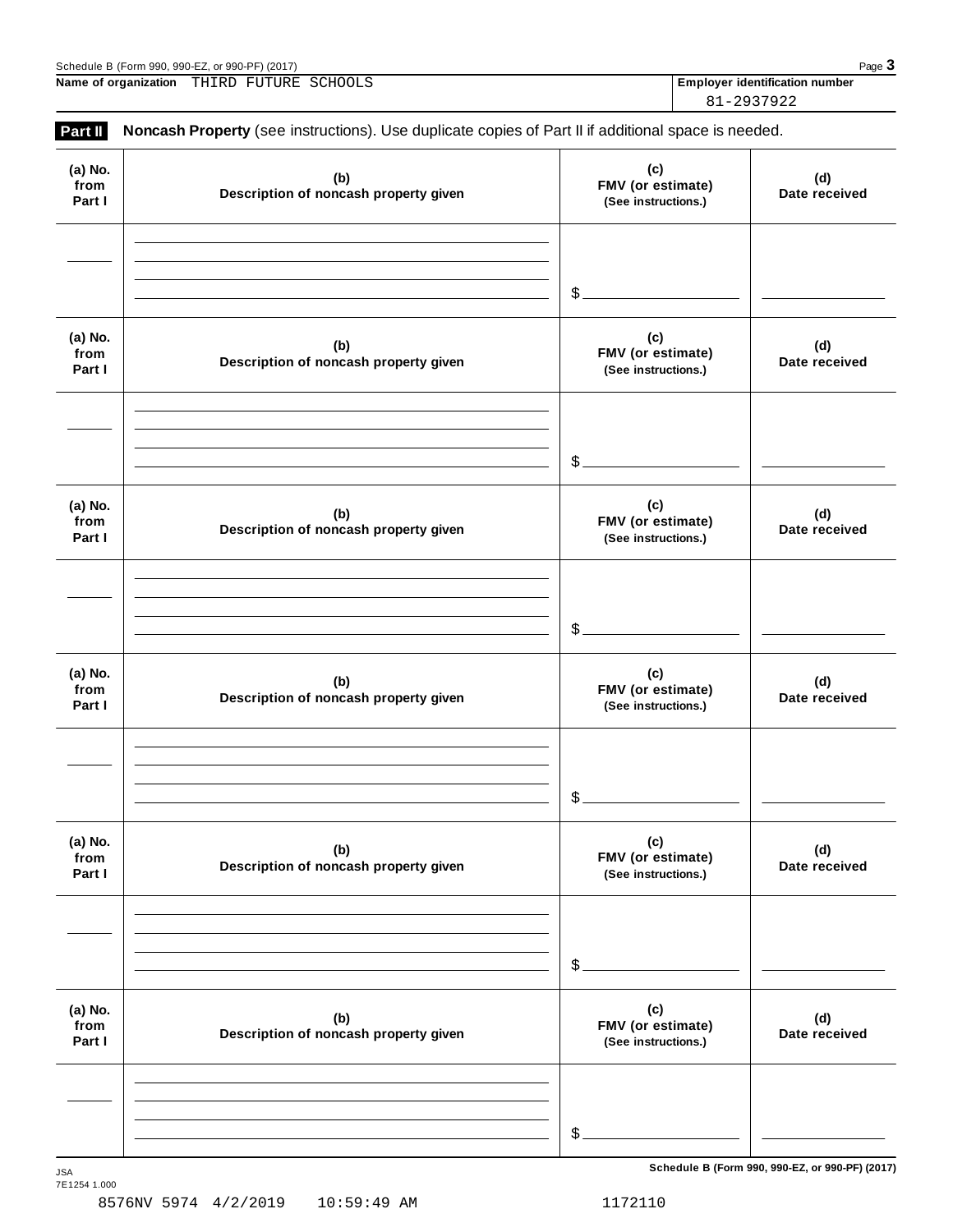Name of organization THIRD FUTURE SCHOOLS

Employer identification number 81-2937922

**Part II** **Noncash Property** (see instructions). Use duplicate copies of Part II if additional space is needed.

| (a) No. from Part I | (b) Description of noncash property given | (c) FMV (or estimate) (See instructions.) | (d) Date received |
|---|---|---|---|
| | | $ | |

| (a) No. from Part I | (b) Description of noncash property given | (c) FMV (or estimate) (See instructions.) | (d) Date received |
|---|---|---|---|
| | | $ | |

| (a) No. from Part I | (b) Description of noncash property given | (c) FMV (or estimate) (See instructions.) | (d) Date received |
|---|---|---|---|
| | | $ | |

| (a) No. from Part I | (b) Description of noncash property given | (c) FMV (or estimate) (See instructions.) | (d) Date received |
|---|---|---|---|
| | | $ | |

| (a) No. from Part I | (b) Description of noncash property given | (c) FMV (or estimate) (See instructions.) | (d) Date received |
|---|---|---|---|
| | | $ | |

| (a) No. from Part I | (b) Description of noncash property given | (c) FMV (or estimate) (See instructions.) | (d) Date received |
|---|---|---|---|
| | | $ | |

Schedule B (Form 990, 990-EZ, or 990-PF) (2017)

JSA
7E1254 1.000

8576NV 5974 4/2/2019 10:59:49 AM 1172110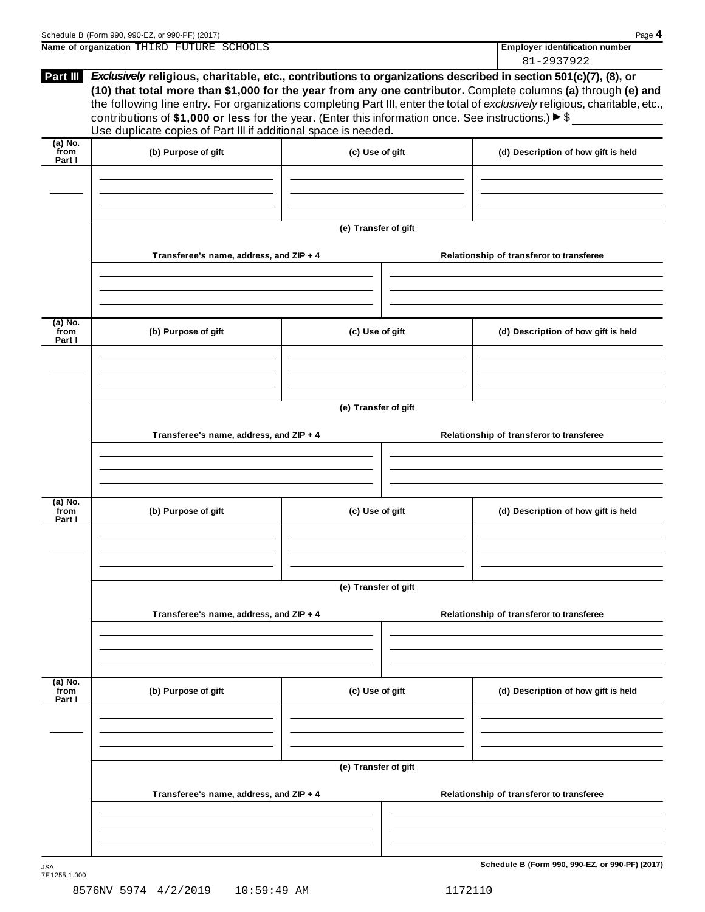Name of organization THIRD FUTURE SCHOOLS

Employer identification number 81-2937922

**Part III** ***Exclusively*** **religious, charitable, etc., contributions to organizations described in section 501(c)(7), (8), or (10) that total more than $1,000 for the year from any one contributor.** Complete columns **(a)** through **(e)** and the following line entry. For organizations completing Part III, enter the total of *exclusively* religious, charitable, etc., contributions of **$1,000 or less** for the year. (Enter this information once. See instructions.) ▶ $ ____________

Use duplicate copies of Part III if additional space is needed.

| (a) No. from Part I | (b) Purpose of gift | (c) Use of gift | (d) Description of how gift is held |
|---|---|---|---|
| | | | |

(e) Transfer of gift

| Transferee's name, address, and ZIP + 4 | Relationship of transferor to transferee |
|---|---|
| | |

| (a) No. from Part I | (b) Purpose of gift | (c) Use of gift | (d) Description of how gift is held |
|---|---|---|---|
| | | | |

(e) Transfer of gift

| Transferee's name, address, and ZIP + 4 | Relationship of transferor to transferee |
|---|---|
| | |

| (a) No. from Part I | (b) Purpose of gift | (c) Use of gift | (d) Description of how gift is held |
|---|---|---|---|
| | | | |

(e) Transfer of gift

| Transferee's name, address, and ZIP + 4 | Relationship of transferor to transferee |
|---|---|
| | |

| (a) No. from Part I | (b) Purpose of gift | (c) Use of gift | (d) Description of how gift is held |
|---|---|---|---|
| | | | |

(e) Transfer of gift

| Transferee's name, address, and ZIP + 4 | Relationship of transferor to transferee |
|---|---|
| | |

Schedule B (Form 990, 990-EZ, or 990-PF) (2017)

JSA 7E1255 1.000

8576NV 5974 4/2/2019 10:59:49 AM 1172110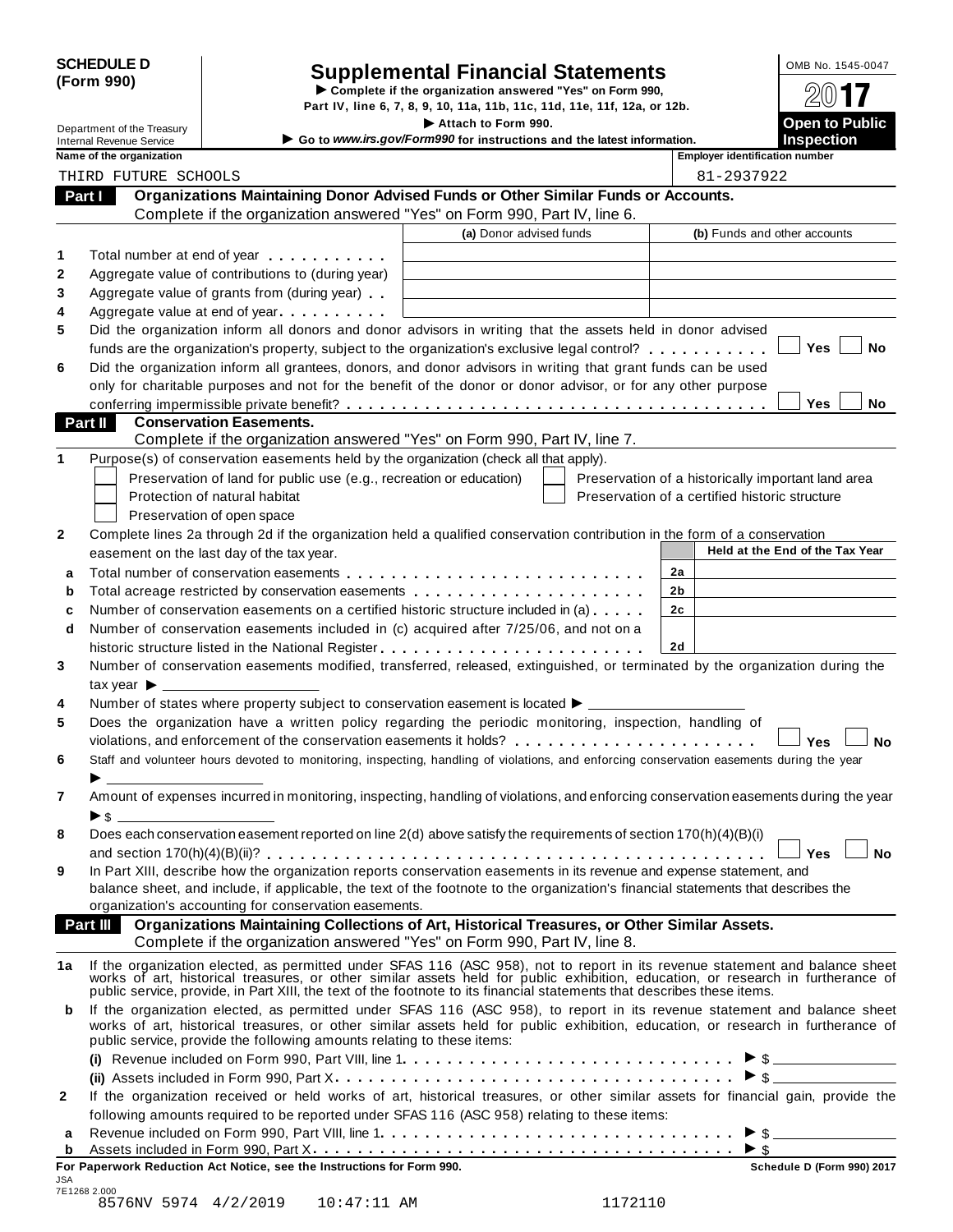**SCHEDULE D (Form 990)**

Department of the Treasury
Internal Revenue Service

# Supplemental Financial Statements

▶ Complete if the organization answered "Yes" on Form 990, Part IV, line 6, 7, 8, 9, 10, 11a, 11b, 11c, 11d, 11e, 11f, 12a, or 12b.

▶ Attach to Form 990.

▶ Go to *www.irs.gov/Form990* for instructions and the latest information.

OMB No. 1545-0047

**2017**

**Open to Public Inspection**

| Name of the organization | Employer identification number |
|---|---|
| THIRD FUTURE SCHOOLS | 81-2937922 |

## Part I Organizations Maintaining Donor Advised Funds or Other Similar Funds or Accounts.

Complete if the organization answered "Yes" on Form 990, Part IV, line 6.

| | | (a) Donor advised funds | (b) Funds and other accounts |
|---|---|---|---|
| 1 | Total number at end of year | | |
| 2 | Aggregate value of contributions to (during year) | | |
| 3 | Aggregate value of grants from (during year) | | |
| 4 | Aggregate value at end of year | | |

5 Did the organization inform all donors and donor advisors in writing that the assets held in donor advised funds are the organization's property, subject to the organization's exclusive legal control? ☐ Yes ☐ No

6 Did the organization inform all grantees, donors, and donor advisors in writing that grant funds can be used only for charitable purposes and not for the benefit of the donor or donor advisor, or for any other purpose conferring impermissible private benefit? ☐ Yes ☐ No

## Part II Conservation Easements.

Complete if the organization answered "Yes" on Form 990, Part IV, line 7.

1 Purpose(s) of conservation easements held by the organization (check all that apply).

- ☐ Preservation of land for public use (e.g., recreation or education)
- ☐ Protection of natural habitat
- ☐ Preservation of open space
- ☐ Preservation of a historically important land area
- ☐ Preservation of a certified historic structure

2 Complete lines 2a through 2d if the organization held a qualified conservation contribution in the form of a conservation easement on the last day of the tax year.

| | | | Held at the End of the Tax Year |
|---|---|---|---|
| a | Total number of conservation easements | 2a | |
| b | Total acreage restricted by conservation easements | 2b | |
| c | Number of conservation easements on a certified historic structure included in (a) | 2c | |
| d | Number of conservation easements included in (c) acquired after 7/25/06, and not on a historic structure listed in the National Register | 2d | |

3 Number of conservation easements modified, transferred, released, extinguished, or terminated by the organization during the tax year ▶ ____________

4 Number of states where property subject to conservation easement is located ▶ ____________

5 Does the organization have a written policy regarding the periodic monitoring, inspection, handling of violations, and enforcement of the conservation easements it holds? ☐ Yes ☐ No

6 Staff and volunteer hours devoted to monitoring, inspecting, handling of violations, and enforcing conservation easements during the year ▶ ____________

7 Amount of expenses incurred in monitoring, inspecting, handling of violations, and enforcing conservation easements during the year ▶ $ ____________

8 Does each conservation easement reported on line 2(d) above satisfy the requirements of section 170(h)(4)(B)(i) and section 170(h)(4)(B)(ii)? ☐ Yes ☐ No

9 In Part XIII, describe how the organization reports conservation easements in its revenue and expense statement, and balance sheet, and include, if applicable, the text of the footnote to the organization's financial statements that describes the organization's accounting for conservation easements.

## Part III Organizations Maintaining Collections of Art, Historical Treasures, or Other Similar Assets.

Complete if the organization answered "Yes" on Form 990, Part IV, line 8.

1a If the organization elected, as permitted under SFAS 116 (ASC 958), not to report in its revenue statement and balance sheet works of art, historical treasures, or other similar assets held for public exhibition, education, or research in furtherance of public service, provide, in Part XIII, the text of the footnote to its financial statements that describes these items.

b If the organization elected, as permitted under SFAS 116 (ASC 958), to report in its revenue statement and balance sheet works of art, historical treasures, or other similar assets held for public exhibition, education, or research in furtherance of public service, provide the following amounts relating to these items:

(i) Revenue included on Form 990, Part VIII, line 1 ▶ $ ____________

(ii) Assets included in Form 990, Part X ▶ $ ____________

2 If the organization received or held works of art, historical treasures, or other similar assets for financial gain, provide the following amounts required to be reported under SFAS 116 (ASC 958) relating to these items:

a Revenue included on Form 990, Part VIII, line 1 ▶ $ ____________

b Assets included in Form 990, Part X ▶ $ ____________

**For Paperwork Reduction Act Notice, see the Instructions for Form 990.** **Schedule D (Form 990) 2017**

JSA
7E1268 2.000
8576NV 5974 4/2/2019 10:47:11 AM 1172110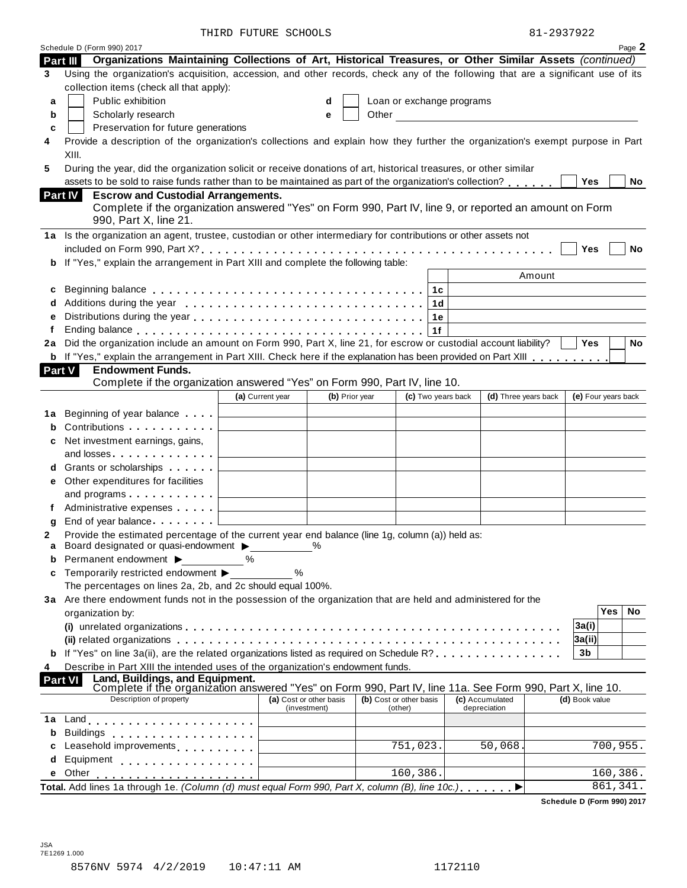THIRD FUTURE SCHOOLS 81-2937922

Schedule D (Form 990) 2017 Page **2**

**Part III** **Organizations Maintaining Collections of Art, Historical Treasures, or Other Similar Assets** *(continued)*

**3** Using the organization's acquisition, accession, and other records, check any of the following that are a significant use of its collection items (check all that apply):

**a** ☐ Public exhibition
**b** ☐ Scholarly research
**c** ☐ Preservation for future generations
**d** ☐ Loan or exchange programs
**e** ☐ Other

**4** Provide a description of the organization's collections and explain how they further the organization's exempt purpose in Part XIII.

**5** During the year, did the organization solicit or receive donations of art, historical treasures, or other similar assets to be sold to raise funds rather than to be maintained as part of the organization's collection? ☐ Yes ☐ No

**Part IV** **Escrow and Custodial Arrangements.**
Complete if the organization answered "Yes" on Form 990, Part IV, line 9, or reported an amount on Form 990, Part X, line 21.

**1a** Is the organization an agent, trustee, custodian or other intermediary for contributions or other assets not included on Form 990, Part X? ☐ Yes ☐ No

**b** If "Yes," explain the arrangement in Part XIII and complete the following table:

| | | | Amount |
|---|---|---|---|
| c | Beginning balance | 1c | |
| d | Additions during the year | 1d | |
| e | Distributions during the year | 1e | |
| f | Ending balance | 1f | |

**2a** Did the organization include an amount on Form 990, Part X, line 21, for escrow or custodial account liability? ☐ Yes ☐ No

**b** If "Yes," explain the arrangement in Part XIII. Check here if the explanation has been provided on Part XIII ☐

**Part V** **Endowment Funds.**
Complete if the organization answered "Yes" on Form 990, Part IV, line 10.

| | | (a) Current year | (b) Prior year | (c) Two years back | (d) Three years back | (e) Four years back |
|---|---|---|---|---|---|---|
| 1a | Beginning of year balance | | | | | |
| b | Contributions | | | | | |
| c | Net investment earnings, gains, and losses | | | | | |
| d | Grants or scholarships | | | | | |
| e | Other expenditures for facilities and programs | | | | | |
| f | Administrative expenses | | | | | |
| g | End of year balance | | | | | |

**2** Provide the estimated percentage of the current year end balance (line 1g, column (a)) held as:

**a** Board designated or quasi-endowment ▶ _____ %
**b** Permanent endowment ▶ _____ %
**c** Temporarily restricted endowment ▶ _____ %

The percentages on lines 2a, 2b, and 2c should equal 100%.

**3a** Are there endowment funds not in the possession of the organization that are held and administered for the organization by:

| | | | Yes | No |
|---|---|---|---|---|
| | (i) unrelated organizations | 3a(i) | | |
| | (ii) related organizations | 3a(ii) | | |
| b | If "Yes" on line 3a(ii), are the related organizations listed as required on Schedule R? | 3b | | |

**4** Describe in Part XIII the intended uses of the organization's endowment funds.

**Part VI** **Land, Buildings, and Equipment.**
Complete if the organization answered "Yes" on Form 990, Part IV, line 11a. See Form 990, Part X, line 10.

| | Description of property | (a) Cost or other basis (investment) | (b) Cost or other basis (other) | (c) Accumulated depreciation | (d) Book value |
|---|---|---|---|---|---|
| 1a | Land | | | | |
| b | Buildings | | | | |
| c | Leasehold improvements | | 751,023. | 50,068. | 700,955. |
| d | Equipment | | | | |
| e | Other | | 160,386. | | 160,386. |
| | **Total.** Add lines 1a through 1e. *(Column (d) must equal Form 990, Part X, column (B), line 10c.)* ▶ | | | | 861,341. |

**Schedule D (Form 990) 2017**

JSA
7E1269 1.000

8576NV 5974 4/2/2019 10:47:11 AM 1172110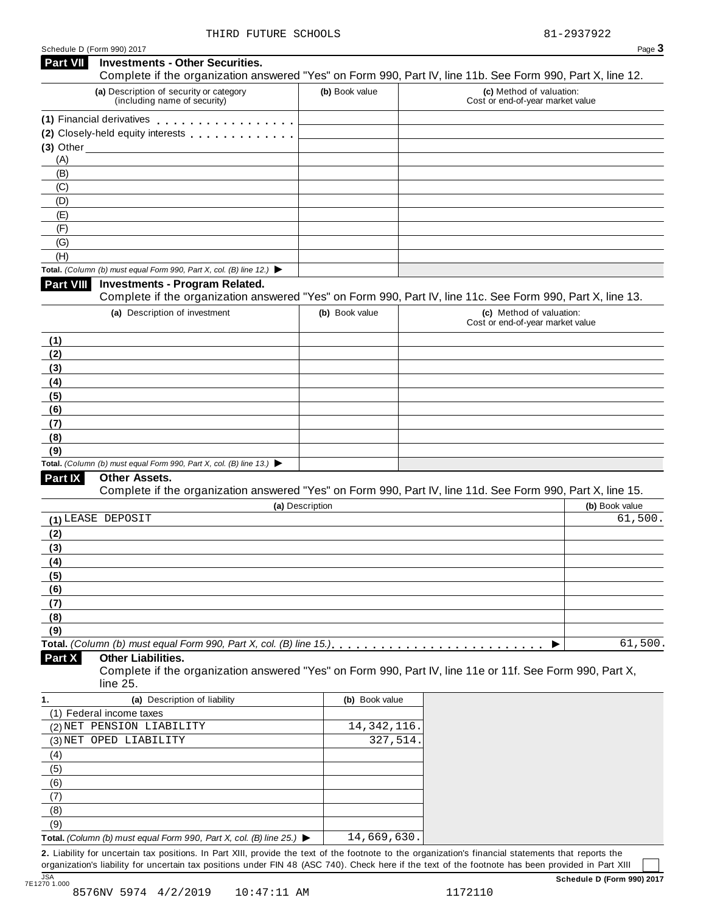THIRD FUTURE SCHOOLS 81-2937922

Schedule D (Form 990) 2017

## Part VII Investments - Other Securities.

Complete if the organization answered "Yes" on Form 990, Part IV, line 11b. See Form 990, Part X, line 12.

| (a) Description of security or category (including name of security) | (b) Book value | (c) Method of valuation: Cost or end-of-year market value |
|---|---|---|
| (1) Financial derivatives | | |
| (2) Closely-held equity interests | | |
| (3) Other | | |
| (A) | | |
| (B) | | |
| (C) | | |
| (D) | | |
| (E) | | |
| (F) | | |
| (G) | | |
| (H) | | |
| **Total.** *(Column (b) must equal Form 990, Part X, col. (B) line 12.)* ▶ | | |

## Part VIII Investments - Program Related.

Complete if the organization answered "Yes" on Form 990, Part IV, line 11c. See Form 990, Part X, line 13.

| (a) Description of investment | (b) Book value | (c) Method of valuation: Cost or end-of-year market value |
|---|---|---|
| (1) | | |
| (2) | | |
| (3) | | |
| (4) | | |
| (5) | | |
| (6) | | |
| (7) | | |
| (8) | | |
| (9) | | |
| **Total.** *(Column (b) must equal Form 990, Part X, col. (B) line 13.)* ▶ | | |

## Part IX Other Assets.

Complete if the organization answered "Yes" on Form 990, Part IV, line 11d. See Form 990, Part X, line 15.

| (a) Description | (b) Book value |
|---|---|
| (1) LEASE DEPOSIT | 61,500. |
| (2) | |
| (3) | |
| (4) | |
| (5) | |
| (6) | |
| (7) | |
| (8) | |
| (9) | |
| **Total.** *(Column (b) must equal Form 990, Part X, col. (B) line 15.)* ▶ | 61,500. |

## Part X Other Liabilities.

Complete if the organization answered "Yes" on Form 990, Part IV, line 11e or 11f. See Form 990, Part X, line 25.

| 1. (a) Description of liability | (b) Book value |
|---|---|
| (1) Federal income taxes | |
| (2) NET PENSION LIABILITY | 14,342,116. |
| (3) NET OPED LIABILITY | 327,514. |
| (4) | |
| (5) | |
| (6) | |
| (7) | |
| (8) | |
| (9) | |
| **Total.** *(Column (b) must equal Form 990, Part X, col. (B) line 25.)* ▶ | 14,669,630. |

**2.** Liability for uncertain tax positions. In Part XIII, provide the text of the footnote to the organization's financial statements that reports the organization's liability for uncertain tax positions under FIN 48 (ASC 740). Check here if the text of the footnote has been provided in Part XIII ☐

JSA 7E1270 1.000

Schedule D (Form 990) 2017

8576NV 5974 4/2/2019 10:47:11 AM 1172110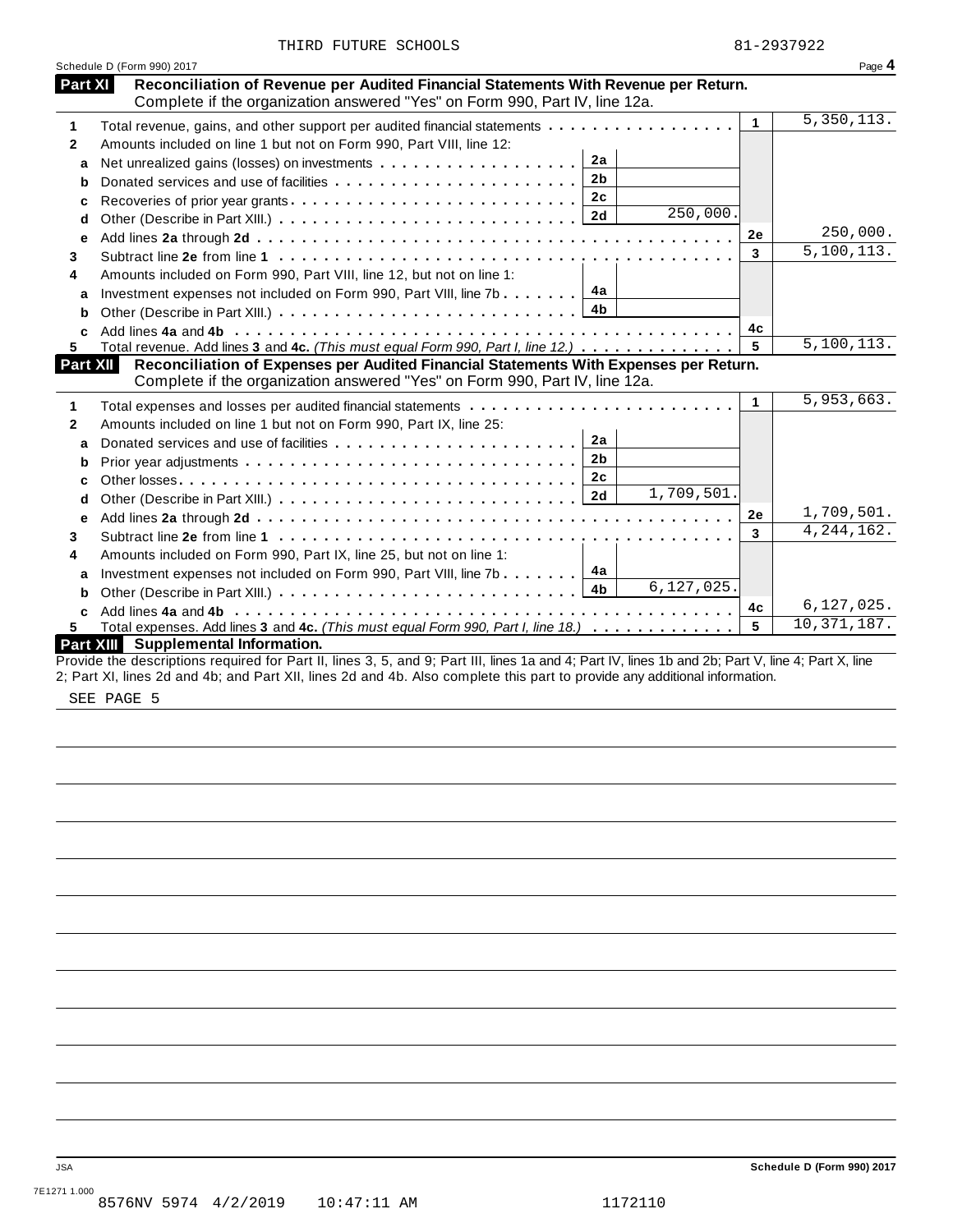THIRD FUTURE SCHOOLS 81-2937922

Schedule D (Form 990) 2017 Page **4**

## Part XI Reconciliation of Revenue per Audited Financial Statements With Revenue per Return.

Complete if the organization answered "Yes" on Form 990, Part IV, line 12a.

| | | | | | |
|---|---|---|---|---|---|
| **1** | Total revenue, gains, and other support per audited financial statements | | | 1 | 5,350,113. |
| **2** | Amounts included on line 1 but not on Form 990, Part VIII, line 12: | | | | |
| **a** | Net unrealized gains (losses) on investments | 2a | | | |
| **b** | Donated services and use of facilities | 2b | | | |
| **c** | Recoveries of prior year grants | 2c | | | |
| **d** | Other (Describe in Part XIII.) | 2d | 250,000. | | |
| **e** | Add lines **2a** through **2d** | | | 2e | 250,000. |
| **3** | Subtract line **2e** from line **1** | | | 3 | 5,100,113. |
| **4** | Amounts included on Form 990, Part VIII, line 12, but not on line 1: | | | | |
| **a** | Investment expenses not included on Form 990, Part VIII, line 7b | 4a | | | |
| **b** | Other (Describe in Part XIII.) | 4b | | | |
| **c** | Add lines **4a** and **4b** | | | 4c | |
| **5** | Total revenue. Add lines **3** and **4c.** *(This must equal Form 990, Part I, line 12.)* | | | 5 | 5,100,113. |

## Part XII Reconciliation of Expenses per Audited Financial Statements With Expenses per Return.

Complete if the organization answered "Yes" on Form 990, Part IV, line 12a.

| | | | | | |
|---|---|---|---|---|---|
| **1** | Total expenses and losses per audited financial statements | | | 1 | 5,953,663. |
| **2** | Amounts included on line 1 but not on Form 990, Part IX, line 25: | | | | |
| **a** | Donated services and use of facilities | 2a | | | |
| **b** | Prior year adjustments | 2b | | | |
| **c** | Other losses | 2c | | | |
| **d** | Other (Describe in Part XIII.) | 2d | 1,709,501. | | |
| **e** | Add lines **2a** through **2d** | | | 2e | 1,709,501. |
| **3** | Subtract line **2e** from line **1** | | | 3 | 4,244,162. |
| **4** | Amounts included on Form 990, Part IX, line 25, but not on line 1: | | | | |
| **a** | Investment expenses not included on Form 990, Part VIII, line 7b | 4a | | | |
| **b** | Other (Describe in Part XIII.) | 4b | 6,127,025. | | |
| **c** | Add lines **4a** and **4b** | | | 4c | 6,127,025. |
| **5** | Total expenses. Add lines **3** and **4c.** *(This must equal Form 990, Part I, line 18.)* | | | 5 | 10,371,187. |

## Part XIII Supplemental Information.

Provide the descriptions required for Part II, lines 3, 5, and 9; Part III, lines 1a and 4; Part IV, lines 1b and 2b; Part V, line 4; Part X, line 2; Part XI, lines 2d and 4b; and Part XII, lines 2d and 4b. Also complete this part to provide any additional information.

SEE PAGE 5

Schedule D (Form 990) 2017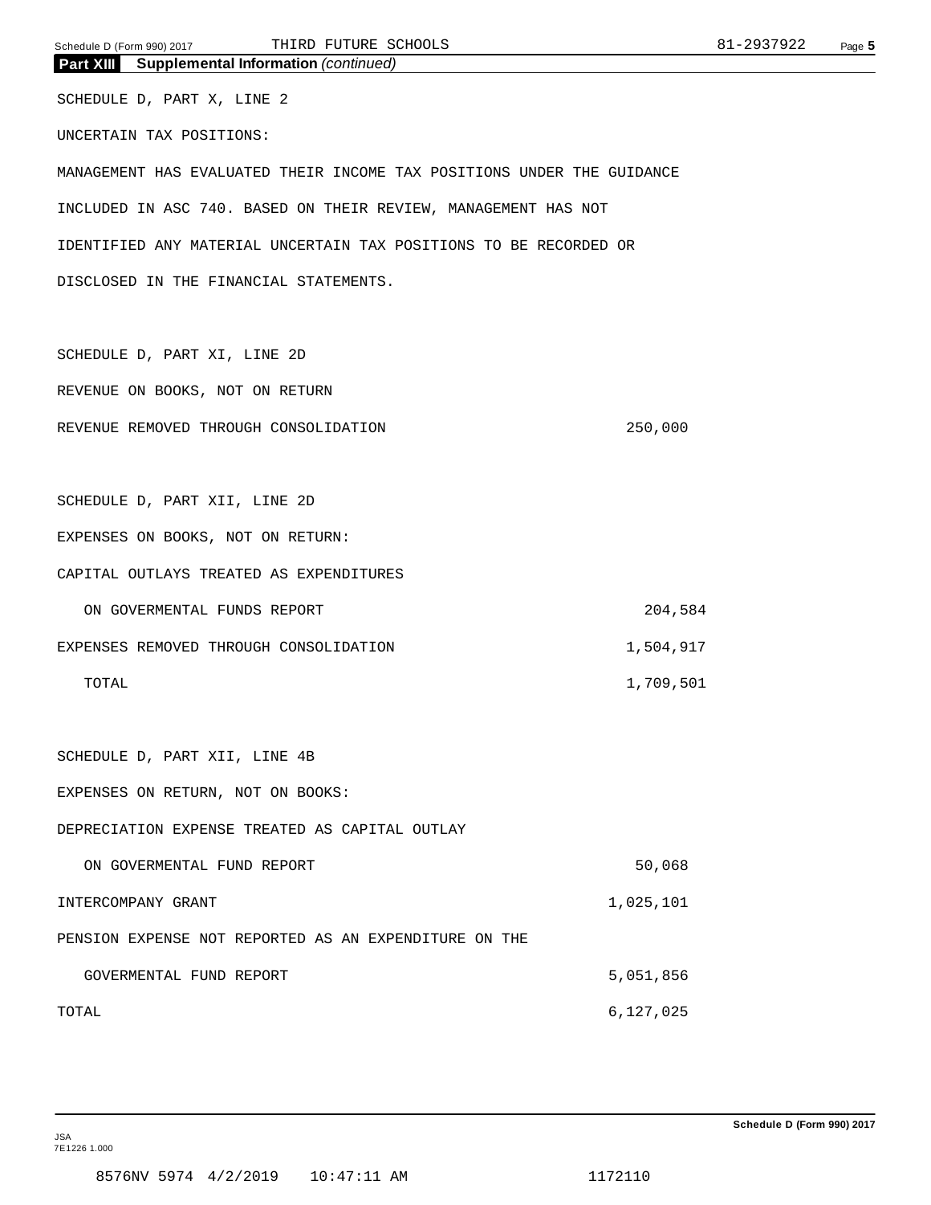## Part XIII Supplemental Information *(continued)*

SCHEDULE D, PART X, LINE 2

UNCERTAIN TAX POSITIONS:

MANAGEMENT HAS EVALUATED THEIR INCOME TAX POSITIONS UNDER THE GUIDANCE INCLUDED IN ASC 740. BASED ON THEIR REVIEW, MANAGEMENT HAS NOT IDENTIFIED ANY MATERIAL UNCERTAIN TAX POSITIONS TO BE RECORDED OR DISCLOSED IN THE FINANCIAL STATEMENTS.

SCHEDULE D, PART XI, LINE 2D

REVENUE ON BOOKS, NOT ON RETURN

| | |
|---|---|
| REVENUE REMOVED THROUGH CONSOLIDATION | 250,000 |

SCHEDULE D, PART XII, LINE 2D

EXPENSES ON BOOKS, NOT ON RETURN:

| | |
|---|---|
| CAPITAL OUTLAYS TREATED AS EXPENDITURES ON GOVERMENTAL FUNDS REPORT | 204,584 |
| EXPENSES REMOVED THROUGH CONSOLIDATION | 1,504,917 |
| TOTAL | 1,709,501 |

SCHEDULE D, PART XII, LINE 4B

EXPENSES ON RETURN, NOT ON BOOKS:

| | |
|---|---|
| DEPRECIATION EXPENSE TREATED AS CAPITAL OUTLAY ON GOVERMENTAL FUND REPORT | 50,068 |
| INTERCOMPANY GRANT | 1,025,101 |
| PENSION EXPENSE NOT REPORTED AS AN EXPENDITURE ON THE GOVERMENTAL FUND REPORT | 5,051,856 |
| TOTAL | 6,127,025 |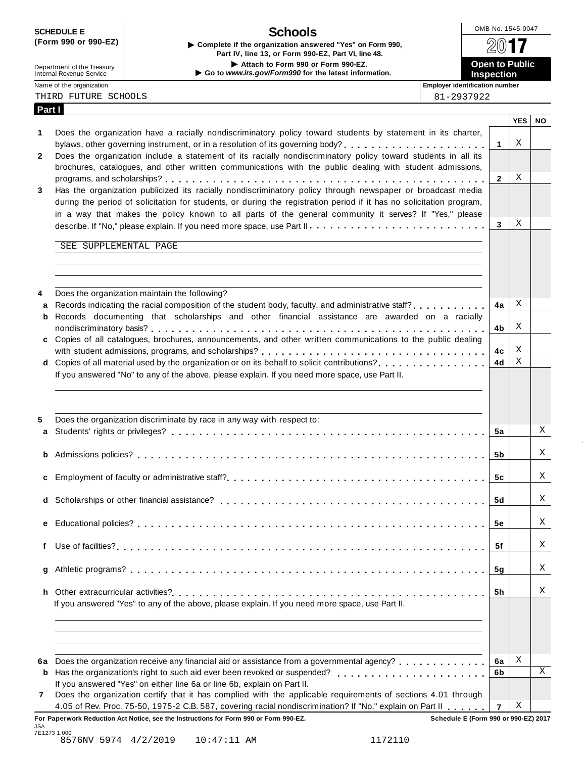**SCHEDULE E (Form 990 or 990-EZ)**

Department of the Treasury
Internal Revenue Service

# Schools

▶ Complete if the organization answered "Yes" on Form 990, Part IV, line 13, or Form 990-EZ, Part VI, line 48.
▶ Attach to Form 990 or Form 990-EZ.
▶ Go to *www.irs.gov/Form990* for the latest information.

OMB No. 1545-0047

2017

**Open to Public Inspection**

Name of the organization: THIRD FUTURE SCHOOLS

Employer identification number: 81-2937922

## Part I

| | | | YES | NO |
|---|---|---|---|---|
| 1 | Does the organization have a racially nondiscriminatory policy toward students by statement in its charter, bylaws, other governing instrument, or in a resolution of its governing body? | 1 | X | |
| 2 | Does the organization include a statement of its racially nondiscriminatory policy toward students in all its brochures, catalogues, and other written communications with the public dealing with student admissions, programs, and scholarships? | 2 | X | |
| 3 | Has the organization publicized its racially nondiscriminatory policy through newspaper or broadcast media during the period of solicitation for students, or during the registration period if it has no solicitation program, in a way that makes the policy known to all parts of the general community it serves? If "Yes," please describe. If "No," please explain. If you need more space, use Part II | 3 | X | |
| | SEE SUPPLEMENTAL PAGE | | | |
| 4 | Does the organization maintain the following? | | | |
| a | Records indicating the racial composition of the student body, faculty, and administrative staff? | 4a | X | |
| b | Records documenting that scholarships and other financial assistance are awarded on a racially nondiscriminatory basis? | 4b | X | |
| c | Copies of all catalogues, brochures, announcements, and other written communications to the public dealing with student admissions, programs, and scholarships? | 4c | X | |
| d | Copies of all material used by the organization or on its behalf to solicit contributions? | 4d | X | |
| | If you answered "No" to any of the above, please explain. If you need more space, use Part II. | | | |
| 5 | Does the organization discriminate by race in any way with respect to: | | | |
| a | Students' rights or privileges? | 5a | | X |
| b | Admissions policies? | 5b | | X |
| c | Employment of faculty or administrative staff? | 5c | | X |
| d | Scholarships or other financial assistance? | 5d | | X |
| e | Educational policies? | 5e | | X |
| f | Use of facilities? | 5f | | X |
| g | Athletic programs? | 5g | | X |
| h | Other extracurricular activities? | 5h | | X |
| | If you answered "Yes" to any of the above, please explain. If you need more space, use Part II. | | | |
| 6a | Does the organization receive any financial aid or assistance from a governmental agency? | 6a | X | |
| b | Has the organization's right to such aid ever been revoked or suspended? | 6b | | X |
| | If you answered "Yes" on either line 6a or line 6b, explain on Part II. | | | |
| 7 | Does the organization certify that it has complied with the applicable requirements of sections 4.01 through 4.05 of Rev. Proc. 75-50, 1975-2 C.B. 587, covering racial nondiscrimination? If "No," explain on Part II | 7 | X | |

**For Paperwork Reduction Act Notice, see the Instructions for Form 990 or Form 990-EZ.** **Schedule E (Form 990 or 990-EZ) 2017**

JSA
7E1273 1.000
8576NV 5974 4/2/2019 10:47:11 AM 1172110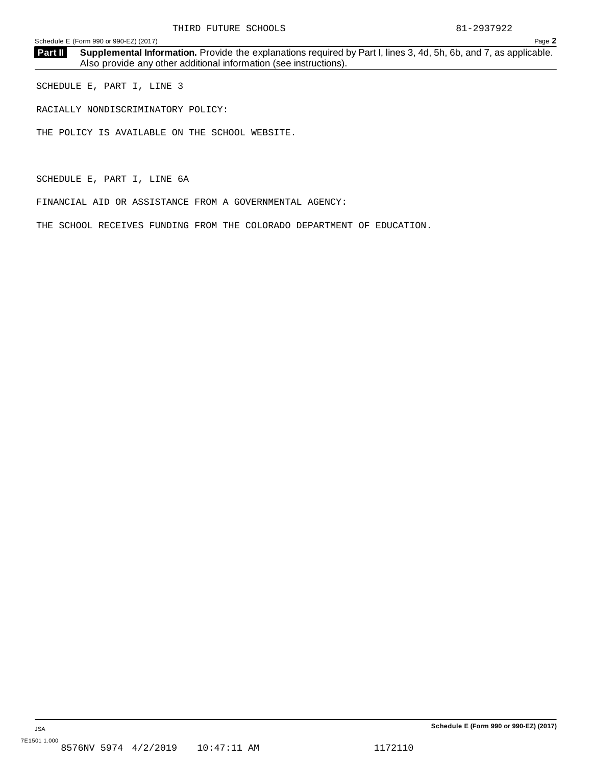THIRD FUTURE SCHOOLS 81-2937922

**Part II Supplemental Information.** Provide the explanations required by Part I, lines 3, 4d, 5h, 6b, and 7, as applicable. Also provide any other additional information (see instructions).

SCHEDULE E, PART I, LINE 3

RACIALLY NONDISCRIMINATORY POLICY:

THE POLICY IS AVAILABLE ON THE SCHOOL WEBSITE.

SCHEDULE E, PART I, LINE 6A

FINANCIAL AID OR ASSISTANCE FROM A GOVERNMENTAL AGENCY:

THE SCHOOL RECEIVES FUNDING FROM THE COLORADO DEPARTMENT OF EDUCATION.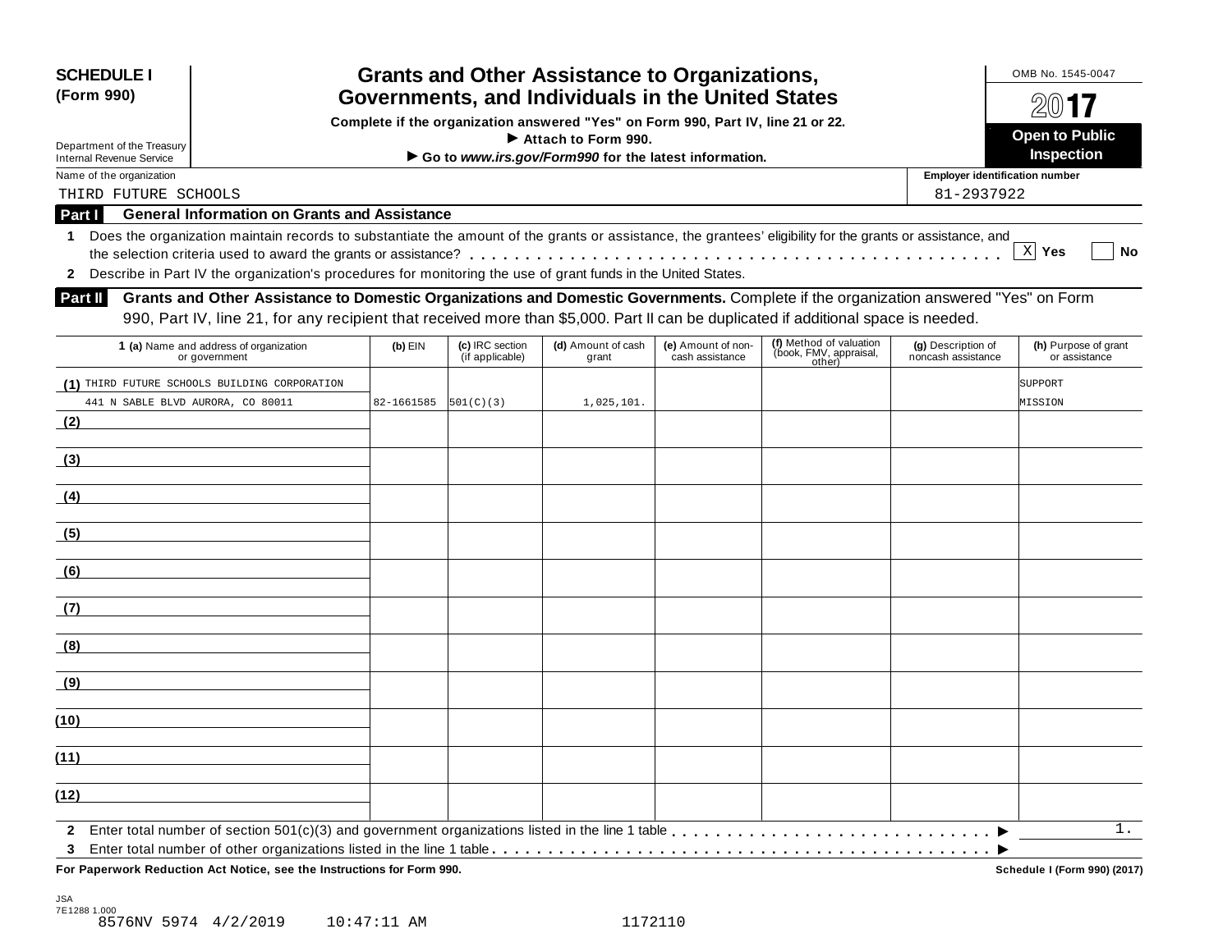**SCHEDULE I (Form 990)**

Department of the Treasury
Internal Revenue Service

# Grants and Other Assistance to Organizations, Governments, and Individuals in the United States

**Complete if the organization answered "Yes" on Form 990, Part IV, line 21 or 22.**
▶ **Attach to Form 990.**
▶ **Go to *www.irs.gov/Form990* for the latest information.**

OMB No. 1545-0047

**2017**

**Open to Public Inspection**

Name of the organization: THIRD FUTURE SCHOOLS

Employer identification number: 81-2937922

## Part I General Information on Grants and Assistance

**1** Does the organization maintain records to substantiate the amount of the grants or assistance, the grantees' eligibility for the grants or assistance, and the selection criteria used to award the grants or assistance? . . . . . [X] Yes [ ] No

**2** Describe in Part IV the organization's procedures for monitoring the use of grant funds in the United States.

## Part II Grants and Other Assistance to Domestic Organizations and Domestic Governments.

Complete if the organization answered "Yes" on Form 990, Part IV, line 21, for any recipient that received more than $5,000. Part II can be duplicated if additional space is needed.

| 1 (a) Name and address of organization or government | (b) EIN | (c) IRC section (if applicable) | (d) Amount of cash grant | (e) Amount of non-cash assistance | (f) Method of valuation (book, FMV, appraisal, other) | (g) Description of noncash assistance | (h) Purpose of grant or assistance |
|---|---|---|---|---|---|---|---|
| (1) THIRD FUTURE SCHOOLS BUILDING CORPORATION 441 N SABLE BLVD AURORA, CO 80011 | 82-1661585 | 501(C)(3) | 1,025,101. | | | | SUPPORT MISSION |
| (2) | | | | | | | |
| (3) | | | | | | | |
| (4) | | | | | | | |
| (5) | | | | | | | |
| (6) | | | | | | | |
| (7) | | | | | | | |
| (8) | | | | | | | |
| (9) | | | | | | | |
| (10) | | | | | | | |
| (11) | | | | | | | |
| (12) | | | | | | | |

**2** Enter total number of section 501(c)(3) and government organizations listed in the line 1 table . . . . . ▶ 1.

**3** Enter total number of other organizations listed in the line 1 table . . . . . ▶

**For Paperwork Reduction Act Notice, see the Instructions for Form 990.** **Schedule I (Form 990) (2017)**

JSA
7E1288 1.000
8576NV 5974 4/2/2019 10:47:11 AM 1172110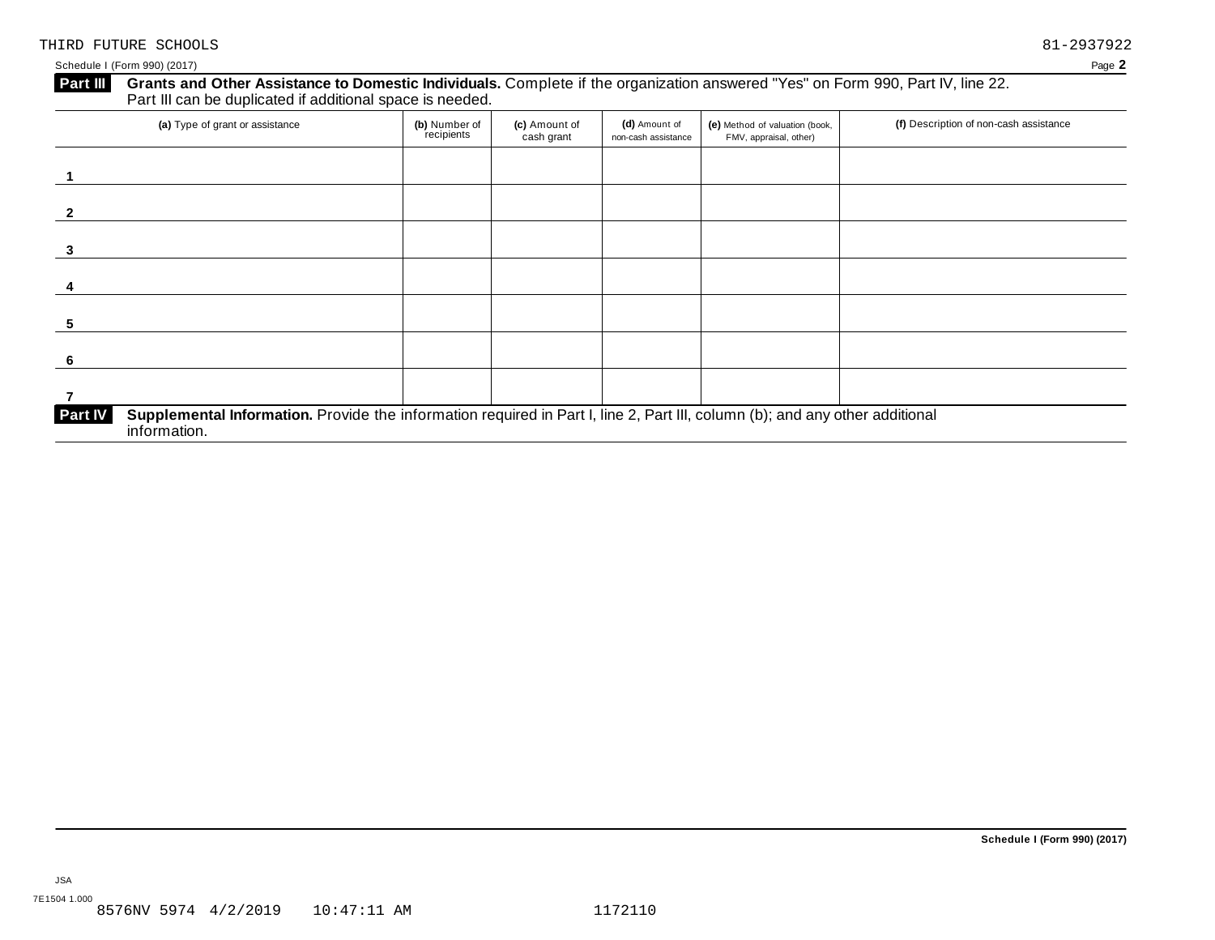THIRD FUTURE SCHOOLS 81-2937922

Schedule I (Form 990) (2017) Page **2**

**Part III** **Grants and Other Assistance to Domestic Individuals.** Complete if the organization answered "Yes" on Form 990, Part IV, line 22. Part III can be duplicated if additional space is needed.

| | (a) Type of grant or assistance | (b) Number of recipients | (c) Amount of cash grant | (d) Amount of non-cash assistance | (e) Method of valuation (book, FMV, appraisal, other) | (f) Description of non-cash assistance |
|---|---|---|---|---|---|---|
| 1 | | | | | | |
| 2 | | | | | | |
| 3 | | | | | | |
| 4 | | | | | | |
| 5 | | | | | | |
| 6 | | | | | | |
| 7 | | | | | | |

**Part IV** **Supplemental Information.** Provide the information required in Part I, line 2, Part III, column (b); and any other additional information.

**Schedule I (Form 990) (2017)**

JSA
7E1504 1.000
8576NV 5974 4/2/2019 10:47:11 AM 1172110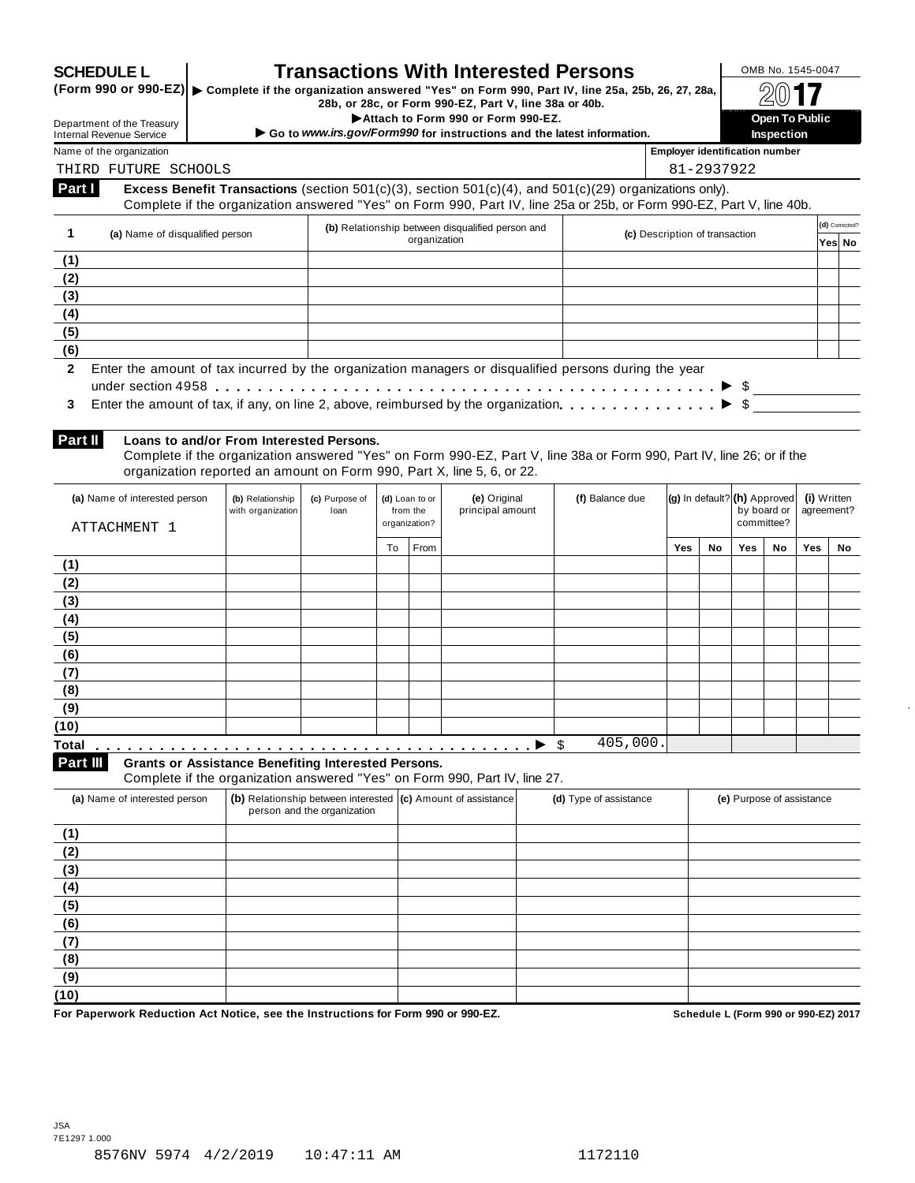**SCHEDULE L (Form 990 or 990-EZ)**

# Transactions With Interested Persons

▶ Complete if the organization answered "Yes" on Form 990, Part IV, line 25a, 25b, 26, 27, 28a, 28b, or 28c, or Form 990-EZ, Part V, line 38a or 40b.
▶ Attach to Form 990 or Form 990-EZ.
▶ Go to *www.irs.gov/Form990* for instructions and the latest information.

Department of the Treasury
Internal Revenue Service

OMB No. 1545-0047
2017
**Open To Public Inspection**

Name of the organization: THIRD FUTURE SCHOOLS
Employer identification number: 81-2937922

## Part I Excess Benefit Transactions (section 501(c)(3), section 501(c)(4), and 501(c)(29) organizations only).

Complete if the organization answered "Yes" on Form 990, Part IV, line 25a or 25b, or Form 990-EZ, Part V, line 40b.

| 1 | (a) Name of disqualified person | (b) Relationship between disqualified person and organization | (c) Description of transaction | (d) Corrected? Yes | No |
|---|---|---|---|---|---|
| (1) | | | | | |
| (2) | | | | | |
| (3) | | | | | |
| (4) | | | | | |
| (5) | | | | | |
| (6) | | | | | |

**2** Enter the amount of tax incurred by the organization managers or disqualified persons during the year under section 4958 . . . . . ▶ $

**3** Enter the amount of tax, if any, on line 2, above, reimbursed by the organization . . . . . ▶ $

## Part II Loans to and/or From Interested Persons.

Complete if the organization answered "Yes" on Form 990-EZ, Part V, line 38a or Form 990, Part IV, line 26; or if the organization reported an amount on Form 990, Part X, line 5, 6, or 22.

| | (a) Name of interested person | (b) Relationship with organization | (c) Purpose of loan | (d) Loan to or from the organization? To | From | (e) Original principal amount | (f) Balance due | (g) In default? Yes | No | (h) Approved by board or committee? Yes | No | (i) Written agreement? Yes | No |
|---|---|---|---|---|---|---|---|---|---|---|---|---|---|
| | ATTACHMENT 1 | | | | | | | | | | | | |
| (1) | | | | | | | | | | | | | |
| (2) | | | | | | | | | | | | | |
| (3) | | | | | | | | | | | | | |
| (4) | | | | | | | | | | | | | |
| (5) | | | | | | | | | | | | | |
| (6) | | | | | | | | | | | | | |
| (7) | | | | | | | | | | | | | |
| (8) | | | | | | | | | | | | | |
| (9) | | | | | | | | | | | | | |
| (10) | | | | | | | | | | | | | |
| Total | . . . . . ▶ $ | | | | | | 405,000. | | | | | | |

## Part III Grants or Assistance Benefiting Interested Persons.

Complete if the organization answered "Yes" on Form 990, Part IV, line 27.

| | (a) Name of interested person | (b) Relationship between interested person and the organization | (c) Amount of assistance | (d) Type of assistance | (e) Purpose of assistance |
|---|---|---|---|---|---|
| (1) | | | | | |
| (2) | | | | | |
| (3) | | | | | |
| (4) | | | | | |
| (5) | | | | | |
| (6) | | | | | |
| (7) | | | | | |
| (8) | | | | | |
| (9) | | | | | |
| (10) | | | | | |

**For Paperwork Reduction Act Notice, see the Instructions for Form 990 or 990-EZ.** **Schedule L (Form 990 or 990-EZ) 2017**

JSA
7E1297 1.000
8576NV 5974 4/2/2019 10:47:11 AM 1172110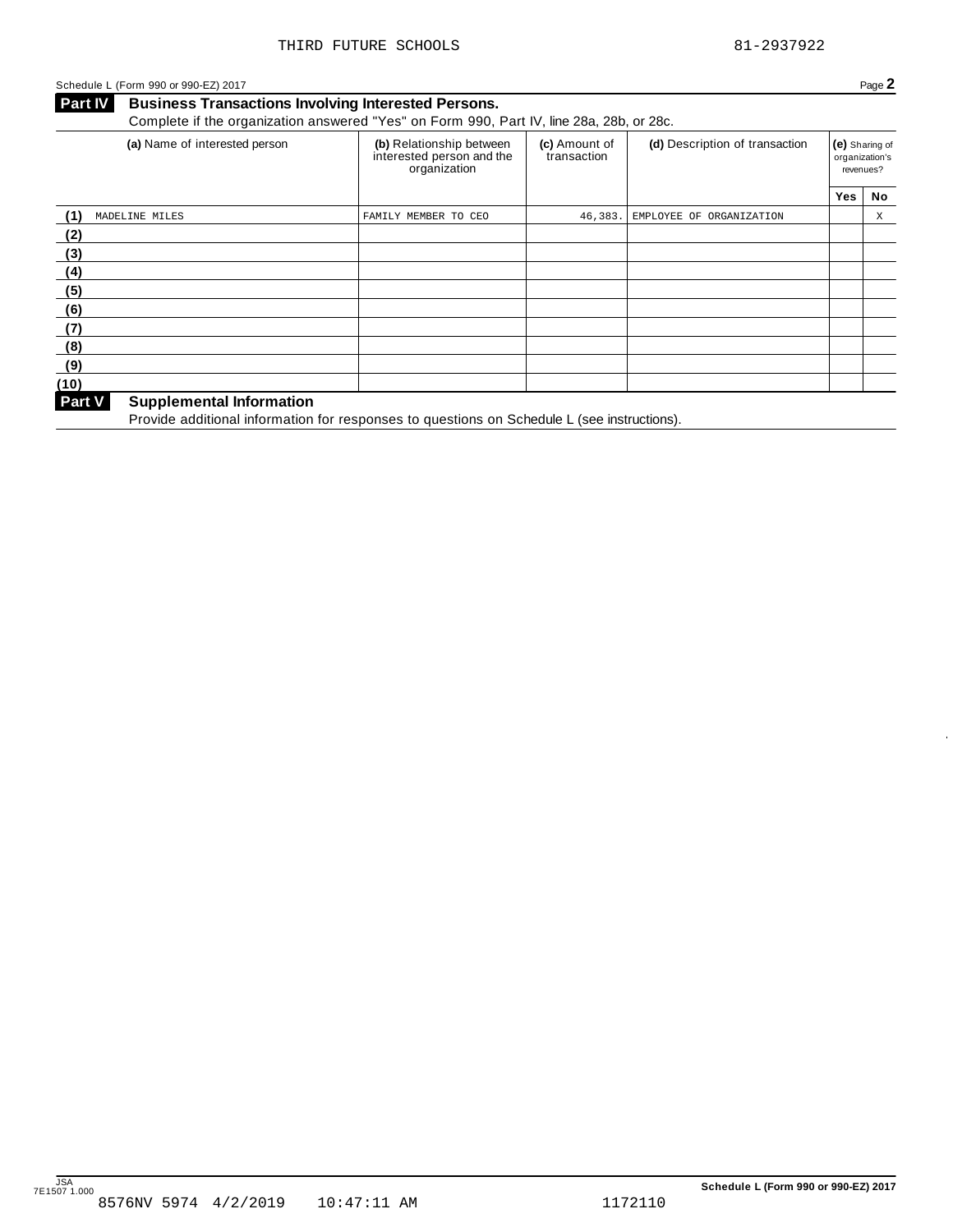THIRD FUTURE SCHOOLS 81-2937922

Schedule L (Form 990 or 990-EZ) 2017 Page **2**

## Part IV Business Transactions Involving Interested Persons.

Complete if the organization answered "Yes" on Form 990, Part IV, line 28a, 28b, or 28c.

| | (a) Name of interested person | (b) Relationship between interested person and the organization | (c) Amount of transaction | (d) Description of transaction | (e) Sharing of organization's revenues? | |
|---|---|---|---|---|---|---|
| | | | | | Yes | No |
| (1) | MADELINE MILES | FAMILY MEMBER TO CEO | 46,383. | EMPLOYEE OF ORGANIZATION | | X |
| (2) | | | | | | |
| (3) | | | | | | |
| (4) | | | | | | |
| (5) | | | | | | |
| (6) | | | | | | |
| (7) | | | | | | |
| (8) | | | | | | |
| (9) | | | | | | |
| (10) | | | | | | |

## Part V Supplemental Information

Provide additional information for responses to questions on Schedule L (see instructions).

JSA 7E1507 1.000 8576NV 5974 4/2/2019 10:47:11 AM 1172110

Schedule L (Form 990 or 990-EZ) 2017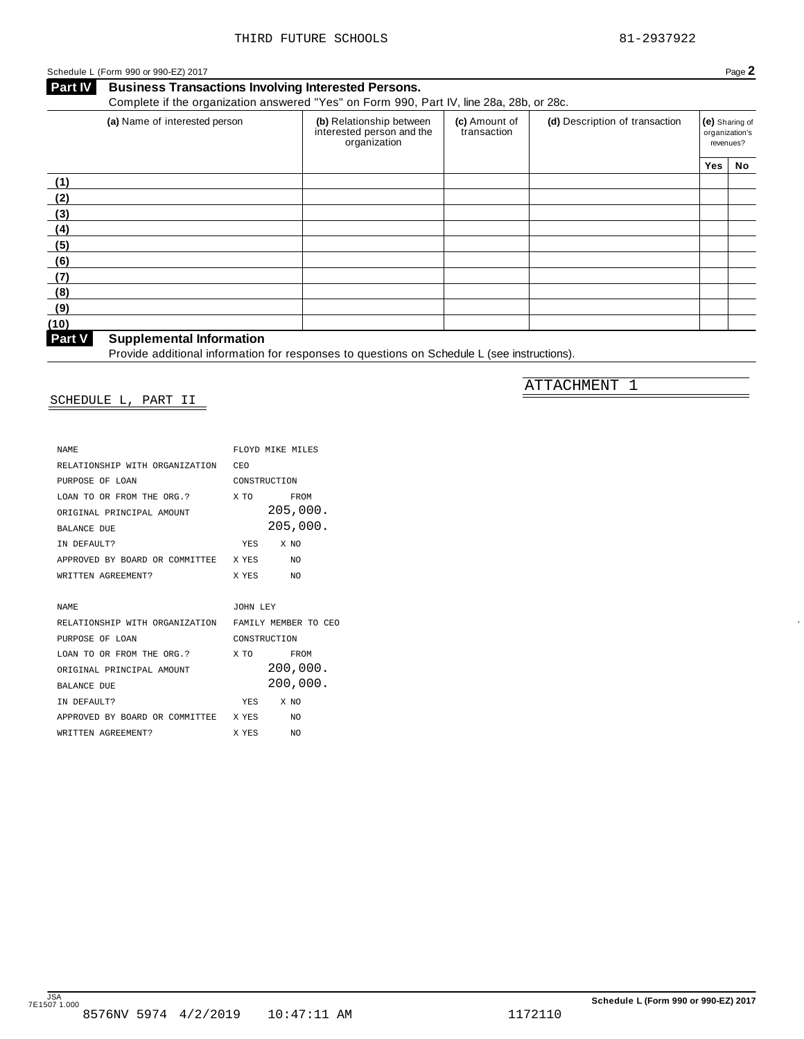THIRD FUTURE SCHOOLS 81-2937922

Schedule L (Form 990 or 990-EZ) 2017 Page **2**

**Part IV** **Business Transactions Involving Interested Persons.**

Complete if the organization answered "Yes" on Form 990, Part IV, line 28a, 28b, or 28c.

| | (a) Name of interested person | (b) Relationship between interested person and the organization | (c) Amount of transaction | (d) Description of transaction | (e) Sharing of organization's revenues? Yes | No |
|---|---|---|---|---|---|---|
| (1) | | | | | | |
| (2) | | | | | | |
| (3) | | | | | | |
| (4) | | | | | | |
| (5) | | | | | | |
| (6) | | | | | | |
| (7) | | | | | | |
| (8) | | | | | | |
| (9) | | | | | | |
| (10) | | | | | | |

**Part V** **Supplemental Information**

Provide additional information for responses to questions on Schedule L (see instructions).

ATTACHMENT 1

SCHEDULE L, PART II

| | |
|---|---|
| NAME | FLOYD MIKE MILES |
| RELATIONSHIP WITH ORGANIZATION | CEO |
| PURPOSE OF LOAN | CONSTRUCTION |
| LOAN TO OR FROM THE ORG.? | X TO FROM |
| ORIGINAL PRINCIPAL AMOUNT | 205,000. |
| BALANCE DUE | 205,000. |
| IN DEFAULT? | YES X NO |
| APPROVED BY BOARD OR COMMITTEE | X YES NO |
| WRITTEN AGREEMENT? | X YES NO |

| | |
|---|---|
| NAME | JOHN LEY |
| RELATIONSHIP WITH ORGANIZATION | FAMILY MEMBER TO CEO |
| PURPOSE OF LOAN | CONSTRUCTION |
| LOAN TO OR FROM THE ORG.? | X TO FROM |
| ORIGINAL PRINCIPAL AMOUNT | 200,000. |
| BALANCE DUE | 200,000. |
| IN DEFAULT? | YES X NO |
| APPROVED BY BOARD OR COMMITTEE | X YES NO |
| WRITTEN AGREEMENT? | X YES NO |

JSA 7E1507 1.000

8576NV 5974 4/2/2019 10:47:11 AM 1172110

**Schedule L (Form 990 or 990-EZ) 2017**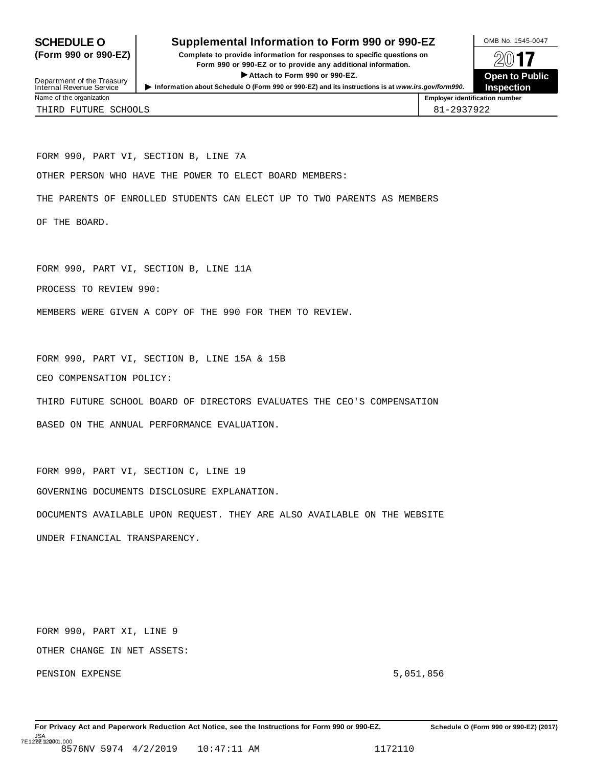**SCHEDULE O (Form 990 or 990-EZ)**

Department of the Treasury
Internal Revenue Service

# Supplemental Information to Form 990 or 990-EZ

**Complete to provide information for responses to specific questions on Form 990 or 990-EZ or to provide any additional information.**

**▶ Attach to Form 990 or 990-EZ.**

**▶ Information about Schedule O (Form 990 or 990-EZ) and its instructions is at www.irs.gov/form990.**

OMB No. 1545-0047

**2017**

**Open to Public Inspection**

| Name of the organization | Employer identification number |
|---|---|
| THIRD FUTURE SCHOOLS | 81-2937922 |

FORM 990, PART VI, SECTION B, LINE 7A

OTHER PERSON WHO HAVE THE POWER TO ELECT BOARD MEMBERS:

THE PARENTS OF ENROLLED STUDENTS CAN ELECT UP TO TWO PARENTS AS MEMBERS OF THE BOARD.

FORM 990, PART VI, SECTION B, LINE 11A

PROCESS TO REVIEW 990:

MEMBERS WERE GIVEN A COPY OF THE 990 FOR THEM TO REVIEW.

FORM 990, PART VI, SECTION B, LINE 15A & 15B

CEO COMPENSATION POLICY:

THIRD FUTURE SCHOOL BOARD OF DIRECTORS EVALUATES THE CEO'S COMPENSATION BASED ON THE ANNUAL PERFORMANCE EVALUATION.

FORM 990, PART VI, SECTION C, LINE 19

GOVERNING DOCUMENTS DISCLOSURE EXPLANATION.

DOCUMENTS AVAILABLE UPON REQUEST. THEY ARE ALSO AVAILABLE ON THE WEBSITE UNDER FINANCIAL TRANSPARENCY.

FORM 990, PART XI, LINE 9

OTHER CHANGE IN NET ASSETS:

| | |
|---|---|
| PENSION EXPENSE | 5,051,856 |

**For Privacy Act and Paperwork Reduction Act Notice, see the Instructions for Form 990 or 990-EZ.** **Schedule O (Form 990 or 990-EZ) (2017)**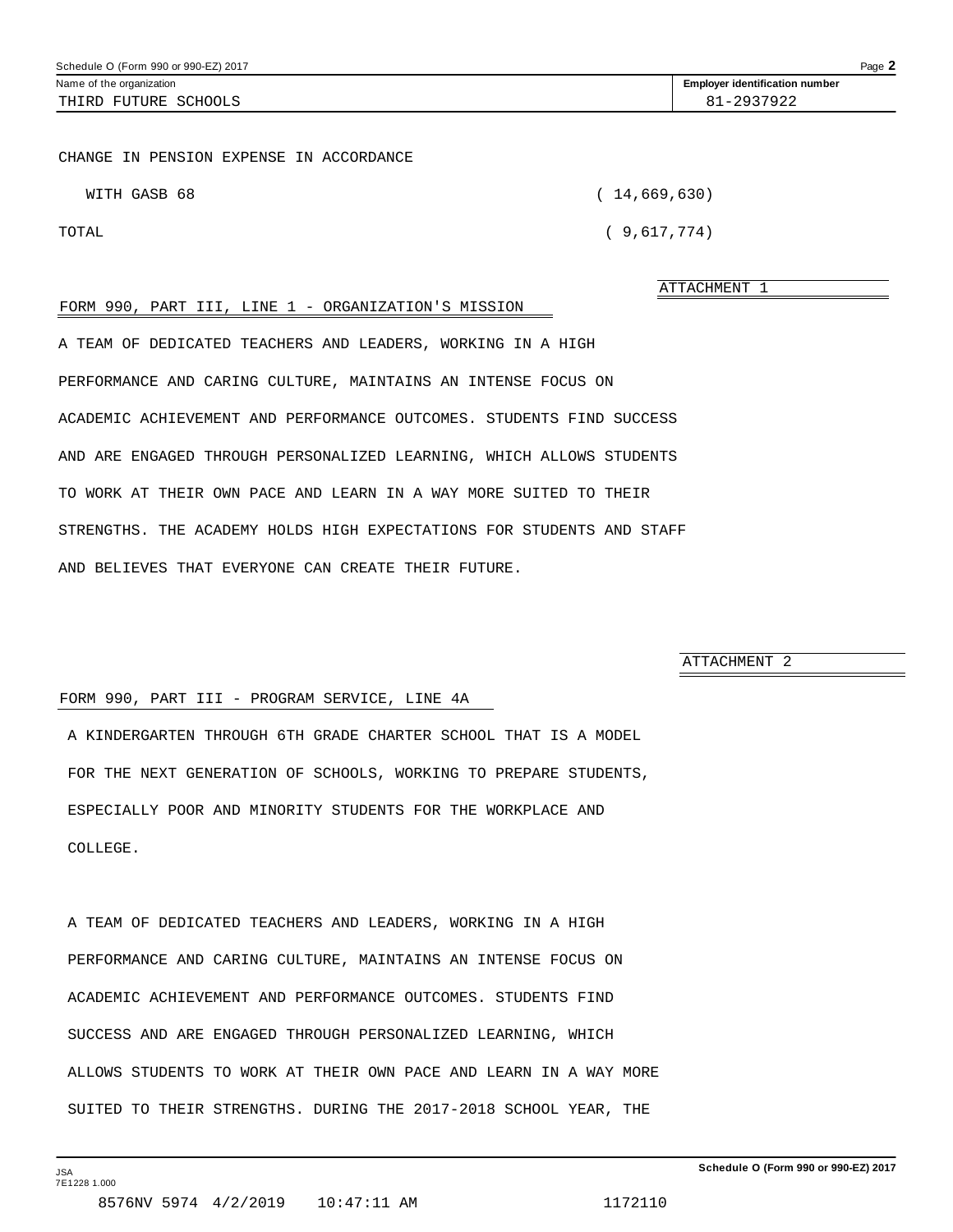Name of the organization: THIRD FUTURE SCHOOLS

Employer identification number: 81-2937922

| | |
|---|---|
| CHANGE IN PENSION EXPENSE IN ACCORDANCE WITH GASB 68 | ( 14,669,630) |
| TOTAL | ( 9,617,774) |

ATTACHMENT 1

FORM 990, PART III, LINE 1 - ORGANIZATION'S MISSION

A TEAM OF DEDICATED TEACHERS AND LEADERS, WORKING IN A HIGH PERFORMANCE AND CARING CULTURE, MAINTAINS AN INTENSE FOCUS ON ACADEMIC ACHIEVEMENT AND PERFORMANCE OUTCOMES. STUDENTS FIND SUCCESS AND ARE ENGAGED THROUGH PERSONALIZED LEARNING, WHICH ALLOWS STUDENTS TO WORK AT THEIR OWN PACE AND LEARN IN A WAY MORE SUITED TO THEIR STRENGTHS. THE ACADEMY HOLDS HIGH EXPECTATIONS FOR STUDENTS AND STAFF AND BELIEVES THAT EVERYONE CAN CREATE THEIR FUTURE.

ATTACHMENT 2

FORM 990, PART III - PROGRAM SERVICE, LINE 4A

A KINDERGARTEN THROUGH 6TH GRADE CHARTER SCHOOL THAT IS A MODEL FOR THE NEXT GENERATION OF SCHOOLS, WORKING TO PREPARE STUDENTS, ESPECIALLY POOR AND MINORITY STUDENTS FOR THE WORKPLACE AND COLLEGE.

A TEAM OF DEDICATED TEACHERS AND LEADERS, WORKING IN A HIGH PERFORMANCE AND CARING CULTURE, MAINTAINS AN INTENSE FOCUS ON ACADEMIC ACHIEVEMENT AND PERFORMANCE OUTCOMES. STUDENTS FIND SUCCESS AND ARE ENGAGED THROUGH PERSONALIZED LEARNING, WHICH ALLOWS STUDENTS TO WORK AT THEIR OWN PACE AND LEARN IN A WAY MORE SUITED TO THEIR STRENGTHS. DURING THE 2017-2018 SCHOOL YEAR, THE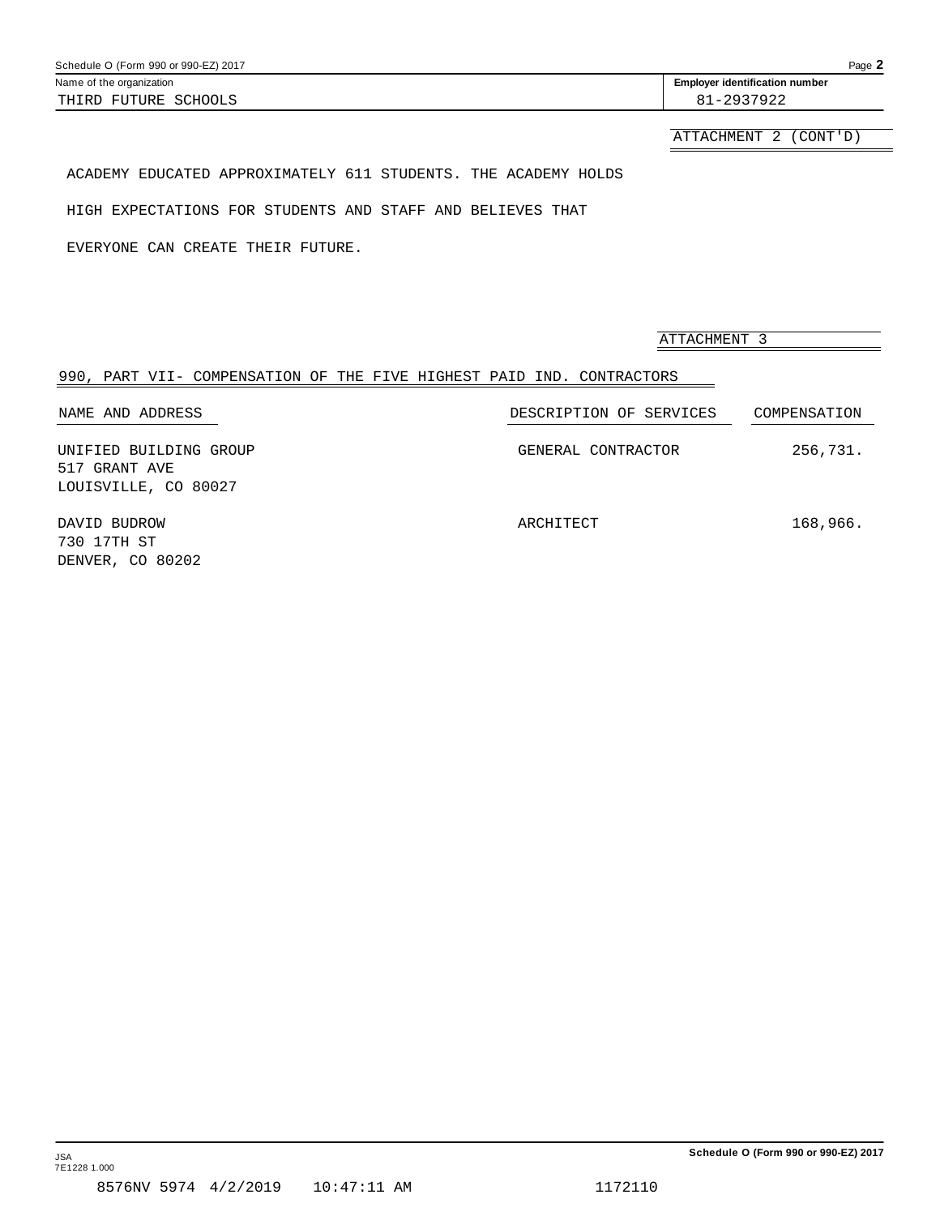Name of the organization: THIRD FUTURE SCHOOLS

Employer identification number: 81-2937922

ATTACHMENT 2 (CONT'D)

ACADEMY EDUCATED APPROXIMATELY 611 STUDENTS. THE ACADEMY HOLDS HIGH EXPECTATIONS FOR STUDENTS AND STAFF AND BELIEVES THAT EVERYONE CAN CREATE THEIR FUTURE.

ATTACHMENT 3

## 990, PART VII- COMPENSATION OF THE FIVE HIGHEST PAID IND. CONTRACTORS

| NAME AND ADDRESS | DESCRIPTION OF SERVICES | COMPENSATION |
|---|---|---|
| UNIFIED BUILDING GROUP<br>517 GRANT AVE<br>LOUISVILLE, CO 80027 | GENERAL CONTRACTOR | 256,731. |
| DAVID BUDROW<br>730 17TH ST<br>DENVER, CO 80202 | ARCHITECT | 168,966. |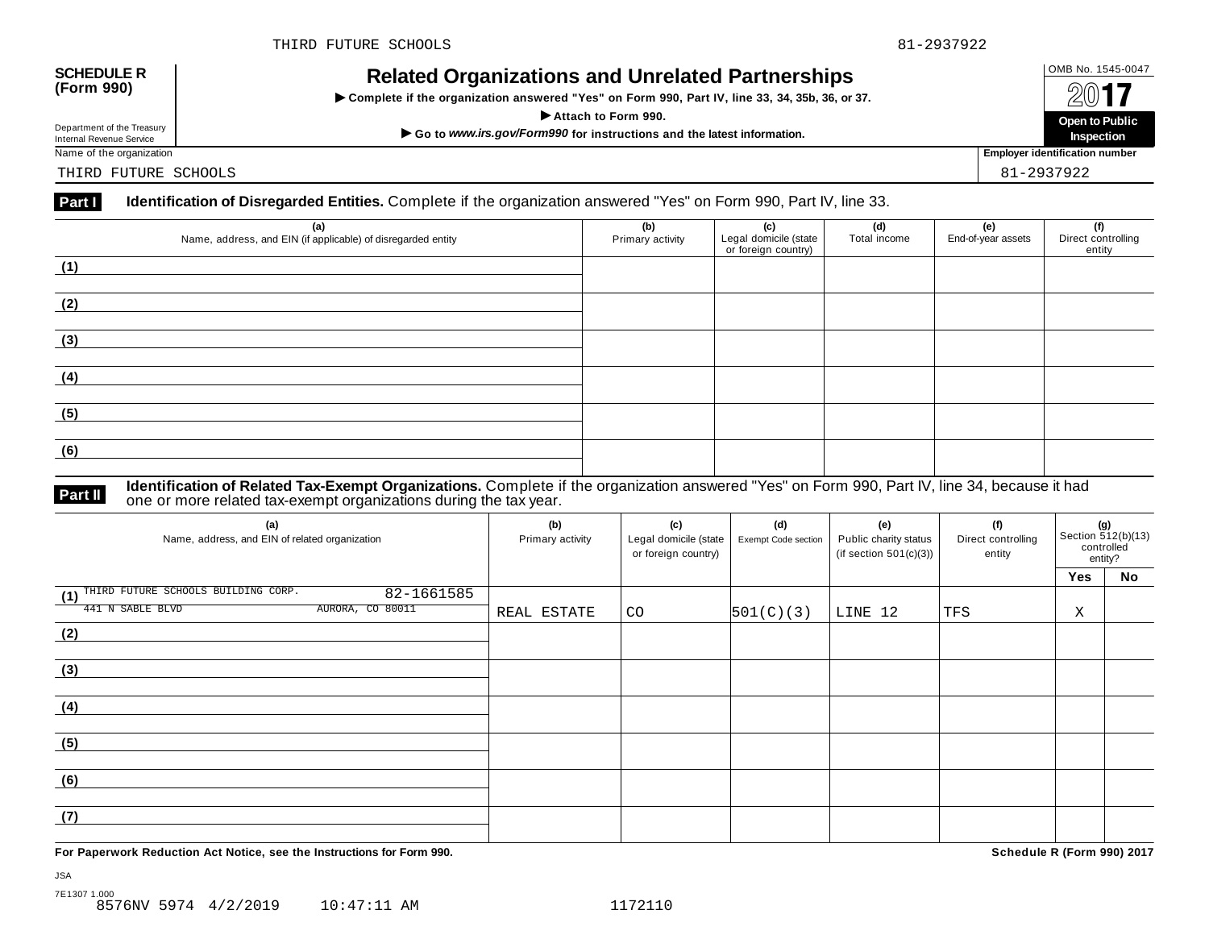THIRD FUTURE SCHOOLS 81-2937922

**SCHEDULE R (Form 990)**

# Related Organizations and Unrelated Partnerships

▶ Complete if the organization answered "Yes" on Form 990, Part IV, line 33, 34, 35b, 36, or 37.

▶ Attach to Form 990.

▶ Go to *www.irs.gov/Form990* for instructions and the latest information.

OMB No. 1545-0047

2017

**Open to Public Inspection**

Department of the Treasury
Internal Revenue Service

Name of the organization: THIRD FUTURE SCHOOLS

Employer identification number: 81-2937922

**Part I Identification of Disregarded Entities.** Complete if the organization answered "Yes" on Form 990, Part IV, line 33.

| (a) Name, address, and EIN (if applicable) of disregarded entity | (b) Primary activity | (c) Legal domicile (state or foreign country) | (d) Total income | (e) End-of-year assets | (f) Direct controlling entity |
|---|---|---|---|---|---|
| (1) | | | | | |
| (2) | | | | | |
| (3) | | | | | |
| (4) | | | | | |
| (5) | | | | | |
| (6) | | | | | |

**Part II Identification of Related Tax-Exempt Organizations.** Complete if the organization answered "Yes" on Form 990, Part IV, line 34, because it had one or more related tax-exempt organizations during the tax year.

| (a) Name, address, and EIN of related organization | (b) Primary activity | (c) Legal domicile (state or foreign country) | (d) Exempt Code section | (e) Public charity status (if section 501(c)(3)) | (f) Direct controlling entity | (g) Section 512(b)(13) controlled entity? | |
|---|---|---|---|---|---|---|---|
| | | | | | | Yes | No |
| (1) THIRD FUTURE SCHOOLS BUILDING CORP. 82-1661585<br>441 N SABLE BLVD AURORA, CO 80011 | REAL ESTATE | CO | 501(C)(3) | LINE 12 | TFS | X | |
| (2) | | | | | | | |
| (3) | | | | | | | |
| (4) | | | | | | | |
| (5) | | | | | | | |
| (6) | | | | | | | |
| (7) | | | | | | | |

**For Paperwork Reduction Act Notice, see the Instructions for Form 990.**

**Schedule R (Form 990) 2017**

JSA
7E1307 1.000
8576NV 5974 4/2/2019 10:47:11 AM 1172110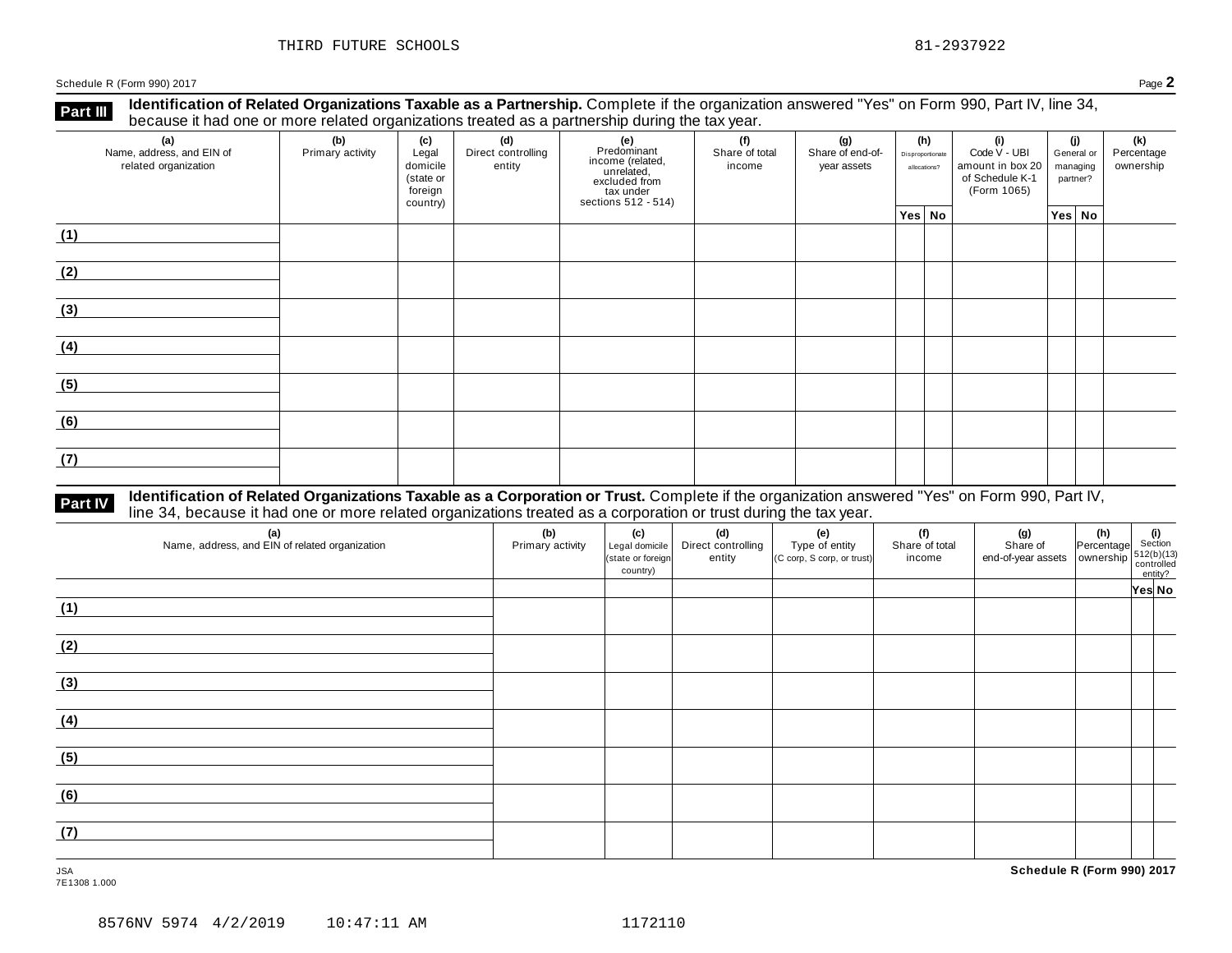THIRD FUTURE SCHOOLS 81-2937922

Schedule R (Form 990) 2017 Page **2**

## Part III Identification of Related Organizations Taxable as a Partnership.

Complete if the organization answered "Yes" on Form 990, Part IV, line 34, because it had one or more related organizations treated as a partnership during the tax year.

| (a) Name, address, and EIN of related organization | (b) Primary activity | (c) Legal domicile (state or foreign country) | (d) Direct controlling entity | (e) Predominant income (related, unrelated, excluded from tax under sections 512 - 514) | (f) Share of total income | (g) Share of end-of-year assets | (h) Disproportionate allocations? | | (i) Code V - UBI amount in box 20 of Schedule K-1 (Form 1065) | (j) General or managing partner? | | (k) Percentage ownership |
|---|---|---|---|---|---|---|---|---|---|---|---|---|
| | | | | | | | Yes | No | | Yes | No | |
| (1) | | | | | | | | | | | | |
| (2) | | | | | | | | | | | | |
| (3) | | | | | | | | | | | | |
| (4) | | | | | | | | | | | | |
| (5) | | | | | | | | | | | | |
| (6) | | | | | | | | | | | | |
| (7) | | | | | | | | | | | | |

## Part IV Identification of Related Organizations Taxable as a Corporation or Trust.

Complete if the organization answered "Yes" on Form 990, Part IV, line 34, because it had one or more related organizations treated as a corporation or trust during the tax year.

| (a) Name, address, and EIN of related organization | (b) Primary activity | (c) Legal domicile (state or foreign country) | (d) Direct controlling entity | (e) Type of entity (C corp, S corp, or trust) | (f) Share of total income | (g) Share of end-of-year assets | (h) Percentage ownership | (i) Section 512(b)(13) controlled entity? | |
|---|---|---|---|---|---|---|---|---|---|
| | | | | | | | | Yes | No |
| (1) | | | | | | | | | |
| (2) | | | | | | | | | |
| (3) | | | | | | | | | |
| (4) | | | | | | | | | |
| (5) | | | | | | | | | |
| (6) | | | | | | | | | |
| (7) | | | | | | | | | |

JSA
7E1308 1.000

**Schedule R (Form 990) 2017**

8576NV 5974 4/2/2019 10:47:11 AM 1172110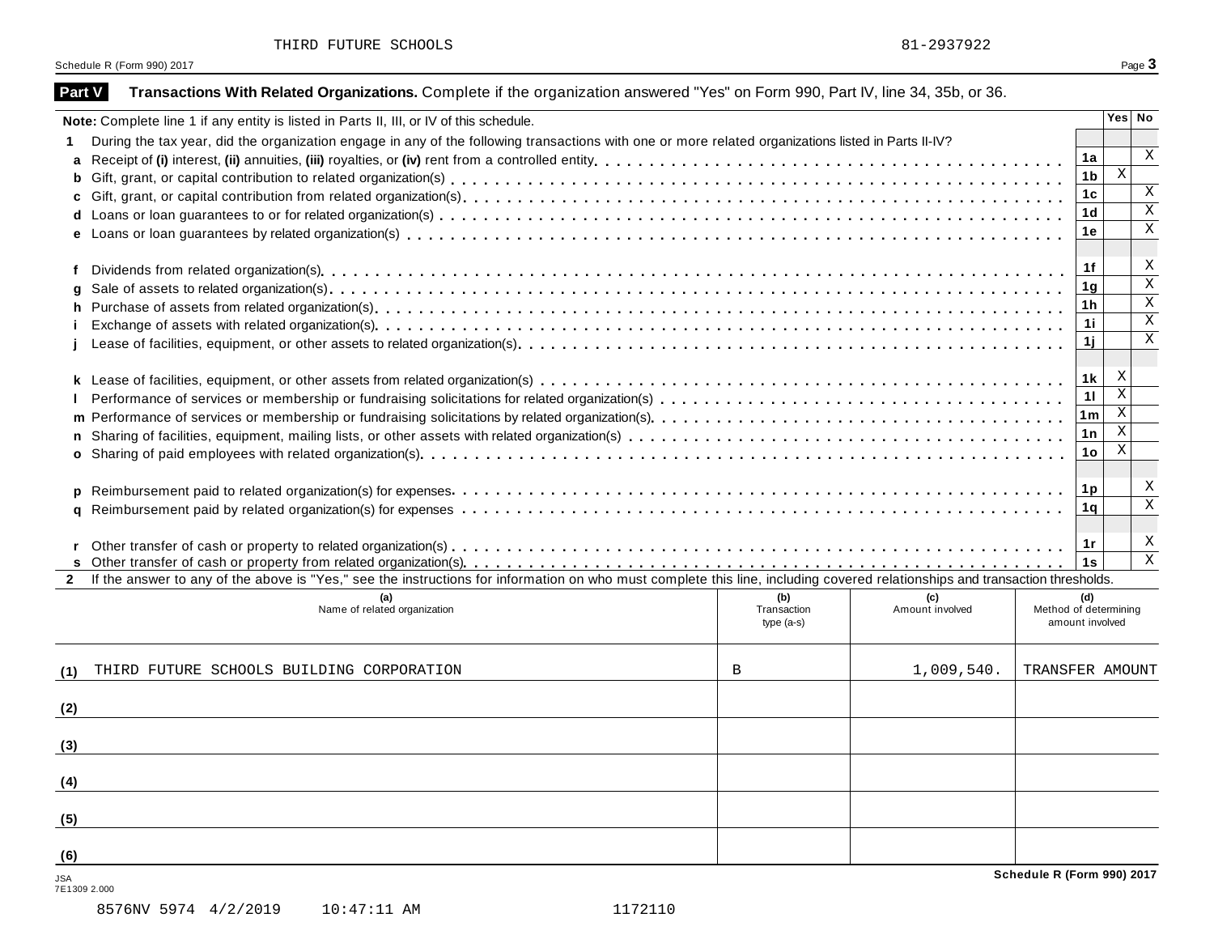THIRD FUTURE SCHOOLS 81-2937922

Schedule R (Form 990) 2017

**Part V** **Transactions With Related Organizations.** Complete if the organization answered "Yes" on Form 990, Part IV, line 34, 35b, or 36.

| **Note:** Complete line 1 if any entity is listed in Parts II, III, or IV of this schedule. | | Yes | No |
|---|---|---|---|
| **1** During the tax year, did the organization engage in any of the following transactions with one or more related organizations listed in Parts II-IV? | | | |
| **a** Receipt of **(i)** interest, **(ii)** annuities, **(iii)** royalties, or **(iv)** rent from a controlled entity | 1a | | X |
| **b** Gift, grant, or capital contribution to related organization(s) | 1b | X | |
| **c** Gift, grant, or capital contribution from related organization(s) | 1c | | X |
| **d** Loans or loan guarantees to or for related organization(s) | 1d | | X |
| **e** Loans or loan guarantees by related organization(s) | 1e | | X |
| **f** Dividends from related organization(s) | 1f | | X |
| **g** Sale of assets to related organization(s) | 1g | | X |
| **h** Purchase of assets from related organization(s) | 1h | | X |
| **i** Exchange of assets with related organization(s) | 1i | | X |
| **j** Lease of facilities, equipment, or other assets to related organization(s) | 1j | | X |
| **k** Lease of facilities, equipment, or other assets from related organization(s) | 1k | X | |
| **l** Performance of services or membership or fundraising solicitations for related organization(s) | 1l | X | |
| **m** Performance of services or membership or fundraising solicitations by related organization(s) | 1m | X | |
| **n** Sharing of facilities, equipment, mailing lists, or other assets with related organization(s) | 1n | X | |
| **o** Sharing of paid employees with related organization(s) | 1o | X | |
| **p** Reimbursement paid to related organization(s) for expenses | 1p | | X |
| **q** Reimbursement paid by related organization(s) for expenses | 1q | | X |
| **r** Other transfer of cash or property to related organization(s) | 1r | | X |
| **s** Other transfer of cash or property from related organization(s) | 1s | | X |

**2** If the answer to any of the above is "Yes," see the instructions for information on who must complete this line, including covered relationships and transaction thresholds.

| | (a) Name of related organization | (b) Transaction type (a-s) | (c) Amount involved | (d) Method of determining amount involved |
|---|---|---|---|---|
| (1) | THIRD FUTURE SCHOOLS BUILDING CORPORATION | B | 1,009,540. | TRANSFER AMOUNT |
| (2) | | | | |
| (3) | | | | |
| (4) | | | | |
| (5) | | | | |
| (6) | | | | |

JSA
7E1309 2.000

**Schedule R (Form 990) 2017**

8576NV 5974 4/2/2019 10:47:11 AM 1172110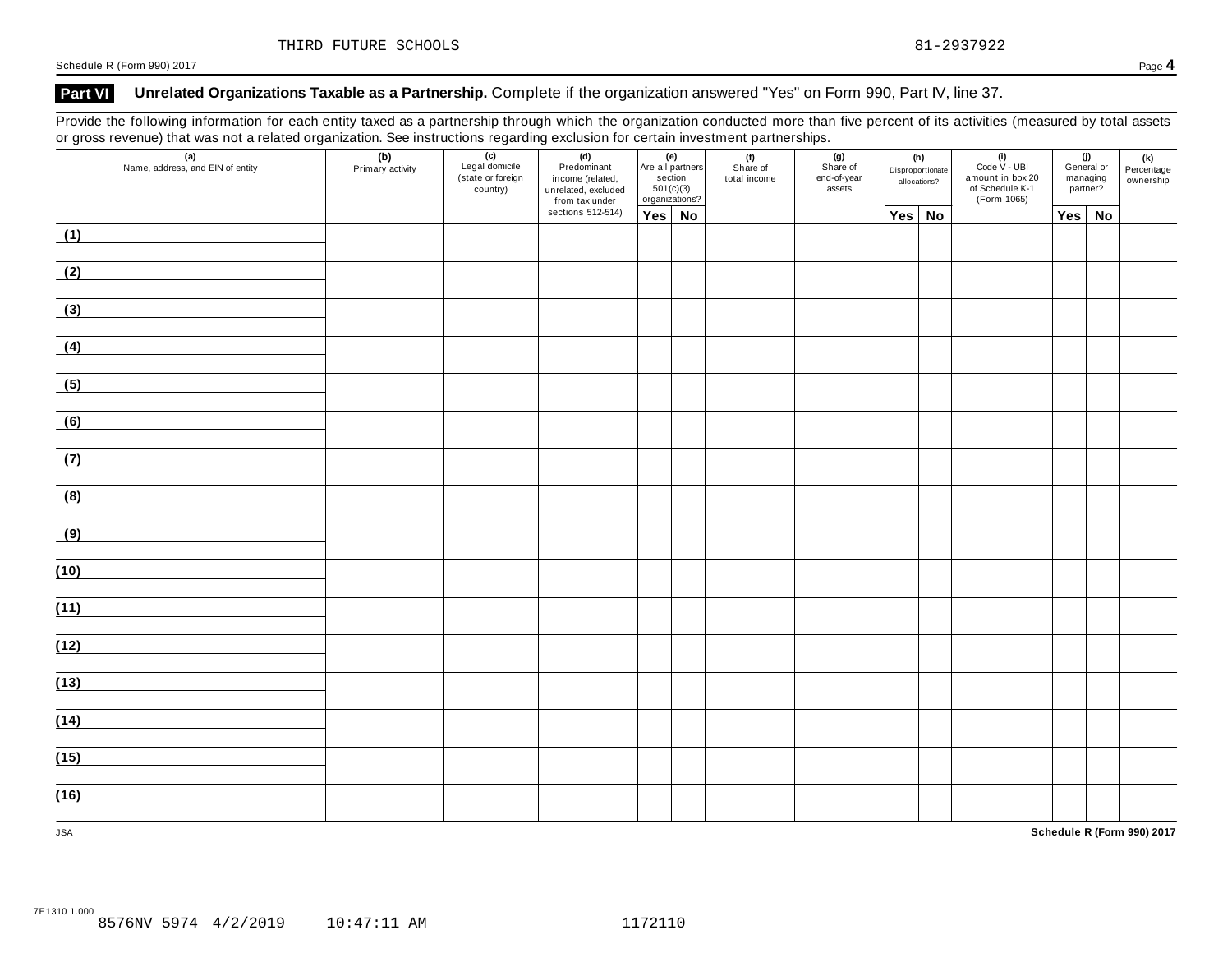THIRD FUTURE SCHOOLS 81-2937922

## Part VI Unrelated Organizations Taxable as a Partnership. Complete if the organization answered "Yes" on Form 990, Part IV, line 37.

Provide the following information for each entity taxed as a partnership through which the organization conducted more than five percent of its activities (measured by total assets or gross revenue) that was not a related organization. See instructions regarding exclusion for certain investment partnerships.

| (a) Name, address, and EIN of entity | (b) Primary activity | (c) Legal domicile (state or foreign country) | (d) Predominant income (related, unrelated, excluded from tax under sections 512-514) | (e) Are all partners section 501(c)(3) organizations? | | (f) Share of total income | (g) Share of end-of-year assets | (h) Disproportionate allocations? | | (i) Code V - UBI amount in box 20 of Schedule K-1 (Form 1065) | (j) General or managing partner? | | (k) Percentage ownership |
|---|---|---|---|---|---|---|---|---|---|---|---|---|---|
| | | | | Yes | No | | | Yes | No | | Yes | No | |
| (1) | | | | | | | | | | | | | |
| (2) | | | | | | | | | | | | | |
| (3) | | | | | | | | | | | | | |
| (4) | | | | | | | | | | | | | |
| (5) | | | | | | | | | | | | | |
| (6) | | | | | | | | | | | | | |
| (7) | | | | | | | | | | | | | |
| (8) | | | | | | | | | | | | | |
| (9) | | | | | | | | | | | | | |
| (10) | | | | | | | | | | | | | |
| (11) | | | | | | | | | | | | | |
| (12) | | | | | | | | | | | | | |
| (13) | | | | | | | | | | | | | |
| (14) | | | | | | | | | | | | | |
| (15) | | | | | | | | | | | | | |
| (16) | | | | | | | | | | | | | |

JSA

7E1310 1.000
8576NV 5974 4/2/2019 10:47:11 AM 1172110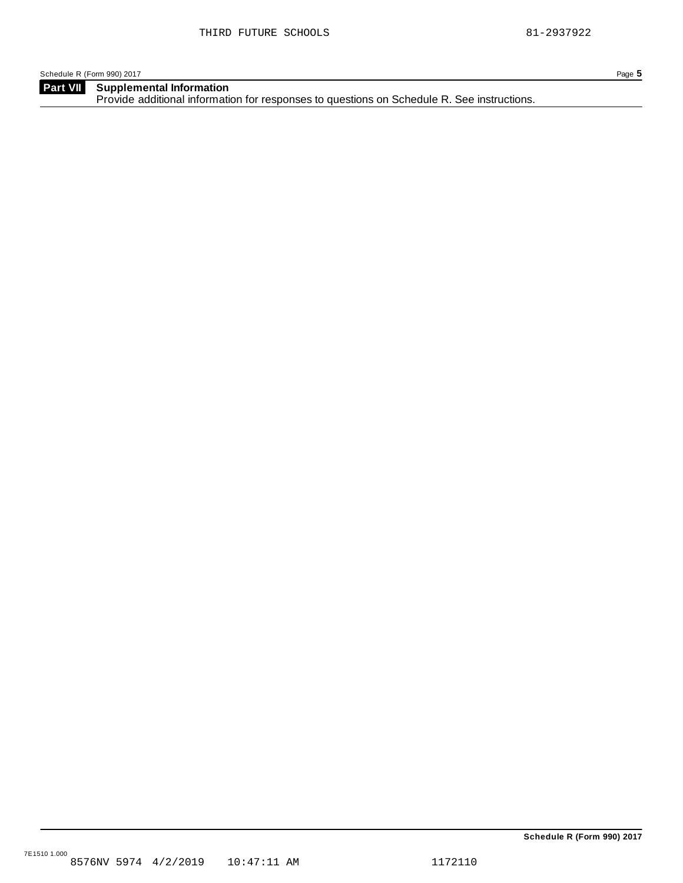THIRD FUTURE SCHOOLS 81-2937922

Schedule R (Form 990) 2017 Page **5**

## Part VII Supplemental Information

Provide additional information for responses to questions on Schedule R. See instructions.

**Schedule R (Form 990) 2017**

7E1510 1.000
8576NV 5974 4/2/2019 10:47:11 AM 1172110